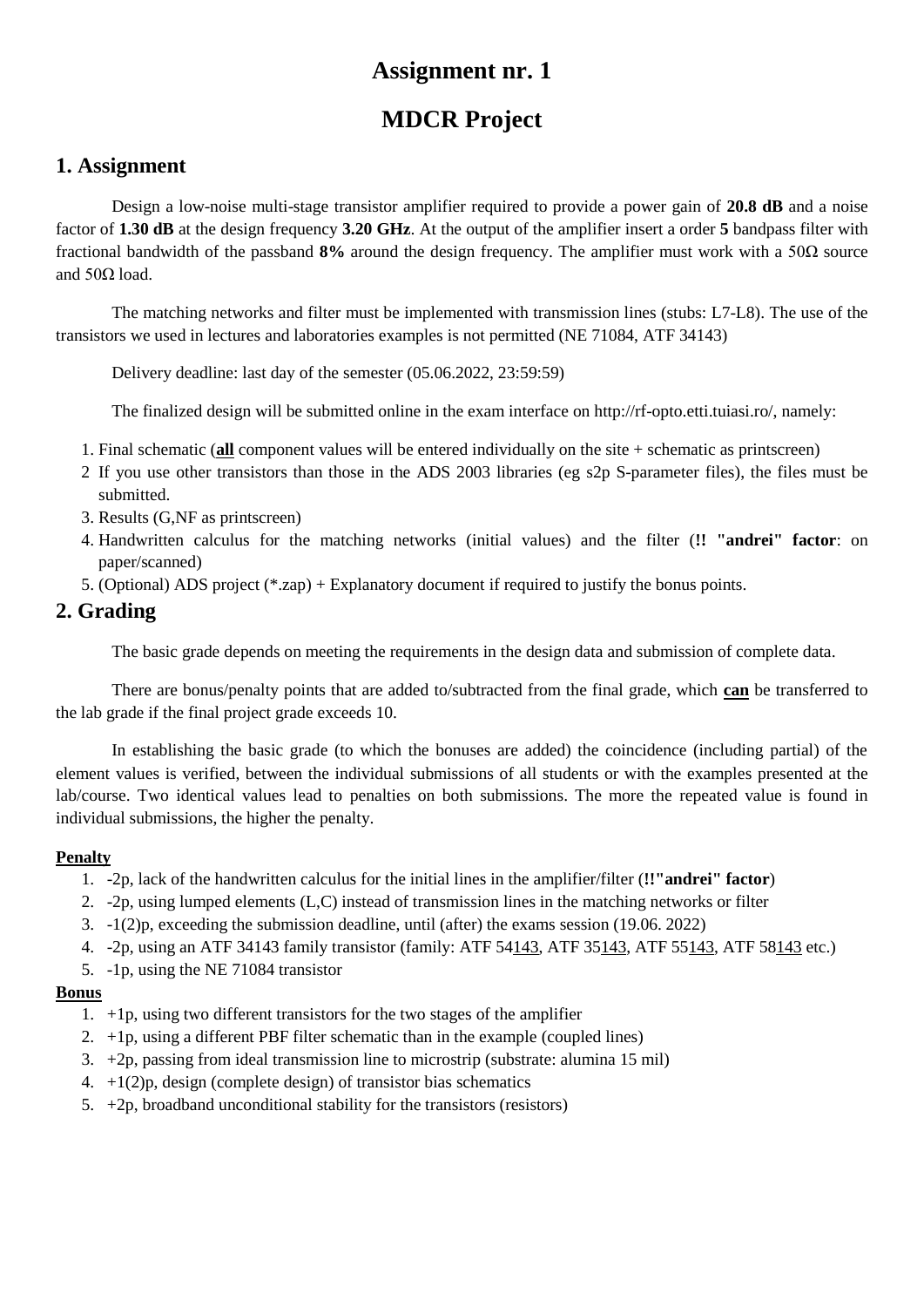# Assignment nr. 1

# MDCR Project

## 1. Assignment

Design a low-noise multi-stage transistor amplifier required to provide a power gain of **20.8 dB** and a noise factor of **1.30 dB** at the design frequency **3.20 GHz**. At the output of the amplifier insert a order **5** bandpass filter with fractional bandwidth of the passband **8%** around the design frequency. The amplifier must work with a 50Ω source and 50Ω load.

The matching networks and filter must be implemented with transmission lines (stubs: L7-L8). The use of the transistors we used in lectures and laboratories examples is not permitted (NE 71084, ATF 34143)

Delivery deadline: last day of the semester (05.06.2022, 23:59:59)

The finalized design will be submitted online in the exam interface on http://rf-opto.etti.tuiasi.ro/, namely:

1. Final schematic (**all** component values will be entered individually on the site + schematic as printscreen)
2. If you use other transistors than those in the ADS 2003 libraries (eg s2p S-parameter files), the files must be submitted.
3. Results (G,NF as printscreen)
4. Handwritten calculus for the matching networks (initial values) and the filter (**!! "andrei" factor**: on paper/scanned)
5. (Optional) ADS project (*.zap) + Explanatory document if required to justify the bonus points.

## 2. Grading

The basic grade depends on meeting the requirements in the design data and submission of complete data.

There are bonus/penalty points that are added to/subtracted from the final grade, which **can** be transferred to the lab grade if the final project grade exceeds 10.

In establishing the basic grade (to which the bonuses are added) the coincidence (including partial) of the element values is verified, between the individual submissions of all students or with the examples presented at the lab/course. Two identical values lead to penalties on both submissions. The more the repeated value is found in individual submissions, the higher the penalty.

**Penalty**

1. -2p, lack of the handwritten calculus for the initial lines in the amplifier/filter (**!!"andrei" factor**)
2. -2p, using lumped elements (L,C) instead of transmission lines in the matching networks or filter
3. -1(2)p, exceeding the submission deadline, until (after) the exams session (19.06. 2022)
4. -2p, using an ATF 34143 family transistor (family: ATF 54143, ATF 35143, ATF 55143, ATF 58143 etc.)
5. -1p, using the NE 71084 transistor

**Bonus**

1. +1p, using two different transistors for the two stages of the amplifier
2. +1p, using a different PBF filter schematic than in the example (coupled lines)
3. +2p, passing from ideal transmission line to microstrip (substrate: alumina 15 mil)
4. +1(2)p, design (complete design) of transistor bias schematics
5. +2p, broadband unconditional stability for the transistors (resistors)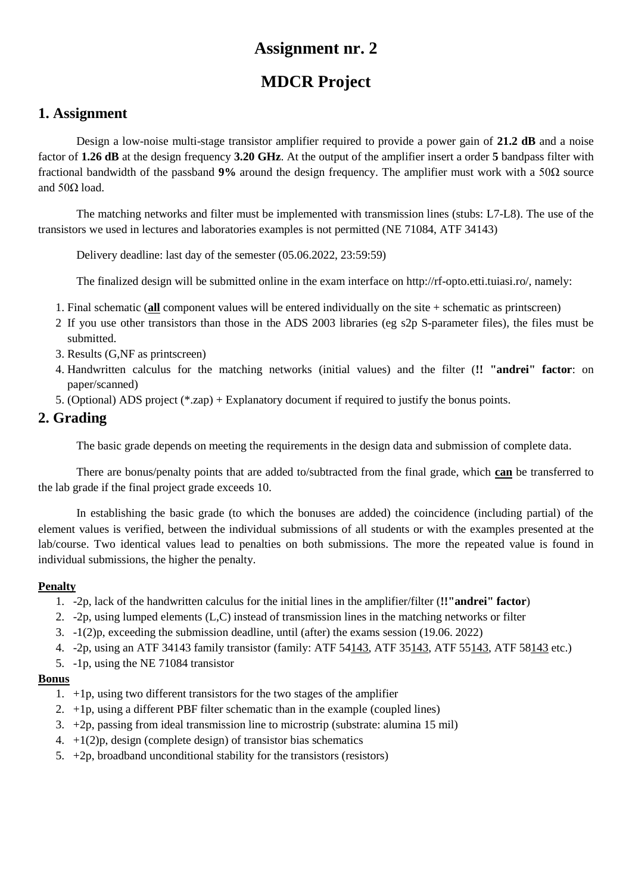# Assignment nr. 2

# MDCR Project

## 1. Assignment

Design a low-noise multi-stage transistor amplifier required to provide a power gain of **21.2 dB** and a noise factor of **1.26 dB** at the design frequency **3.20 GHz**. At the output of the amplifier insert a order **5** bandpass filter with fractional bandwidth of the passband **9%** around the design frequency. The amplifier must work with a 50Ω source and 50Ω load.

The matching networks and filter must be implemented with transmission lines (stubs: L7-L8). The use of the transistors we used in lectures and laboratories examples is not permitted (NE 71084, ATF 34143)

Delivery deadline: last day of the semester (05.06.2022, 23:59:59)

The finalized design will be submitted online in the exam interface on http://rf-opto.etti.tuiasi.ro/, namely:

1. Final schematic (**all** component values will be entered individually on the site + schematic as printscreen)
2. If you use other transistors than those in the ADS 2003 libraries (eg s2p S-parameter files), the files must be submitted.
3. Results (G,NF as printscreen)
4. Handwritten calculus for the matching networks (initial values) and the filter (**!! "andrei" factor**: on paper/scanned)
5. (Optional) ADS project (*.zap) + Explanatory document if required to justify the bonus points.

## 2. Grading

The basic grade depends on meeting the requirements in the design data and submission of complete data.

There are bonus/penalty points that are added to/subtracted from the final grade, which **can** be transferred to the lab grade if the final project grade exceeds 10.

In establishing the basic grade (to which the bonuses are added) the coincidence (including partial) of the element values is verified, between the individual submissions of all students or with the examples presented at the lab/course. Two identical values lead to penalties on both submissions. The more the repeated value is found in individual submissions, the higher the penalty.

### Penalty

1. -2p, lack of the handwritten calculus for the initial lines in the amplifier/filter (**!!"andrei" factor**)
2. -2p, using lumped elements (L,C) instead of transmission lines in the matching networks or filter
3. -1(2)p, exceeding the submission deadline, until (after) the exams session (19.06. 2022)
4. -2p, using an ATF 34143 family transistor (family: ATF 54143, ATF 35143, ATF 55143, ATF 58143 etc.)
5. -1p, using the NE 71084 transistor

### Bonus

1. +1p, using two different transistors for the two stages of the amplifier
2. +1p, using a different PBF filter schematic than in the example (coupled lines)
3. +2p, passing from ideal transmission line to microstrip (substrate: alumina 15 mil)
4. +1(2)p, design (complete design) of transistor bias schematics
5. +2p, broadband unconditional stability for the transistors (resistors)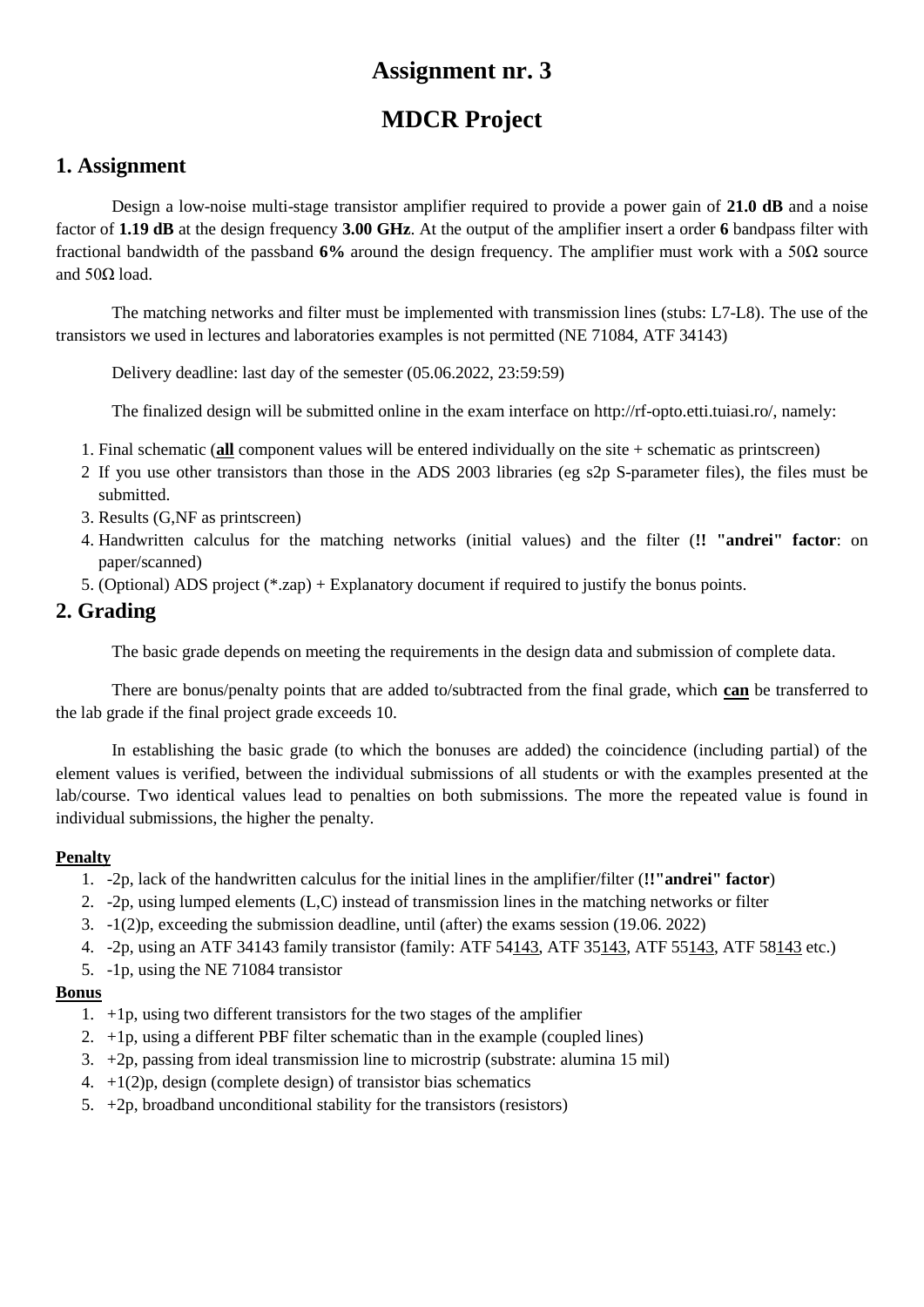# Assignment nr. 3

# MDCR Project

## 1. Assignment

Design a low-noise multi-stage transistor amplifier required to provide a power gain of **21.0 dB** and a noise factor of **1.19 dB** at the design frequency **3.00 GHz**. At the output of the amplifier insert a order **6** bandpass filter with fractional bandwidth of the passband **6%** around the design frequency. The amplifier must work with a 50Ω source and 50Ω load.

The matching networks and filter must be implemented with transmission lines (stubs: L7-L8). The use of the transistors we used in lectures and laboratories examples is not permitted (NE 71084, ATF 34143)

Delivery deadline: last day of the semester (05.06.2022, 23:59:59)

The finalized design will be submitted online in the exam interface on http://rf-opto.etti.tuiasi.ro/, namely:

1. Final schematic (**all** component values will be entered individually on the site + schematic as printscreen)
2. If you use other transistors than those in the ADS 2003 libraries (eg s2p S-parameter files), the files must be submitted.
3. Results (G,NF as printscreen)
4. Handwritten calculus for the matching networks (initial values) and the filter (**!! "andrei" factor**: on paper/scanned)
5. (Optional) ADS project (*.zap) + Explanatory document if required to justify the bonus points.

## 2. Grading

The basic grade depends on meeting the requirements in the design data and submission of complete data.

There are bonus/penalty points that are added to/subtracted from the final grade, which **can** be transferred to the lab grade if the final project grade exceeds 10.

In establishing the basic grade (to which the bonuses are added) the coincidence (including partial) of the element values is verified, between the individual submissions of all students or with the examples presented at the lab/course. Two identical values lead to penalties on both submissions. The more the repeated value is found in individual submissions, the higher the penalty.

**Penalty**

1. -2p, lack of the handwritten calculus for the initial lines in the amplifier/filter (**!!"andrei" factor**)
2. -2p, using lumped elements (L,C) instead of transmission lines in the matching networks or filter
3. -1(2)p, exceeding the submission deadline, until (after) the exams session (19.06. 2022)
4. -2p, using an ATF 34143 family transistor (family: ATF 54143, ATF 35143, ATF 55143, ATF 58143 etc.)
5. -1p, using the NE 71084 transistor

**Bonus**

1. +1p, using two different transistors for the two stages of the amplifier
2. +1p, using a different PBF filter schematic than in the example (coupled lines)
3. +2p, passing from ideal transmission line to microstrip (substrate: alumina 15 mil)
4. +1(2)p, design (complete design) of transistor bias schematics
5. +2p, broadband unconditional stability for the transistors (resistors)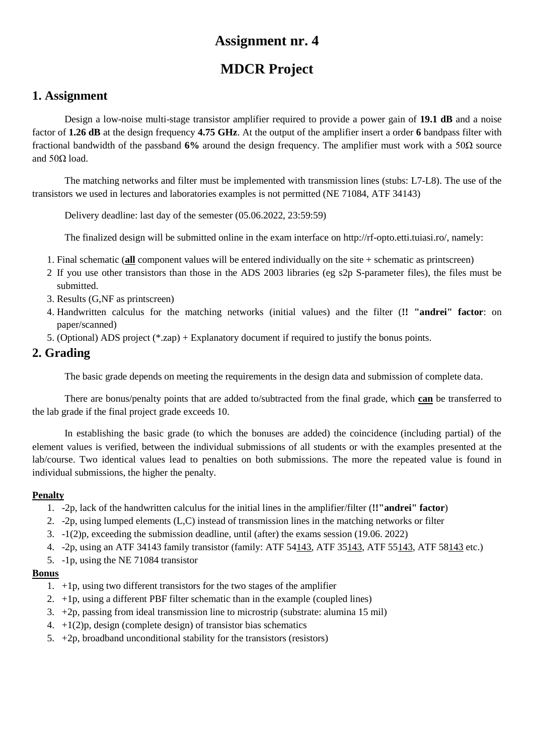# Assignment nr. 4

# MDCR Project

## 1. Assignment

Design a low-noise multi-stage transistor amplifier required to provide a power gain of **19.1 dB** and a noise factor of **1.26 dB** at the design frequency **4.75 GHz**. At the output of the amplifier insert a order **6** bandpass filter with fractional bandwidth of the passband **6%** around the design frequency. The amplifier must work with a 50Ω source and 50Ω load.

The matching networks and filter must be implemented with transmission lines (stubs: L7-L8). The use of the transistors we used in lectures and laboratories examples is not permitted (NE 71084, ATF 34143)

Delivery deadline: last day of the semester (05.06.2022, 23:59:59)

The finalized design will be submitted online in the exam interface on http://rf-opto.etti.tuiasi.ro/, namely:

1. Final schematic (**<u>all</u>** component values will be entered individually on the site + schematic as printscreen)
2. If you use other transistors than those in the ADS 2003 libraries (eg s2p S-parameter files), the files must be submitted.
3. Results (G,NF as printscreen)
4. Handwritten calculus for the matching networks (initial values) and the filter (**!! "andrei" factor**: on paper/scanned)
5. (Optional) ADS project (*.zap) + Explanatory document if required to justify the bonus points.

## 2. Grading

The basic grade depends on meeting the requirements in the design data and submission of complete data.

There are bonus/penalty points that are added to/subtracted from the final grade, which **<u>can</u>** be transferred to the lab grade if the final project grade exceeds 10.

In establishing the basic grade (to which the bonuses are added) the coincidence (including partial) of the element values is verified, between the individual submissions of all students or with the examples presented at the lab/course. Two identical values lead to penalties on both submissions. The more the repeated value is found in individual submissions, the higher the penalty.

**<u>Penalty</u>**

1. -2p, lack of the handwritten calculus for the initial lines in the amplifier/filter (**!!"andrei" factor**)
2. -2p, using lumped elements (L,C) instead of transmission lines in the matching networks or filter
3. -1(2)p, exceeding the submission deadline, until (after) the exams session (19.06. 2022)
4. -2p, using an ATF 34143 family transistor (family: ATF 54<u>143</u>, ATF 35<u>143</u>, ATF 55<u>143</u>, ATF 58<u>143</u> etc.)
5. -1p, using the NE 71084 transistor

**<u>Bonus</u>**

1. +1p, using two different transistors for the two stages of the amplifier
2. +1p, using a different PBF filter schematic than in the example (coupled lines)
3. +2p, passing from ideal transmission line to microstrip (substrate: alumina 15 mil)
4. +1(2)p, design (complete design) of transistor bias schematics
5. +2p, broadband unconditional stability for the transistors (resistors)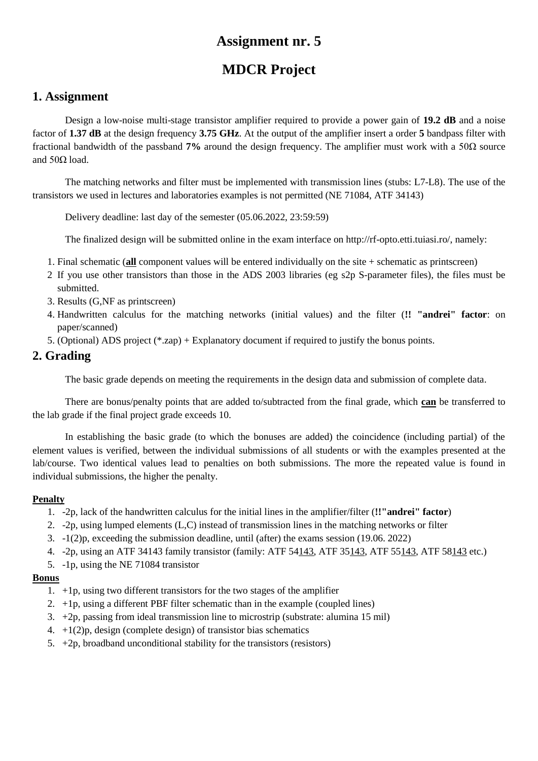# Assignment nr. 5

# MDCR Project

## 1. Assignment

Design a low-noise multi-stage transistor amplifier required to provide a power gain of **19.2 dB** and a noise factor of **1.37 dB** at the design frequency **3.75 GHz**. At the output of the amplifier insert a order **5** bandpass filter with fractional bandwidth of the passband **7%** around the design frequency. The amplifier must work with a 50Ω source and 50Ω load.

The matching networks and filter must be implemented with transmission lines (stubs: L7-L8). The use of the transistors we used in lectures and laboratories examples is not permitted (NE 71084, ATF 34143)

Delivery deadline: last day of the semester (05.06.2022, 23:59:59)

The finalized design will be submitted online in the exam interface on http://rf-opto.etti.tuiasi.ro/, namely:

1. Final schematic (**all** component values will be entered individually on the site + schematic as printscreen)
2. If you use other transistors than those in the ADS 2003 libraries (eg s2p S-parameter files), the files must be submitted.
3. Results (G,NF as printscreen)
4. Handwritten calculus for the matching networks (initial values) and the filter (**!! "andrei" factor**: on paper/scanned)
5. (Optional) ADS project (*.zap) + Explanatory document if required to justify the bonus points.

## 2. Grading

The basic grade depends on meeting the requirements in the design data and submission of complete data.

There are bonus/penalty points that are added to/subtracted from the final grade, which **can** be transferred to the lab grade if the final project grade exceeds 10.

In establishing the basic grade (to which the bonuses are added) the coincidence (including partial) of the element values is verified, between the individual submissions of all students or with the examples presented at the lab/course. Two identical values lead to penalties on both submissions. The more the repeated value is found in individual submissions, the higher the penalty.

**Penalty**

1. -2p, lack of the handwritten calculus for the initial lines in the amplifier/filter (**!!"andrei" factor**)
2. -2p, using lumped elements (L,C) instead of transmission lines in the matching networks or filter
3. -1(2)p, exceeding the submission deadline, until (after) the exams session (19.06. 2022)
4. -2p, using an ATF 34143 family transistor (family: ATF 54143, ATF 35143, ATF 55143, ATF 58143 etc.)
5. -1p, using the NE 71084 transistor

**Bonus**

1. +1p, using two different transistors for the two stages of the amplifier
2. +1p, using a different PBF filter schematic than in the example (coupled lines)
3. +2p, passing from ideal transmission line to microstrip (substrate: alumina 15 mil)
4. +1(2)p, design (complete design) of transistor bias schematics
5. +2p, broadband unconditional stability for the transistors (resistors)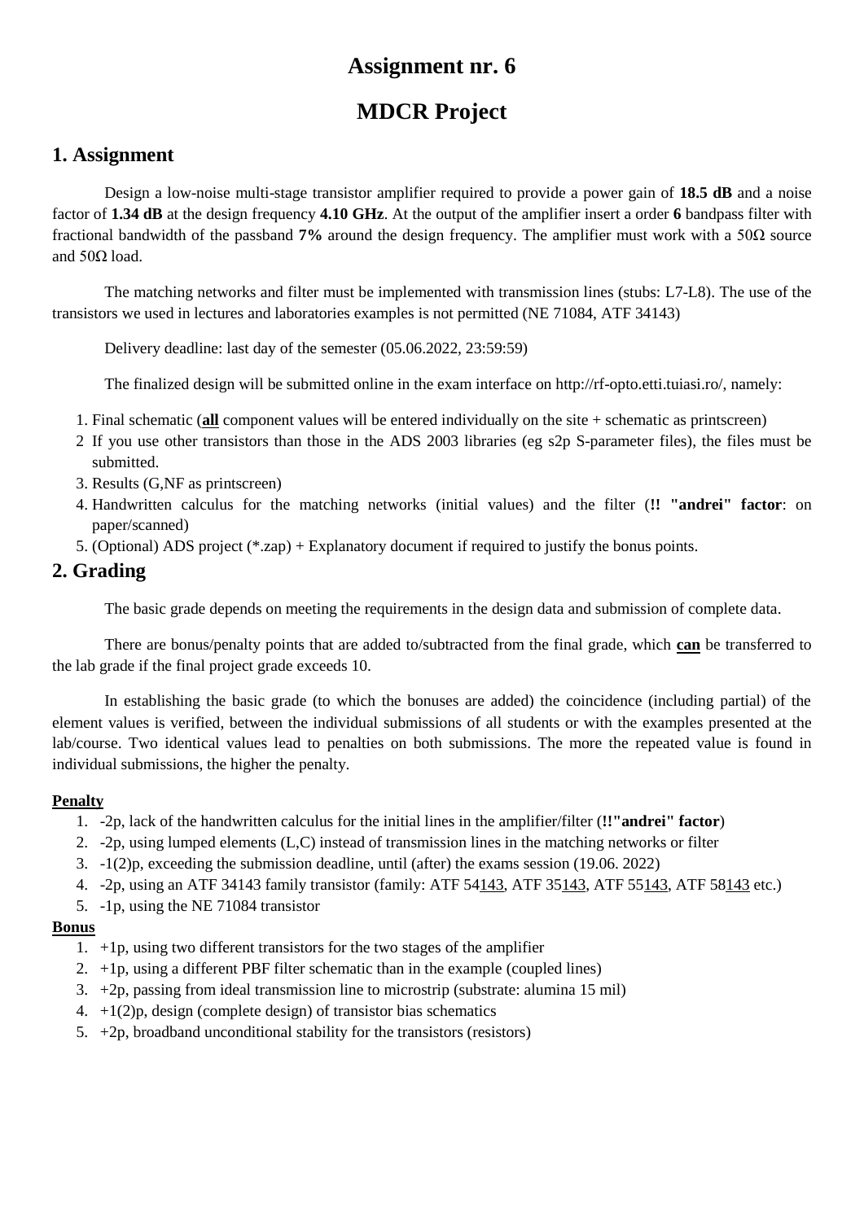# Assignment nr. 6

# MDCR Project

## 1. Assignment

Design a low-noise multi-stage transistor amplifier required to provide a power gain of **18.5 dB** and a noise factor of **1.34 dB** at the design frequency **4.10 GHz**. At the output of the amplifier insert a order **6** bandpass filter with fractional bandwidth of the passband **7%** around the design frequency. The amplifier must work with a 50Ω source and 50Ω load.

The matching networks and filter must be implemented with transmission lines (stubs: L7-L8). The use of the transistors we used in lectures and laboratories examples is not permitted (NE 71084, ATF 34143)

Delivery deadline: last day of the semester (05.06.2022, 23:59:59)

The finalized design will be submitted online in the exam interface on http://rf-opto.etti.tuiasi.ro/, namely:

1. Final schematic (**all** component values will be entered individually on the site + schematic as printscreen)
2. If you use other transistors than those in the ADS 2003 libraries (eg s2p S-parameter files), the files must be submitted.
3. Results (G,NF as printscreen)
4. Handwritten calculus for the matching networks (initial values) and the filter (**!! "andrei" factor**: on paper/scanned)
5. (Optional) ADS project (*.zap) + Explanatory document if required to justify the bonus points.

## 2. Grading

The basic grade depends on meeting the requirements in the design data and submission of complete data.

There are bonus/penalty points that are added to/subtracted from the final grade, which **can** be transferred to the lab grade if the final project grade exceeds 10.

In establishing the basic grade (to which the bonuses are added) the coincidence (including partial) of the element values is verified, between the individual submissions of all students or with the examples presented at the lab/course. Two identical values lead to penalties on both submissions. The more the repeated value is found in individual submissions, the higher the penalty.

**Penalty**

1. -2p, lack of the handwritten calculus for the initial lines in the amplifier/filter (**!!"andrei" factor**)
2. -2p, using lumped elements (L,C) instead of transmission lines in the matching networks or filter
3. -1(2)p, exceeding the submission deadline, until (after) the exams session (19.06. 2022)
4. -2p, using an ATF 34143 family transistor (family: ATF 54143, ATF 35143, ATF 55143, ATF 58143 etc.)
5. -1p, using the NE 71084 transistor

**Bonus**

1. +1p, using two different transistors for the two stages of the amplifier
2. +1p, using a different PBF filter schematic than in the example (coupled lines)
3. +2p, passing from ideal transmission line to microstrip (substrate: alumina 15 mil)
4. +1(2)p, design (complete design) of transistor bias schematics
5. +2p, broadband unconditional stability for the transistors (resistors)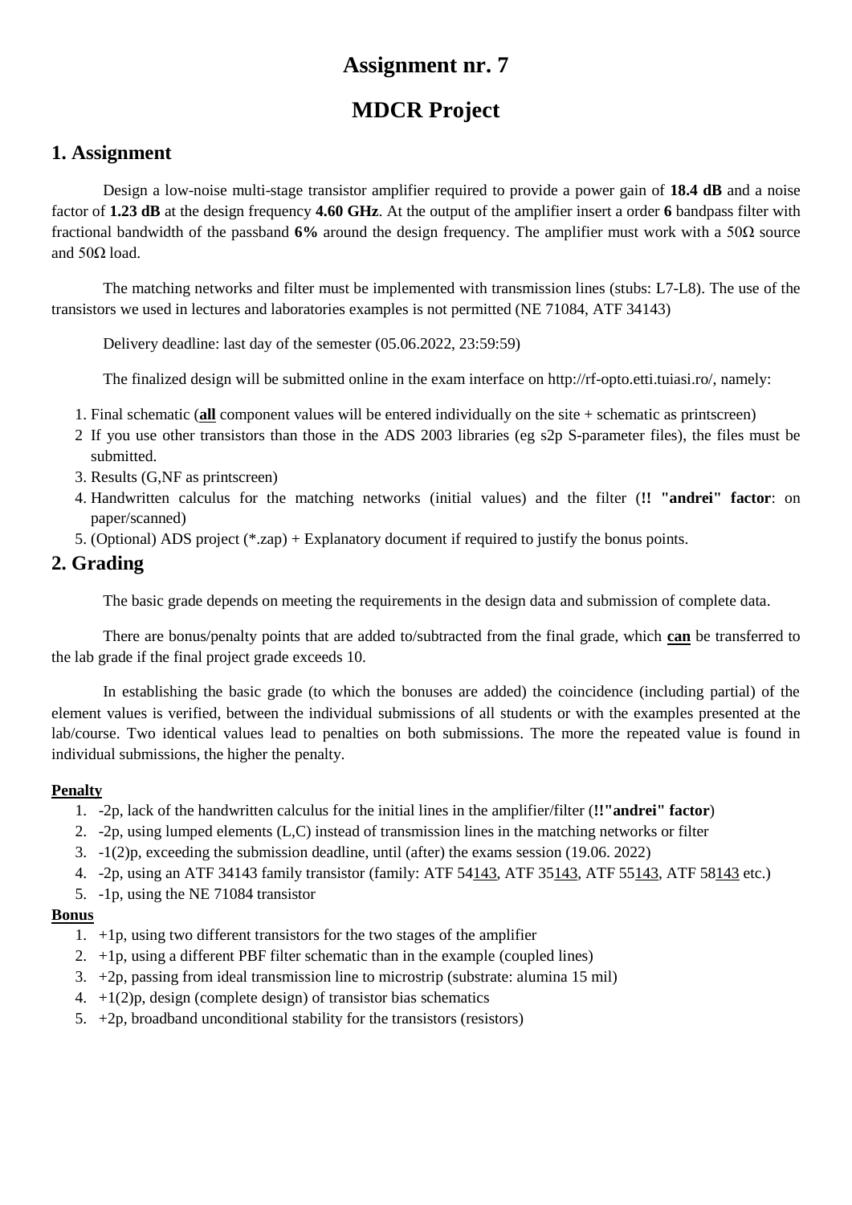# Assignment nr. 7

# MDCR Project

## 1. Assignment

Design a low-noise multi-stage transistor amplifier required to provide a power gain of **18.4 dB** and a noise factor of **1.23 dB** at the design frequency **4.60 GHz**. At the output of the amplifier insert a order **6** bandpass filter with fractional bandwidth of the passband **6%** around the design frequency. The amplifier must work with a 50Ω source and 50Ω load.

The matching networks and filter must be implemented with transmission lines (stubs: L7-L8). The use of the transistors we used in lectures and laboratories examples is not permitted (NE 71084, ATF 34143)

Delivery deadline: last day of the semester (05.06.2022, 23:59:59)

The finalized design will be submitted online in the exam interface on http://rf-opto.etti.tuiasi.ro/, namely:

1. Final schematic (**<u>all</u>** component values will be entered individually on the site + schematic as printscreen)
2. If you use other transistors than those in the ADS 2003 libraries (eg s2p S-parameter files), the files must be submitted.
3. Results (G,NF as printscreen)
4. Handwritten calculus for the matching networks (initial values) and the filter (**!! "andrei" factor**: on paper/scanned)
5. (Optional) ADS project (*.zap) + Explanatory document if required to justify the bonus points.

## 2. Grading

The basic grade depends on meeting the requirements in the design data and submission of complete data.

There are bonus/penalty points that are added to/subtracted from the final grade, which **<u>can</u>** be transferred to the lab grade if the final project grade exceeds 10.

In establishing the basic grade (to which the bonuses are added) the coincidence (including partial) of the element values is verified, between the individual submissions of all students or with the examples presented at the lab/course. Two identical values lead to penalties on both submissions. The more the repeated value is found in individual submissions, the higher the penalty.

**<u>Penalty</u>**

1. -2p, lack of the handwritten calculus for the initial lines in the amplifier/filter (**!!"andrei" factor**)
2. -2p, using lumped elements (L,C) instead of transmission lines in the matching networks or filter
3. -1(2)p, exceeding the submission deadline, until (after) the exams session (19.06. 2022)
4. -2p, using an ATF 34143 family transistor (family: ATF 54<u>143</u>, ATF 35<u>143</u>, ATF 55<u>143</u>, ATF 58<u>143</u> etc.)
5. -1p, using the NE 71084 transistor

**<u>Bonus</u>**

1. +1p, using two different transistors for the two stages of the amplifier
2. +1p, using a different PBF filter schematic than in the example (coupled lines)
3. +2p, passing from ideal transmission line to microstrip (substrate: alumina 15 mil)
4. +1(2)p, design (complete design) of transistor bias schematics
5. +2p, broadband unconditional stability for the transistors (resistors)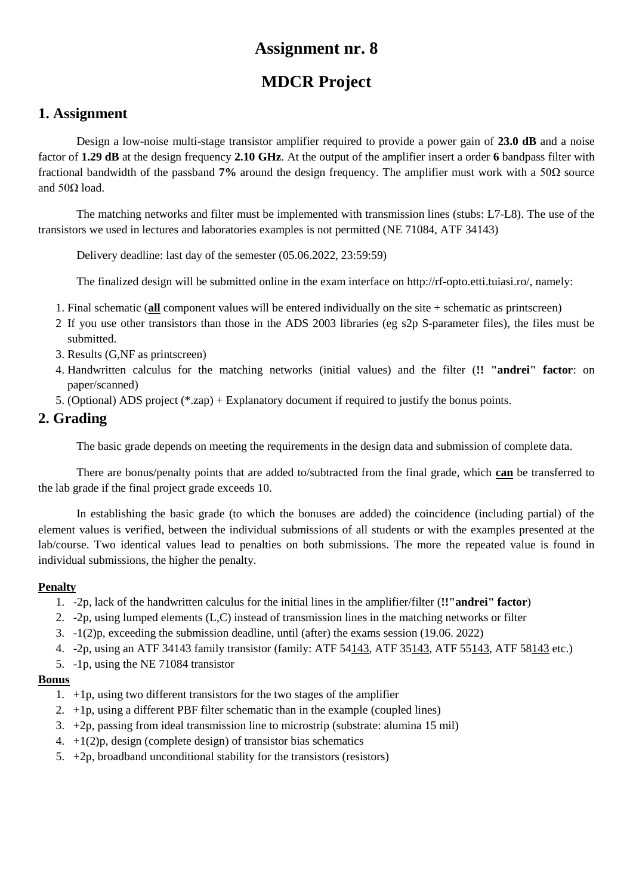# Assignment nr. 8

# MDCR Project

## 1. Assignment

Design a low-noise multi-stage transistor amplifier required to provide a power gain of **23.0 dB** and a noise factor of **1.29 dB** at the design frequency **2.10 GHz**. At the output of the amplifier insert a order **6** bandpass filter with fractional bandwidth of the passband **7%** around the design frequency. The amplifier must work with a 50Ω source and 50Ω load.

The matching networks and filter must be implemented with transmission lines (stubs: L7-L8). The use of the transistors we used in lectures and laboratories examples is not permitted (NE 71084, ATF 34143)

Delivery deadline: last day of the semester (05.06.2022, 23:59:59)

The finalized design will be submitted online in the exam interface on http://rf-opto.etti.tuiasi.ro/, namely:

1. Final schematic (**all** component values will be entered individually on the site + schematic as printscreen)
2. If you use other transistors than those in the ADS 2003 libraries (eg s2p S-parameter files), the files must be submitted.
3. Results (G,NF as printscreen)
4. Handwritten calculus for the matching networks (initial values) and the filter (**!! "andrei" factor**: on paper/scanned)
5. (Optional) ADS project (*.zap) + Explanatory document if required to justify the bonus points.

## 2. Grading

The basic grade depends on meeting the requirements in the design data and submission of complete data.

There are bonus/penalty points that are added to/subtracted from the final grade, which **can** be transferred to the lab grade if the final project grade exceeds 10.

In establishing the basic grade (to which the bonuses are added) the coincidence (including partial) of the element values is verified, between the individual submissions of all students or with the examples presented at the lab/course. Two identical values lead to penalties on both submissions. The more the repeated value is found in individual submissions, the higher the penalty.

**Penalty**

1. -2p, lack of the handwritten calculus for the initial lines in the amplifier/filter (**!!"andrei" factor**)
2. -2p, using lumped elements (L,C) instead of transmission lines in the matching networks or filter
3. -1(2)p, exceeding the submission deadline, until (after) the exams session (19.06. 2022)
4. -2p, using an ATF 34143 family transistor (family: ATF 54143, ATF 35143, ATF 55143, ATF 58143 etc.)
5. -1p, using the NE 71084 transistor

**Bonus**

1. +1p, using two different transistors for the two stages of the amplifier
2. +1p, using a different PBF filter schematic than in the example (coupled lines)
3. +2p, passing from ideal transmission line to microstrip (substrate: alumina 15 mil)
4. +1(2)p, design (complete design) of transistor bias schematics
5. +2p, broadband unconditional stability for the transistors (resistors)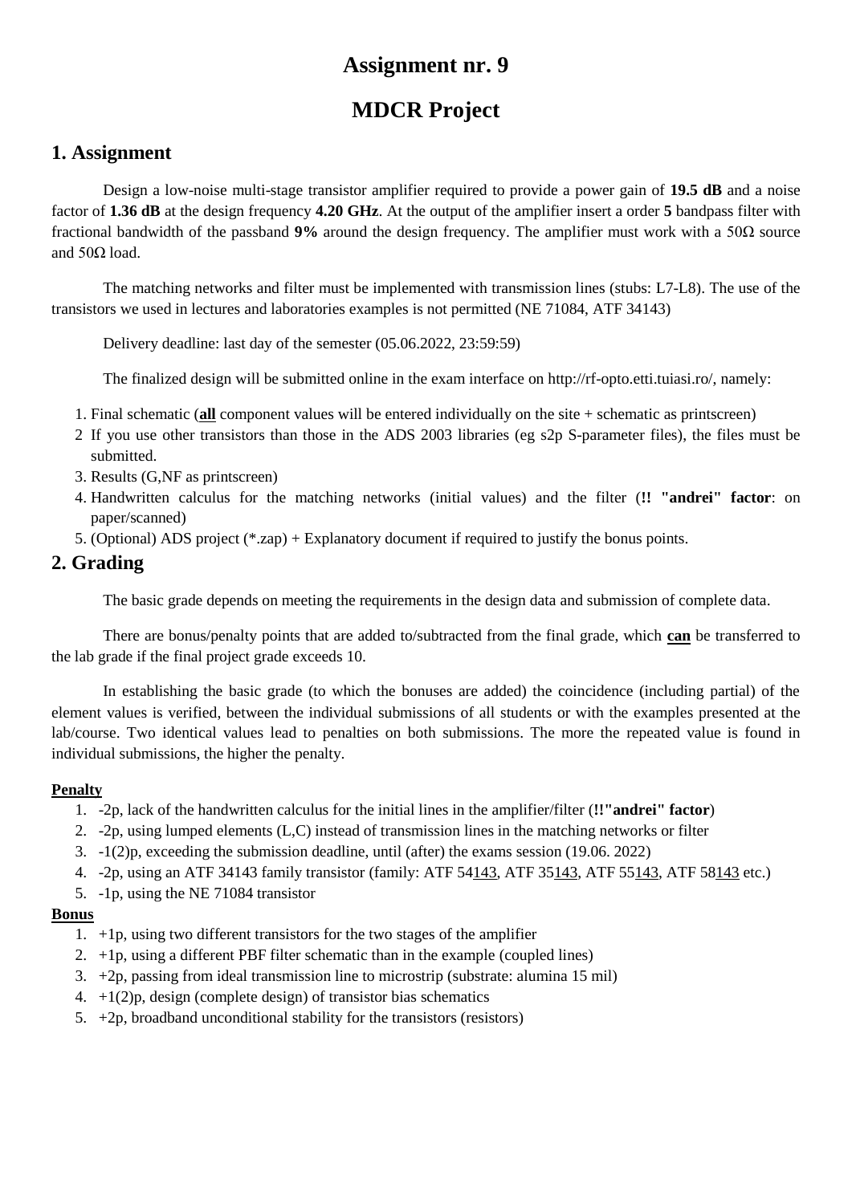# Assignment nr. 9

# MDCR Project

## 1. Assignment

Design a low-noise multi-stage transistor amplifier required to provide a power gain of **19.5 dB** and a noise factor of **1.36 dB** at the design frequency **4.20 GHz**. At the output of the amplifier insert a order **5** bandpass filter with fractional bandwidth of the passband **9%** around the design frequency. The amplifier must work with a 50Ω source and 50Ω load.

The matching networks and filter must be implemented with transmission lines (stubs: L7-L8). The use of the transistors we used in lectures and laboratories examples is not permitted (NE 71084, ATF 34143)

Delivery deadline: last day of the semester (05.06.2022, 23:59:59)

The finalized design will be submitted online in the exam interface on http://rf-opto.etti.tuiasi.ro/, namely:

1. Final schematic (**<u>all</u>** component values will be entered individually on the site + schematic as printscreen)
2. If you use other transistors than those in the ADS 2003 libraries (eg s2p S-parameter files), the files must be submitted.
3. Results (G,NF as printscreen)
4. Handwritten calculus for the matching networks (initial values) and the filter (**!! "andrei" factor**: on paper/scanned)
5. (Optional) ADS project (*.zap) + Explanatory document if required to justify the bonus points.

## 2. Grading

The basic grade depends on meeting the requirements in the design data and submission of complete data.

There are bonus/penalty points that are added to/subtracted from the final grade, which **<u>can</u>** be transferred to the lab grade if the final project grade exceeds 10.

In establishing the basic grade (to which the bonuses are added) the coincidence (including partial) of the element values is verified, between the individual submissions of all students or with the examples presented at the lab/course. Two identical values lead to penalties on both submissions. The more the repeated value is found in individual submissions, the higher the penalty.

**<u>Penalty</u>**

1. -2p, lack of the handwritten calculus for the initial lines in the amplifier/filter (**!!"andrei" factor**)
2. -2p, using lumped elements (L,C) instead of transmission lines in the matching networks or filter
3. -1(2)p, exceeding the submission deadline, until (after) the exams session (19.06. 2022)
4. -2p, using an ATF 34143 family transistor (family: ATF 54<u>143</u>, ATF 35<u>143</u>, ATF 55<u>143</u>, ATF 58<u>143</u> etc.)
5. -1p, using the NE 71084 transistor

**<u>Bonus</u>**

1. +1p, using two different transistors for the two stages of the amplifier
2. +1p, using a different PBF filter schematic than in the example (coupled lines)
3. +2p, passing from ideal transmission line to microstrip (substrate: alumina 15 mil)
4. +1(2)p, design (complete design) of transistor bias schematics
5. +2p, broadband unconditional stability for the transistors (resistors)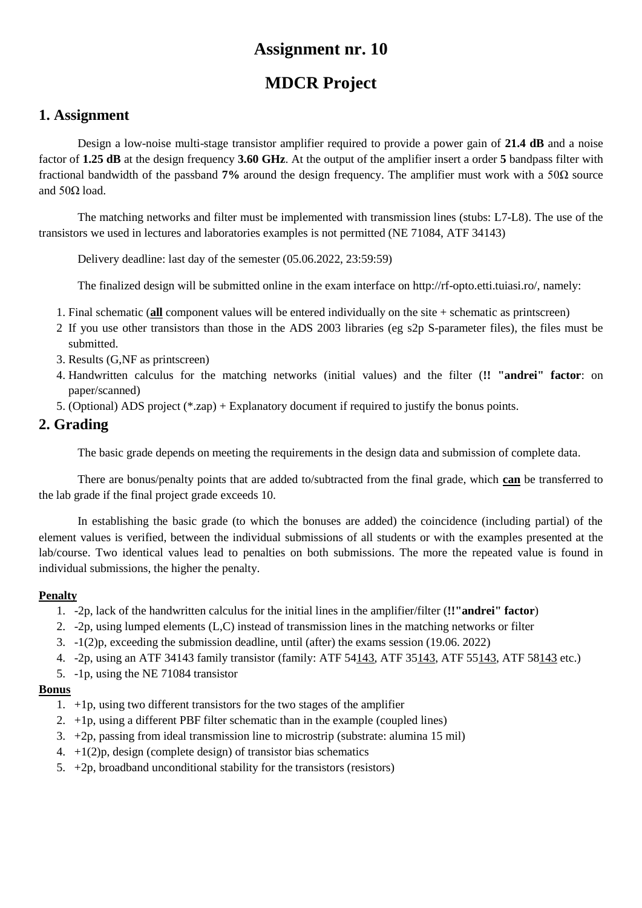# Assignment nr. 10

# MDCR Project

## 1. Assignment

Design a low-noise multi-stage transistor amplifier required to provide a power gain of **21.4 dB** and a noise factor of **1.25 dB** at the design frequency **3.60 GHz**. At the output of the amplifier insert a order **5** bandpass filter with fractional bandwidth of the passband **7%** around the design frequency. The amplifier must work with a 50Ω source and 50Ω load.

The matching networks and filter must be implemented with transmission lines (stubs: L7-L8). The use of the transistors we used in lectures and laboratories examples is not permitted (NE 71084, ATF 34143)

Delivery deadline: last day of the semester (05.06.2022, 23:59:59)

The finalized design will be submitted online in the exam interface on http://rf-opto.etti.tuiasi.ro/, namely:

1. Final schematic (**all** component values will be entered individually on the site + schematic as printscreen)
2. If you use other transistors than those in the ADS 2003 libraries (eg s2p S-parameter files), the files must be submitted.
3. Results (G,NF as printscreen)
4. Handwritten calculus for the matching networks (initial values) and the filter (**!! "andrei" factor**: on paper/scanned)
5. (Optional) ADS project (*.zap) + Explanatory document if required to justify the bonus points.

## 2. Grading

The basic grade depends on meeting the requirements in the design data and submission of complete data.

There are bonus/penalty points that are added to/subtracted from the final grade, which **can** be transferred to the lab grade if the final project grade exceeds 10.

In establishing the basic grade (to which the bonuses are added) the coincidence (including partial) of the element values is verified, between the individual submissions of all students or with the examples presented at the lab/course. Two identical values lead to penalties on both submissions. The more the repeated value is found in individual submissions, the higher the penalty.

#### Penalty

1. -2p, lack of the handwritten calculus for the initial lines in the amplifier/filter (**!!"andrei" factor**)
2. -2p, using lumped elements (L,C) instead of transmission lines in the matching networks or filter
3. -1(2)p, exceeding the submission deadline, until (after) the exams session (19.06. 2022)
4. -2p, using an ATF 34143 family transistor (family: ATF 54143, ATF 35143, ATF 55143, ATF 58143 etc.)
5. -1p, using the NE 71084 transistor

#### Bonus

1. +1p, using two different transistors for the two stages of the amplifier
2. +1p, using a different PBF filter schematic than in the example (coupled lines)
3. +2p, passing from ideal transmission line to microstrip (substrate: alumina 15 mil)
4. +1(2)p, design (complete design) of transistor bias schematics
5. +2p, broadband unconditional stability for the transistors (resistors)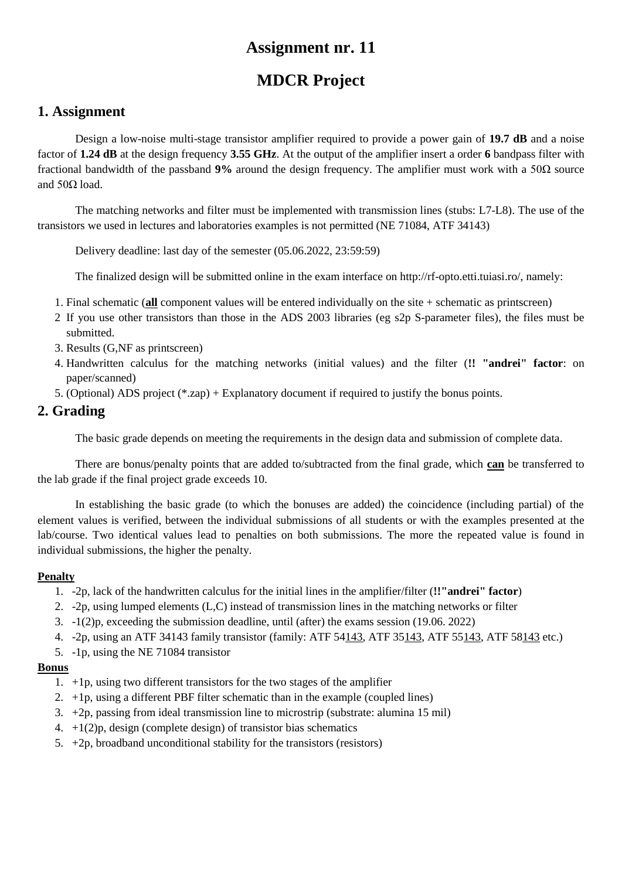# Assignment nr. 11

# MDCR Project

## 1. Assignment

Design a low-noise multi-stage transistor amplifier required to provide a power gain of **19.7 dB** and a noise factor of **1.24 dB** at the design frequency **3.55 GHz**. At the output of the amplifier insert a order **6** bandpass filter with fractional bandwidth of the passband **9%** around the design frequency. The amplifier must work with a 50Ω source and 50Ω load.

The matching networks and filter must be implemented with transmission lines (stubs: L7-L8). The use of the transistors we used in lectures and laboratories examples is not permitted (NE 71084, ATF 34143)

Delivery deadline: last day of the semester (05.06.2022, 23:59:59)

The finalized design will be submitted online in the exam interface on http://rf-opto.etti.tuiasi.ro/, namely:

1. Final schematic (**all** component values will be entered individually on the site + schematic as printscreen)
2. If you use other transistors than those in the ADS 2003 libraries (eg s2p S-parameter files), the files must be submitted.
3. Results (G,NF as printscreen)
4. Handwritten calculus for the matching networks (initial values) and the filter (**!! "andrei" factor**: on paper/scanned)
5. (Optional) ADS project (*.zap) + Explanatory document if required to justify the bonus points.

## 2. Grading

The basic grade depends on meeting the requirements in the design data and submission of complete data.

There are bonus/penalty points that are added to/subtracted from the final grade, which **can** be transferred to the lab grade if the final project grade exceeds 10.

In establishing the basic grade (to which the bonuses are added) the coincidence (including partial) of the element values is verified, between the individual submissions of all students or with the examples presented at the lab/course. Two identical values lead to penalties on both submissions. The more the repeated value is found in individual submissions, the higher the penalty.

**Penalty**

1. -2p, lack of the handwritten calculus for the initial lines in the amplifier/filter (**!!"andrei" factor**)
2. -2p, using lumped elements (L,C) instead of transmission lines in the matching networks or filter
3. -1(2)p, exceeding the submission deadline, until (after) the exams session (19.06. 2022)
4. -2p, using an ATF 34143 family transistor (family: ATF 54143, ATF 35143, ATF 55143, ATF 58143 etc.)
5. -1p, using the NE 71084 transistor

**Bonus**

1. +1p, using two different transistors for the two stages of the amplifier
2. +1p, using a different PBF filter schematic than in the example (coupled lines)
3. +2p, passing from ideal transmission line to microstrip (substrate: alumina 15 mil)
4. +1(2)p, design (complete design) of transistor bias schematics
5. +2p, broadband unconditional stability for the transistors (resistors)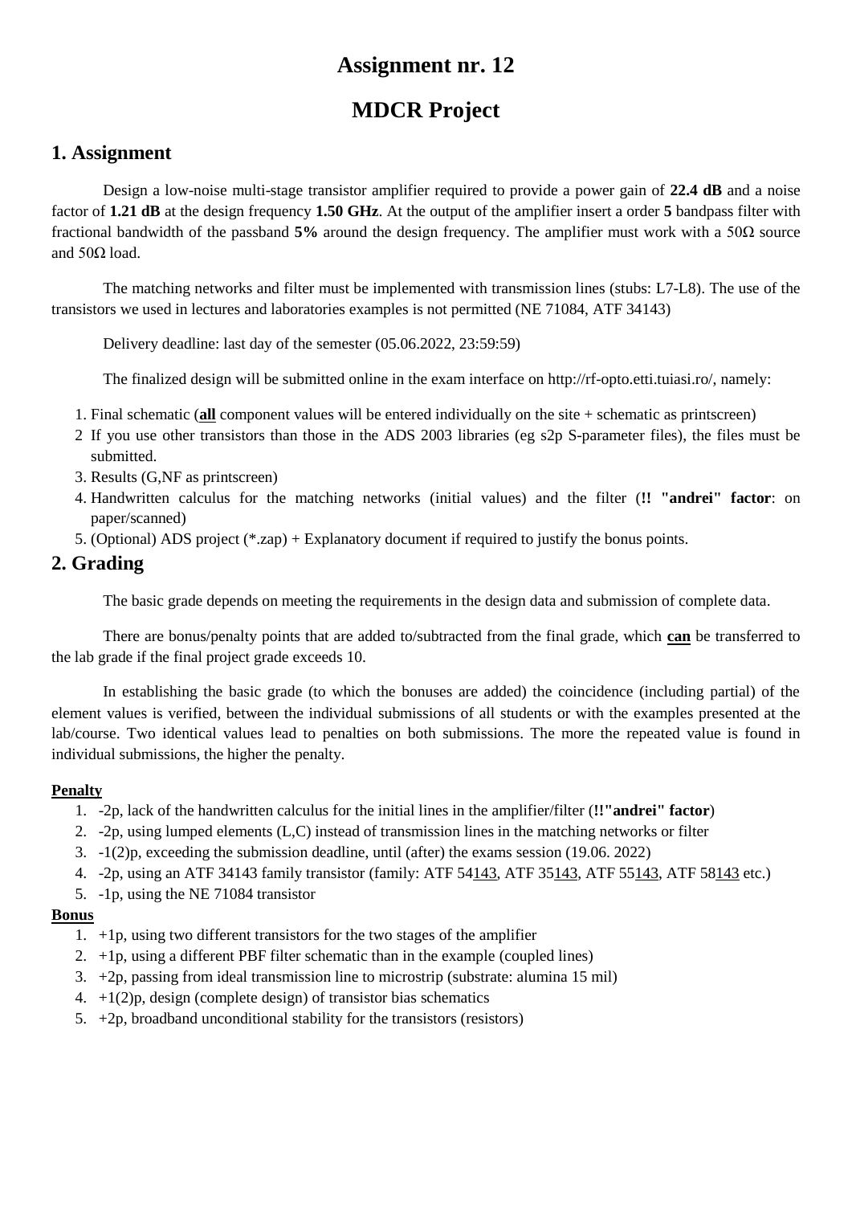# Assignment nr. 12

# MDCR Project

## 1. Assignment

Design a low-noise multi-stage transistor amplifier required to provide a power gain of **22.4 dB** and a noise factor of **1.21 dB** at the design frequency **1.50 GHz**. At the output of the amplifier insert a order **5** bandpass filter with fractional bandwidth of the passband **5%** around the design frequency. The amplifier must work with a 50Ω source and 50Ω load.

The matching networks and filter must be implemented with transmission lines (stubs: L7-L8). The use of the transistors we used in lectures and laboratories examples is not permitted (NE 71084, ATF 34143)

Delivery deadline: last day of the semester (05.06.2022, 23:59:59)

The finalized design will be submitted online in the exam interface on http://rf-opto.etti.tuiasi.ro/, namely:

1. Final schematic (**<u>all</u>** component values will be entered individually on the site + schematic as printscreen)
2. If you use other transistors than those in the ADS 2003 libraries (eg s2p S-parameter files), the files must be submitted.
3. Results (G,NF as printscreen)
4. Handwritten calculus for the matching networks (initial values) and the filter (**!! "andrei" factor**: on paper/scanned)
5. (Optional) ADS project (*.zap) + Explanatory document if required to justify the bonus points.

## 2. Grading

The basic grade depends on meeting the requirements in the design data and submission of complete data.

There are bonus/penalty points that are added to/subtracted from the final grade, which **<u>can</u>** be transferred to the lab grade if the final project grade exceeds 10.

In establishing the basic grade (to which the bonuses are added) the coincidence (including partial) of the element values is verified, between the individual submissions of all students or with the examples presented at the lab/course. Two identical values lead to penalties on both submissions. The more the repeated value is found in individual submissions, the higher the penalty.

**<u>Penalty</u>**

1. -2p, lack of the handwritten calculus for the initial lines in the amplifier/filter (**!!"andrei" factor**)
2. -2p, using lumped elements (L,C) instead of transmission lines in the matching networks or filter
3. -1(2)p, exceeding the submission deadline, until (after) the exams session (19.06. 2022)
4. -2p, using an ATF 34143 family transistor (family: ATF 54<u>143</u>, ATF 35<u>143</u>, ATF 55<u>143</u>, ATF 58<u>143</u> etc.)
5. -1p, using the NE 71084 transistor

**<u>Bonus</u>**

1. +1p, using two different transistors for the two stages of the amplifier
2. +1p, using a different PBF filter schematic than in the example (coupled lines)
3. +2p, passing from ideal transmission line to microstrip (substrate: alumina 15 mil)
4. +1(2)p, design (complete design) of transistor bias schematics
5. +2p, broadband unconditional stability for the transistors (resistors)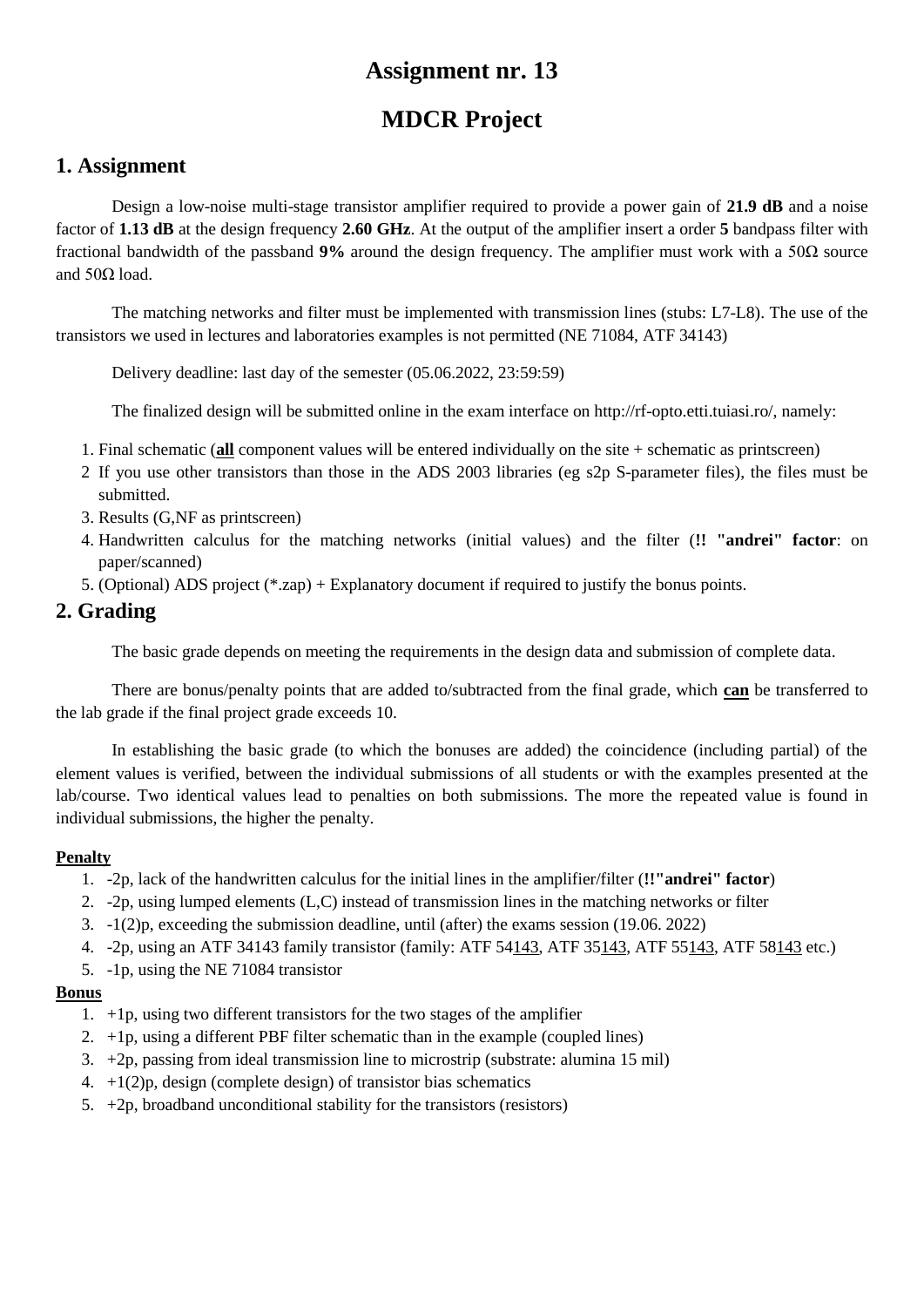# Assignment nr. 13

# MDCR Project

## 1. Assignment

Design a low-noise multi-stage transistor amplifier required to provide a power gain of **21.9 dB** and a noise factor of **1.13 dB** at the design frequency **2.60 GHz**. At the output of the amplifier insert a order **5** bandpass filter with fractional bandwidth of the passband **9%** around the design frequency. The amplifier must work with a 50Ω source and 50Ω load.

The matching networks and filter must be implemented with transmission lines (stubs: L7-L8). The use of the transistors we used in lectures and laboratories examples is not permitted (NE 71084, ATF 34143)

Delivery deadline: last day of the semester (05.06.2022, 23:59:59)

The finalized design will be submitted online in the exam interface on http://rf-opto.etti.tuiasi.ro/, namely:

1. Final schematic (**all** component values will be entered individually on the site + schematic as printscreen)
2. If you use other transistors than those in the ADS 2003 libraries (eg s2p S-parameter files), the files must be submitted.
3. Results (G,NF as printscreen)
4. Handwritten calculus for the matching networks (initial values) and the filter (**!! "andrei" factor**: on paper/scanned)
5. (Optional) ADS project (*.zap) + Explanatory document if required to justify the bonus points.

## 2. Grading

The basic grade depends on meeting the requirements in the design data and submission of complete data.

There are bonus/penalty points that are added to/subtracted from the final grade, which **can** be transferred to the lab grade if the final project grade exceeds 10.

In establishing the basic grade (to which the bonuses are added) the coincidence (including partial) of the element values is verified, between the individual submissions of all students or with the examples presented at the lab/course. Two identical values lead to penalties on both submissions. The more the repeated value is found in individual submissions, the higher the penalty.

**Penalty**

1. -2p, lack of the handwritten calculus for the initial lines in the amplifier/filter (**!!"andrei" factor**)
2. -2p, using lumped elements (L,C) instead of transmission lines in the matching networks or filter
3. -1(2)p, exceeding the submission deadline, until (after) the exams session (19.06. 2022)
4. -2p, using an ATF 34143 family transistor (family: ATF 54143, ATF 35143, ATF 55143, ATF 58143 etc.)
5. -1p, using the NE 71084 transistor

**Bonus**

1. +1p, using two different transistors for the two stages of the amplifier
2. +1p, using a different PBF filter schematic than in the example (coupled lines)
3. +2p, passing from ideal transmission line to microstrip (substrate: alumina 15 mil)
4. +1(2)p, design (complete design) of transistor bias schematics
5. +2p, broadband unconditional stability for the transistors (resistors)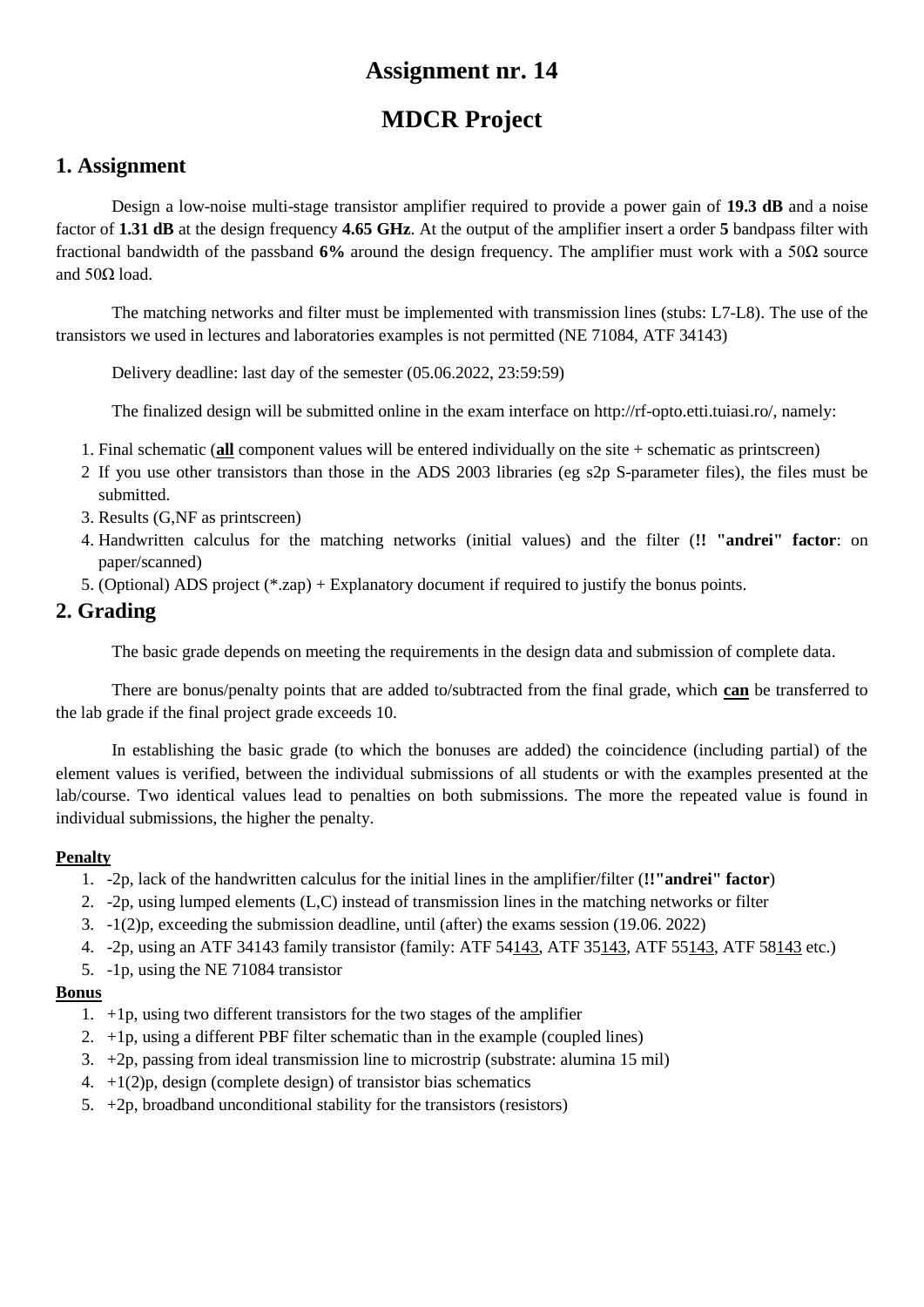# Assignment nr. 14

# MDCR Project

## 1. Assignment

Design a low-noise multi-stage transistor amplifier required to provide a power gain of **19.3 dB** and a noise factor of **1.31 dB** at the design frequency **4.65 GHz**. At the output of the amplifier insert a order **5** bandpass filter with fractional bandwidth of the passband **6%** around the design frequency. The amplifier must work with a 50Ω source and 50Ω load.

The matching networks and filter must be implemented with transmission lines (stubs: L7-L8). The use of the transistors we used in lectures and laboratories examples is not permitted (NE 71084, ATF 34143)

Delivery deadline: last day of the semester (05.06.2022, 23:59:59)

The finalized design will be submitted online in the exam interface on http://rf-opto.etti.tuiasi.ro/, namely:

1. Final schematic (**<u>all</u>** component values will be entered individually on the site + schematic as printscreen)
2. If you use other transistors than those in the ADS 2003 libraries (eg s2p S-parameter files), the files must be submitted.
3. Results (G,NF as printscreen)
4. Handwritten calculus for the matching networks (initial values) and the filter (**!! "andrei" factor**: on paper/scanned)
5. (Optional) ADS project (*.zap) + Explanatory document if required to justify the bonus points.

## 2. Grading

The basic grade depends on meeting the requirements in the design data and submission of complete data.

There are bonus/penalty points that are added to/subtracted from the final grade, which **<u>can</u>** be transferred to the lab grade if the final project grade exceeds 10.

In establishing the basic grade (to which the bonuses are added) the coincidence (including partial) of the element values is verified, between the individual submissions of all students or with the examples presented at the lab/course. Two identical values lead to penalties on both submissions. The more the repeated value is found in individual submissions, the higher the penalty.

**<u>Penalty</u>**

1. -2p, lack of the handwritten calculus for the initial lines in the amplifier/filter (**!!"andrei" factor**)
2. -2p, using lumped elements (L,C) instead of transmission lines in the matching networks or filter
3. -1(2)p, exceeding the submission deadline, until (after) the exams session (19.06. 2022)
4. -2p, using an ATF 34143 family transistor (family: ATF 54<u>143</u>, ATF 35<u>143</u>, ATF 55<u>143</u>, ATF 58<u>143</u> etc.)
5. -1p, using the NE 71084 transistor

**<u>Bonus</u>**

1. +1p, using two different transistors for the two stages of the amplifier
2. +1p, using a different PBF filter schematic than in the example (coupled lines)
3. +2p, passing from ideal transmission line to microstrip (substrate: alumina 15 mil)
4. +1(2)p, design (complete design) of transistor bias schematics
5. +2p, broadband unconditional stability for the transistors (resistors)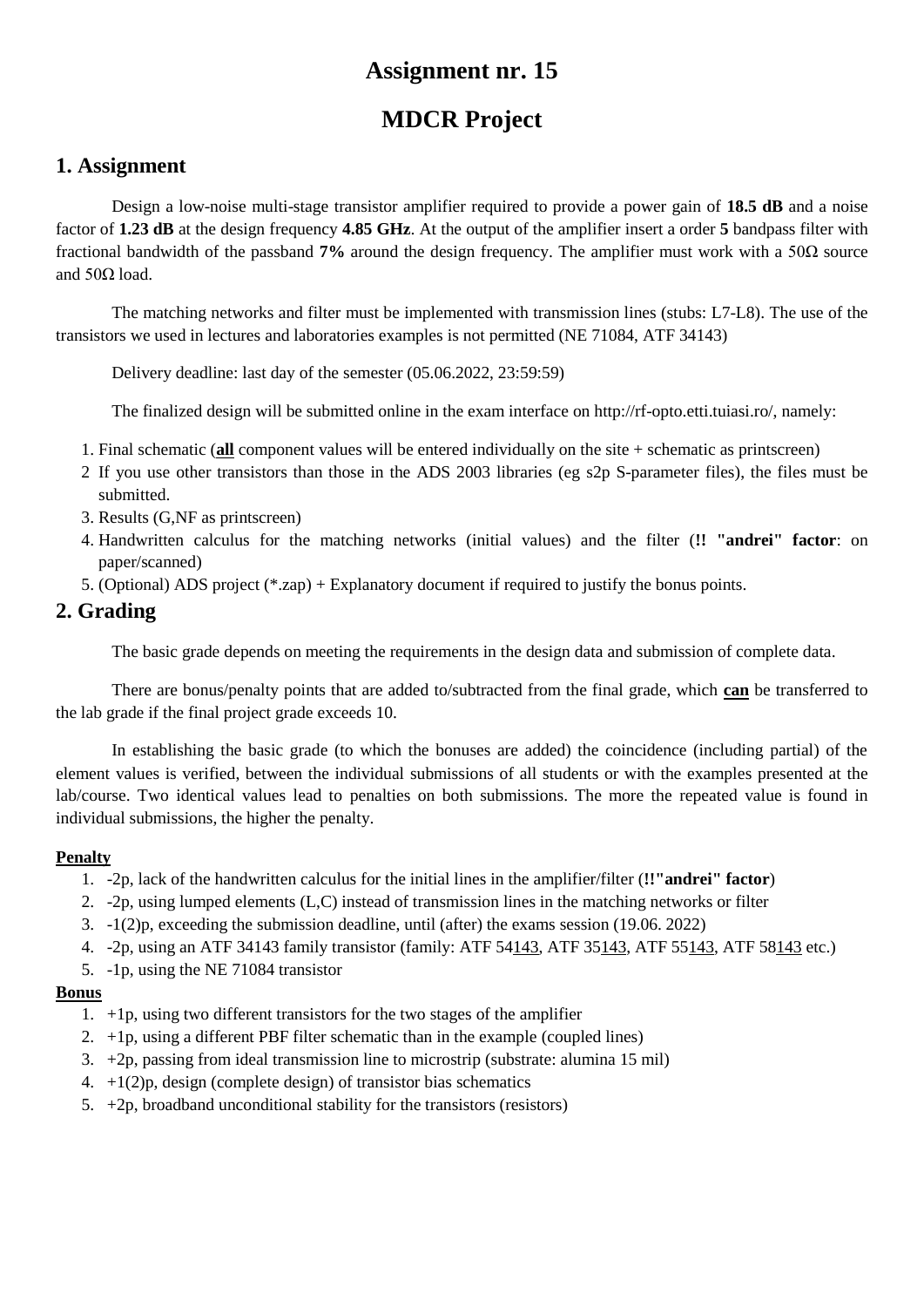# Assignment nr. 15

# MDCR Project

## 1. Assignment

Design a low-noise multi-stage transistor amplifier required to provide a power gain of **18.5 dB** and a noise factor of **1.23 dB** at the design frequency **4.85 GHz**. At the output of the amplifier insert a order **5** bandpass filter with fractional bandwidth of the passband **7%** around the design frequency. The amplifier must work with a 50Ω source and 50Ω load.

The matching networks and filter must be implemented with transmission lines (stubs: L7-L8). The use of the transistors we used in lectures and laboratories examples is not permitted (NE 71084, ATF 34143)

Delivery deadline: last day of the semester (05.06.2022, 23:59:59)

The finalized design will be submitted online in the exam interface on http://rf-opto.etti.tuiasi.ro/, namely:

1. Final schematic (**<u>all</u>** component values will be entered individually on the site + schematic as printscreen)
2. If you use other transistors than those in the ADS 2003 libraries (eg s2p S-parameter files), the files must be submitted.
3. Results (G,NF as printscreen)
4. Handwritten calculus for the matching networks (initial values) and the filter (**!! "andrei" factor**: on paper/scanned)
5. (Optional) ADS project (*.zap) + Explanatory document if required to justify the bonus points.

## 2. Grading

The basic grade depends on meeting the requirements in the design data and submission of complete data.

There are bonus/penalty points that are added to/subtracted from the final grade, which **<u>can</u>** be transferred to the lab grade if the final project grade exceeds 10.

In establishing the basic grade (to which the bonuses are added) the coincidence (including partial) of the element values is verified, between the individual submissions of all students or with the examples presented at the lab/course. Two identical values lead to penalties on both submissions. The more the repeated value is found in individual submissions, the higher the penalty.

**<u>Penalty</u>**

1. -2p, lack of the handwritten calculus for the initial lines in the amplifier/filter (**!!"andrei" factor**)
2. -2p, using lumped elements (L,C) instead of transmission lines in the matching networks or filter
3. -1(2)p, exceeding the submission deadline, until (after) the exams session (19.06. 2022)
4. -2p, using an ATF 34143 family transistor (family: ATF 54<u>143</u>, ATF 35<u>143</u>, ATF 55<u>143</u>, ATF 58<u>143</u> etc.)
5. -1p, using the NE 71084 transistor

**<u>Bonus</u>**

1. +1p, using two different transistors for the two stages of the amplifier
2. +1p, using a different PBF filter schematic than in the example (coupled lines)
3. +2p, passing from ideal transmission line to microstrip (substrate: alumina 15 mil)
4. +1(2)p, design (complete design) of transistor bias schematics
5. +2p, broadband unconditional stability for the transistors (resistors)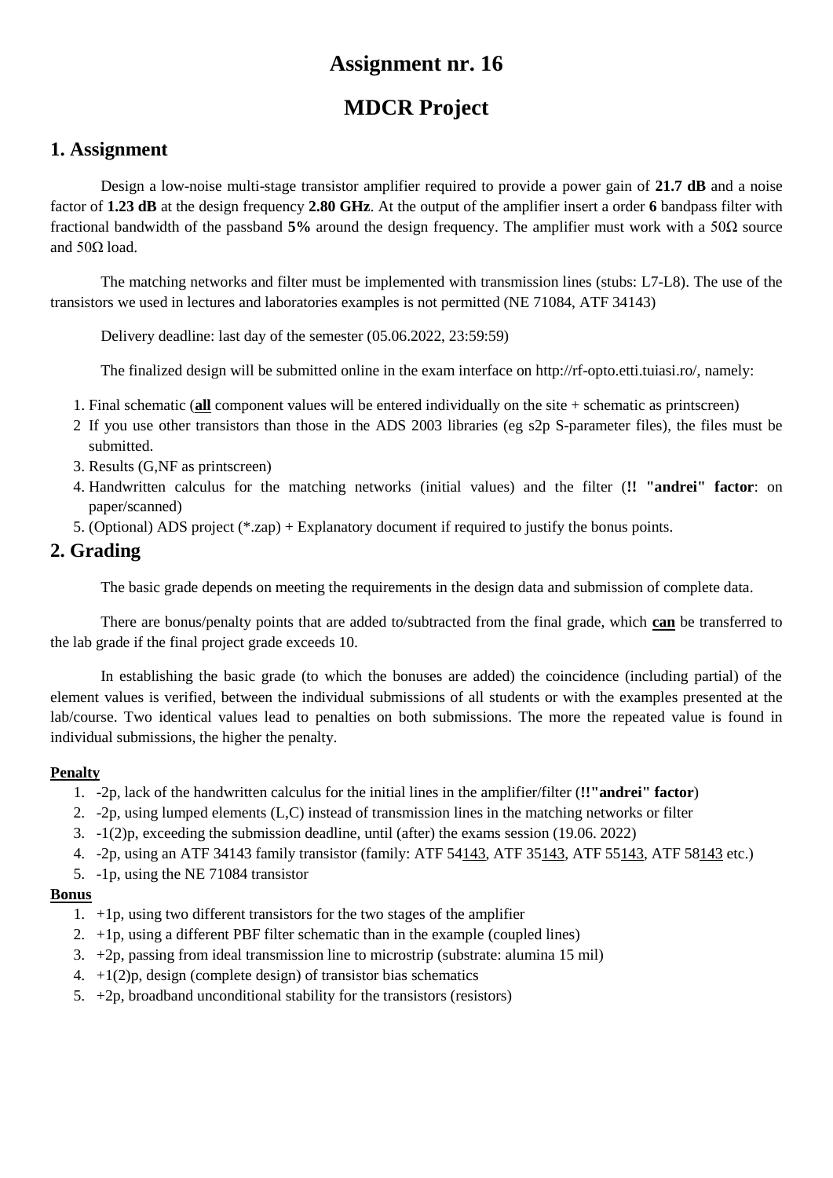# Assignment nr. 16

# MDCR Project

## 1. Assignment

Design a low-noise multi-stage transistor amplifier required to provide a power gain of **21.7 dB** and a noise factor of **1.23 dB** at the design frequency **2.80 GHz**. At the output of the amplifier insert a order **6** bandpass filter with fractional bandwidth of the passband **5%** around the design frequency. The amplifier must work with a 50Ω source and 50Ω load.

The matching networks and filter must be implemented with transmission lines (stubs: L7-L8). The use of the transistors we used in lectures and laboratories examples is not permitted (NE 71084, ATF 34143)

Delivery deadline: last day of the semester (05.06.2022, 23:59:59)

The finalized design will be submitted online in the exam interface on http://rf-opto.etti.tuiasi.ro/, namely:

1. Final schematic (<u>**all**</u> component values will be entered individually on the site + schematic as printscreen)
2. If you use other transistors than those in the ADS 2003 libraries (eg s2p S-parameter files), the files must be submitted.
3. Results (G,NF as printscreen)
4. Handwritten calculus for the matching networks (initial values) and the filter (**!! "andrei" factor**: on paper/scanned)
5. (Optional) ADS project (*.zap) + Explanatory document if required to justify the bonus points.

## 2. Grading

The basic grade depends on meeting the requirements in the design data and submission of complete data.

There are bonus/penalty points that are added to/subtracted from the final grade, which <u>**can**</u> be transferred to the lab grade if the final project grade exceeds 10.

In establishing the basic grade (to which the bonuses are added) the coincidence (including partial) of the element values is verified, between the individual submissions of all students or with the examples presented at the lab/course. Two identical values lead to penalties on both submissions. The more the repeated value is found in individual submissions, the higher the penalty.

#### <u>Penalty</u>

1. -2p, lack of the handwritten calculus for the initial lines in the amplifier/filter (**!!"andrei" factor**)
2. -2p, using lumped elements (L,C) instead of transmission lines in the matching networks or filter
3. -1(2)p, exceeding the submission deadline, until (after) the exams session (19.06. 2022)
4. -2p, using an ATF 34143 family transistor (family: ATF 54<u>143</u>, ATF 35<u>143</u>, ATF 55<u>143</u>, ATF 58<u>143</u> etc.)
5. -1p, using the NE 71084 transistor

#### <u>Bonus</u>

1. +1p, using two different transistors for the two stages of the amplifier
2. +1p, using a different PBF filter schematic than in the example (coupled lines)
3. +2p, passing from ideal transmission line to microstrip (substrate: alumina 15 mil)
4. +1(2)p, design (complete design) of transistor bias schematics
5. +2p, broadband unconditional stability for the transistors (resistors)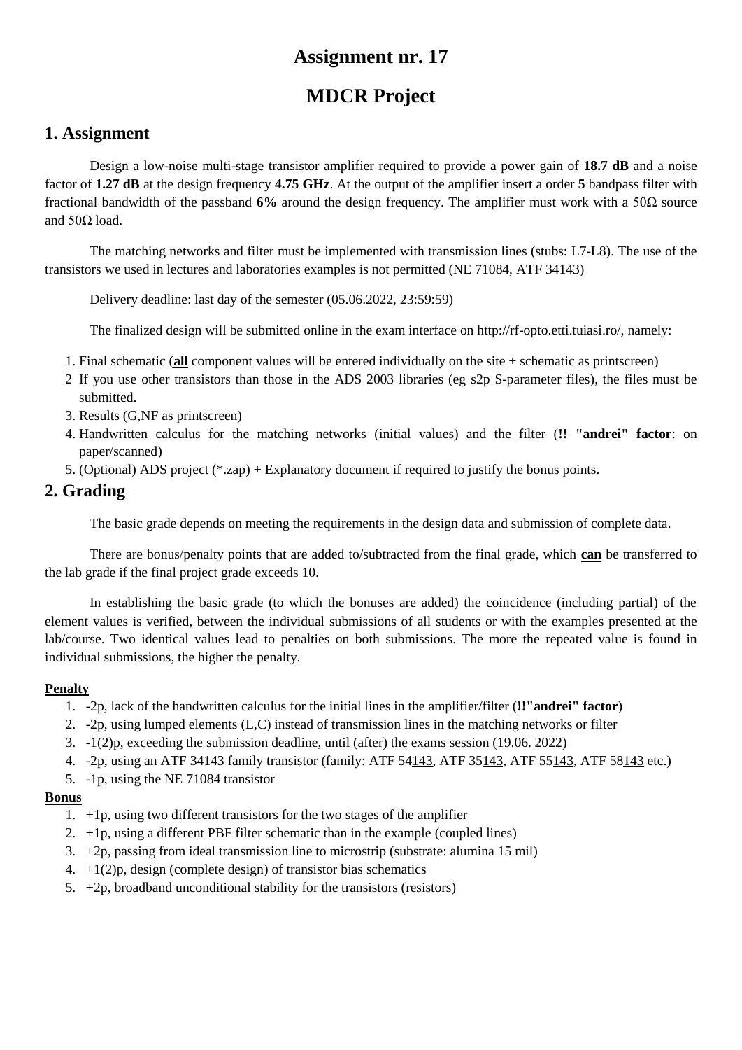# Assignment nr. 17

# MDCR Project

## 1. Assignment

Design a low-noise multi-stage transistor amplifier required to provide a power gain of **18.7 dB** and a noise factor of **1.27 dB** at the design frequency **4.75 GHz**. At the output of the amplifier insert a order **5** bandpass filter with fractional bandwidth of the passband **6%** around the design frequency. The amplifier must work with a 50Ω source and 50Ω load.

The matching networks and filter must be implemented with transmission lines (stubs: L7-L8). The use of the transistors we used in lectures and laboratories examples is not permitted (NE 71084, ATF 34143)

Delivery deadline: last day of the semester (05.06.2022, 23:59:59)

The finalized design will be submitted online in the exam interface on http://rf-opto.etti.tuiasi.ro/, namely:

1. Final schematic (**<u>all</u>** component values will be entered individually on the site + schematic as printscreen)
2. If you use other transistors than those in the ADS 2003 libraries (eg s2p S-parameter files), the files must be submitted.
3. Results (G,NF as printscreen)
4. Handwritten calculus for the matching networks (initial values) and the filter (**!! "andrei" factor**: on paper/scanned)
5. (Optional) ADS project (*.zap) + Explanatory document if required to justify the bonus points.

## 2. Grading

The basic grade depends on meeting the requirements in the design data and submission of complete data.

There are bonus/penalty points that are added to/subtracted from the final grade, which **<u>can</u>** be transferred to the lab grade if the final project grade exceeds 10.

In establishing the basic grade (to which the bonuses are added) the coincidence (including partial) of the element values is verified, between the individual submissions of all students or with the examples presented at the lab/course. Two identical values lead to penalties on both submissions. The more the repeated value is found in individual submissions, the higher the penalty.

**<u>Penalty</u>**

1. -2p, lack of the handwritten calculus for the initial lines in the amplifier/filter (**!!"andrei" factor**)
2. -2p, using lumped elements (L,C) instead of transmission lines in the matching networks or filter
3. -1(2)p, exceeding the submission deadline, until (after) the exams session (19.06. 2022)
4. -2p, using an ATF 34143 family transistor (family: ATF 54<u>143</u>, ATF 35<u>143</u>, ATF 55<u>143</u>, ATF 58<u>143</u> etc.)
5. -1p, using the NE 71084 transistor

**<u>Bonus</u>**

1. +1p, using two different transistors for the two stages of the amplifier
2. +1p, using a different PBF filter schematic than in the example (coupled lines)
3. +2p, passing from ideal transmission line to microstrip (substrate: alumina 15 mil)
4. +1(2)p, design (complete design) of transistor bias schematics
5. +2p, broadband unconditional stability for the transistors (resistors)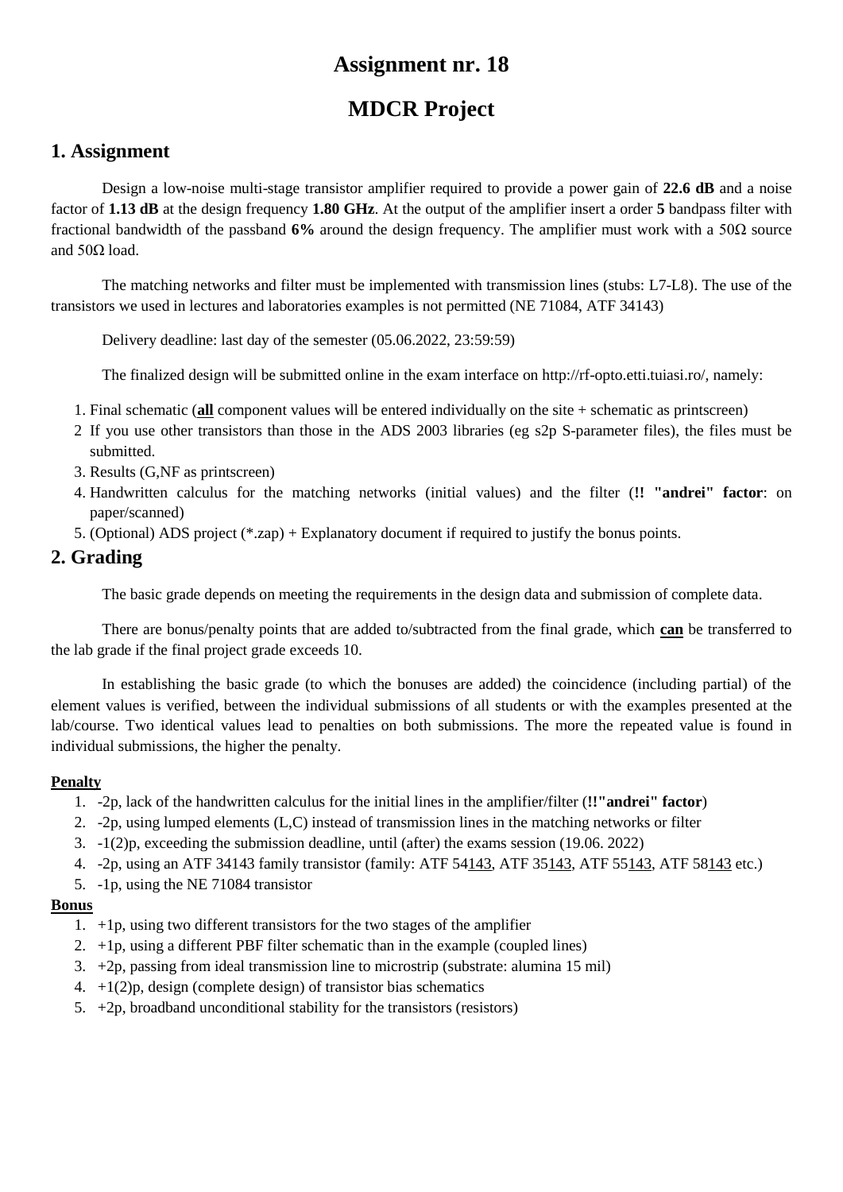# Assignment nr. 18

# MDCR Project

## 1. Assignment

Design a low-noise multi-stage transistor amplifier required to provide a power gain of **22.6 dB** and a noise factor of **1.13 dB** at the design frequency **1.80 GHz**. At the output of the amplifier insert a order **5** bandpass filter with fractional bandwidth of the passband **6%** around the design frequency. The amplifier must work with a 50Ω source and 50Ω load.

The matching networks and filter must be implemented with transmission lines (stubs: L7-L8). The use of the transistors we used in lectures and laboratories examples is not permitted (NE 71084, ATF 34143)

Delivery deadline: last day of the semester (05.06.2022, 23:59:59)

The finalized design will be submitted online in the exam interface on http://rf-opto.etti.tuiasi.ro/, namely:

1. Final schematic (**<u>all</u>** component values will be entered individually on the site + schematic as printscreen)
2. If you use other transistors than those in the ADS 2003 libraries (eg s2p S-parameter files), the files must be submitted.
3. Results (G,NF as printscreen)
4. Handwritten calculus for the matching networks (initial values) and the filter (**!! "andrei" factor**: on paper/scanned)
5. (Optional) ADS project (*.zap) + Explanatory document if required to justify the bonus points.

## 2. Grading

The basic grade depends on meeting the requirements in the design data and submission of complete data.

There are bonus/penalty points that are added to/subtracted from the final grade, which **<u>can</u>** be transferred to the lab grade if the final project grade exceeds 10.

In establishing the basic grade (to which the bonuses are added) the coincidence (including partial) of the element values is verified, between the individual submissions of all students or with the examples presented at the lab/course. Two identical values lead to penalties on both submissions. The more the repeated value is found in individual submissions, the higher the penalty.

**<u>Penalty</u>**

1. -2p, lack of the handwritten calculus for the initial lines in the amplifier/filter (**!!"andrei" factor**)
2. -2p, using lumped elements (L,C) instead of transmission lines in the matching networks or filter
3. -1(2)p, exceeding the submission deadline, until (after) the exams session (19.06. 2022)
4. -2p, using an ATF 34143 family transistor (family: ATF 54<u>143</u>, ATF 35<u>143</u>, ATF 55<u>143</u>, ATF 58<u>143</u> etc.)
5. -1p, using the NE 71084 transistor

**<u>Bonus</u>**

1. +1p, using two different transistors for the two stages of the amplifier
2. +1p, using a different PBF filter schematic than in the example (coupled lines)
3. +2p, passing from ideal transmission line to microstrip (substrate: alumina 15 mil)
4. +1(2)p, design (complete design) of transistor bias schematics
5. +2p, broadband unconditional stability for the transistors (resistors)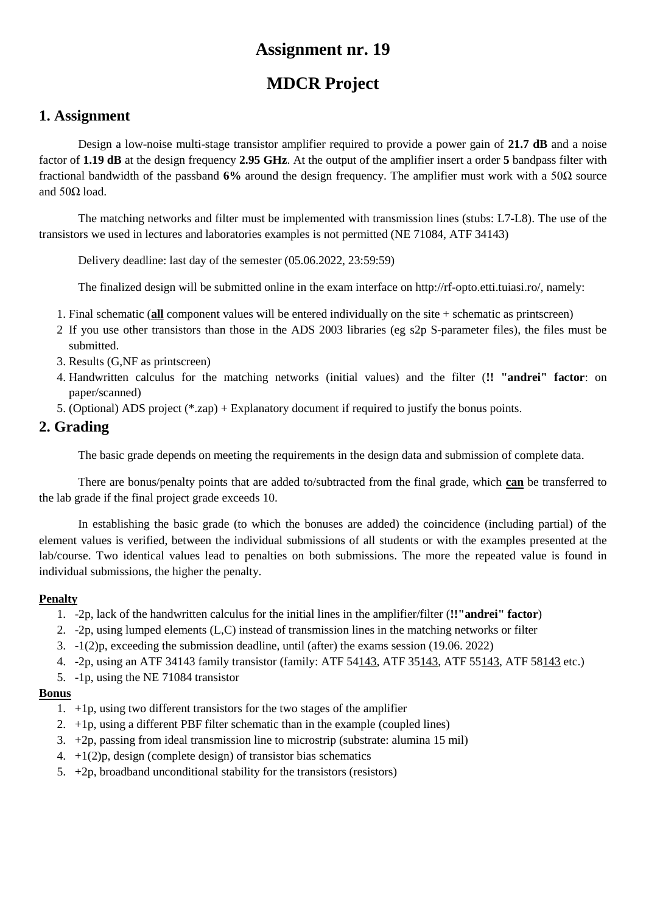# Assignment nr. 19

# MDCR Project

## 1. Assignment

Design a low-noise multi-stage transistor amplifier required to provide a power gain of **21.7 dB** and a noise factor of **1.19 dB** at the design frequency **2.95 GHz**. At the output of the amplifier insert a order **5** bandpass filter with fractional bandwidth of the passband **6%** around the design frequency. The amplifier must work with a 50Ω source and 50Ω load.

The matching networks and filter must be implemented with transmission lines (stubs: L7-L8). The use of the transistors we used in lectures and laboratories examples is not permitted (NE 71084, ATF 34143)

Delivery deadline: last day of the semester (05.06.2022, 23:59:59)

The finalized design will be submitted online in the exam interface on http://rf-opto.etti.tuiasi.ro/, namely:

1. Final schematic (<u>**all**</u> component values will be entered individually on the site + schematic as printscreen)
2. If you use other transistors than those in the ADS 2003 libraries (eg s2p S-parameter files), the files must be submitted.
3. Results (G,NF as printscreen)
4. Handwritten calculus for the matching networks (initial values) and the filter (**!! "andrei" factor**: on paper/scanned)
5. (Optional) ADS project (*.zap) + Explanatory document if required to justify the bonus points.

## 2. Grading

The basic grade depends on meeting the requirements in the design data and submission of complete data.

There are bonus/penalty points that are added to/subtracted from the final grade, which <u>**can**</u> be transferred to the lab grade if the final project grade exceeds 10.

In establishing the basic grade (to which the bonuses are added) the coincidence (including partial) of the element values is verified, between the individual submissions of all students or with the examples presented at the lab/course. Two identical values lead to penalties on both submissions. The more the repeated value is found in individual submissions, the higher the penalty.

#### <u>Penalty</u>

1. -2p, lack of the handwritten calculus for the initial lines in the amplifier/filter (**!!"andrei" factor**)
2. -2p, using lumped elements (L,C) instead of transmission lines in the matching networks or filter
3. -1(2)p, exceeding the submission deadline, until (after) the exams session (19.06. 2022)
4. -2p, using an ATF 34143 family transistor (family: ATF 54<u>143</u>, ATF 35<u>143</u>, ATF 55<u>143</u>, ATF 58<u>143</u> etc.)
5. -1p, using the NE 71084 transistor

#### <u>Bonus</u>

1. +1p, using two different transistors for the two stages of the amplifier
2. +1p, using a different PBF filter schematic than in the example (coupled lines)
3. +2p, passing from ideal transmission line to microstrip (substrate: alumina 15 mil)
4. +1(2)p, design (complete design) of transistor bias schematics
5. +2p, broadband unconditional stability for the transistors (resistors)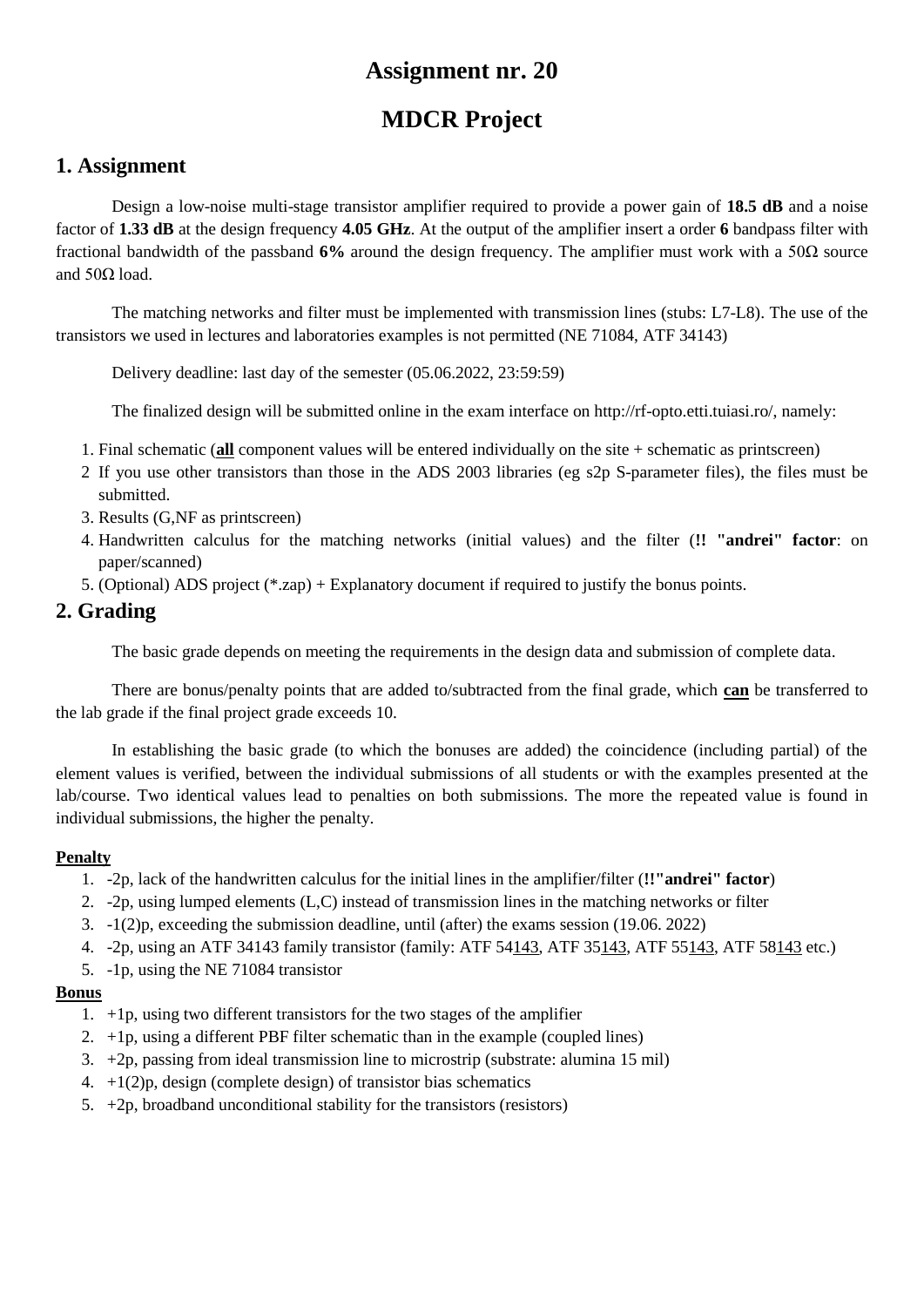# Assignment nr. 20

# MDCR Project

## 1. Assignment

Design a low-noise multi-stage transistor amplifier required to provide a power gain of **18.5 dB** and a noise factor of **1.33 dB** at the design frequency **4.05 GHz**. At the output of the amplifier insert a order **6** bandpass filter with fractional bandwidth of the passband **6%** around the design frequency. The amplifier must work with a 50Ω source and 50Ω load.

The matching networks and filter must be implemented with transmission lines (stubs: L7-L8). The use of the transistors we used in lectures and laboratories examples is not permitted (NE 71084, ATF 34143)

Delivery deadline: last day of the semester (05.06.2022, 23:59:59)

The finalized design will be submitted online in the exam interface on http://rf-opto.etti.tuiasi.ro/, namely:

1. Final schematic (**all** component values will be entered individually on the site + schematic as printscreen)
2. If you use other transistors than those in the ADS 2003 libraries (eg s2p S-parameter files), the files must be submitted.
3. Results (G,NF as printscreen)
4. Handwritten calculus for the matching networks (initial values) and the filter (**!! "andrei" factor**: on paper/scanned)
5. (Optional) ADS project (*.zap) + Explanatory document if required to justify the bonus points.

## 2. Grading

The basic grade depends on meeting the requirements in the design data and submission of complete data.

There are bonus/penalty points that are added to/subtracted from the final grade, which **can** be transferred to the lab grade if the final project grade exceeds 10.

In establishing the basic grade (to which the bonuses are added) the coincidence (including partial) of the element values is verified, between the individual submissions of all students or with the examples presented at the lab/course. Two identical values lead to penalties on both submissions. The more the repeated value is found in individual submissions, the higher the penalty.

#### Penalty

1. -2p, lack of the handwritten calculus for the initial lines in the amplifier/filter (**!!"andrei" factor**)
2. -2p, using lumped elements (L,C) instead of transmission lines in the matching networks or filter
3. -1(2)p, exceeding the submission deadline, until (after) the exams session (19.06. 2022)
4. -2p, using an ATF 34143 family transistor (family: ATF 54143, ATF 35143, ATF 55143, ATF 58143 etc.)
5. -1p, using the NE 71084 transistor

#### Bonus

1. +1p, using two different transistors for the two stages of the amplifier
2. +1p, using a different PBF filter schematic than in the example (coupled lines)
3. +2p, passing from ideal transmission line to microstrip (substrate: alumina 15 mil)
4. +1(2)p, design (complete design) of transistor bias schematics
5. +2p, broadband unconditional stability for the transistors (resistors)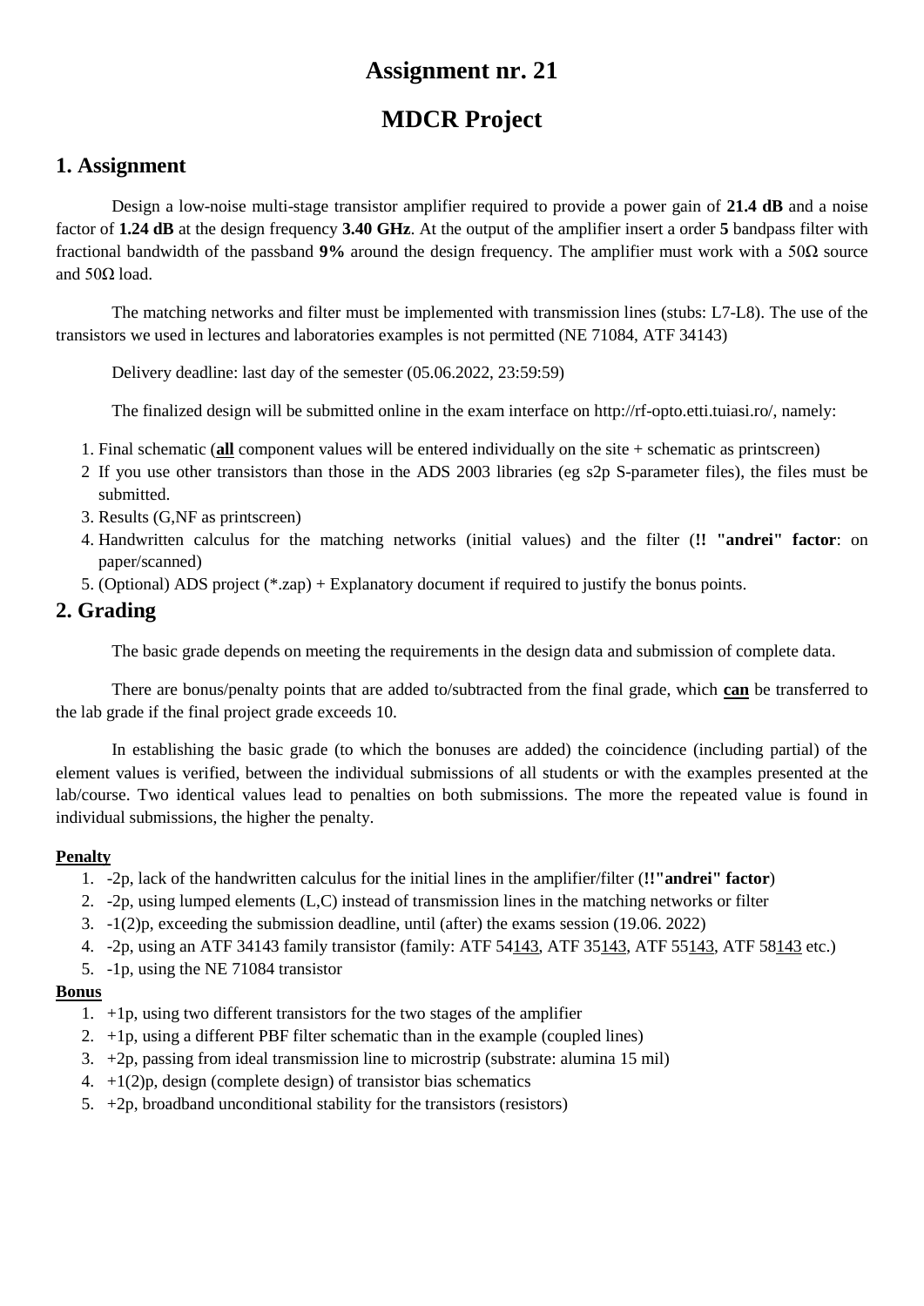# Assignment nr. 21

# MDCR Project

## 1. Assignment

Design a low-noise multi-stage transistor amplifier required to provide a power gain of **21.4 dB** and a noise factor of **1.24 dB** at the design frequency **3.40 GHz**. At the output of the amplifier insert a order **5** bandpass filter with fractional bandwidth of the passband **9%** around the design frequency. The amplifier must work with a 50Ω source and 50Ω load.

The matching networks and filter must be implemented with transmission lines (stubs: L7-L8). The use of the transistors we used in lectures and laboratories examples is not permitted (NE 71084, ATF 34143)

Delivery deadline: last day of the semester (05.06.2022, 23:59:59)

The finalized design will be submitted online in the exam interface on http://rf-opto.etti.tuiasi.ro/, namely:

1. Final schematic (**<u>all</u>** component values will be entered individually on the site + schematic as printscreen)
2. If you use other transistors than those in the ADS 2003 libraries (eg s2p S-parameter files), the files must be submitted.
3. Results (G,NF as printscreen)
4. Handwritten calculus for the matching networks (initial values) and the filter (**!! "andrei" factor**: on paper/scanned)
5. (Optional) ADS project (*.zap) + Explanatory document if required to justify the bonus points.

## 2. Grading

The basic grade depends on meeting the requirements in the design data and submission of complete data.

There are bonus/penalty points that are added to/subtracted from the final grade, which **<u>can</u>** be transferred to the lab grade if the final project grade exceeds 10.

In establishing the basic grade (to which the bonuses are added) the coincidence (including partial) of the element values is verified, between the individual submissions of all students or with the examples presented at the lab/course. Two identical values lead to penalties on both submissions. The more the repeated value is found in individual submissions, the higher the penalty.

**<u>Penalty</u>**

1. -2p, lack of the handwritten calculus for the initial lines in the amplifier/filter (**!!"andrei" factor**)
2. -2p, using lumped elements (L,C) instead of transmission lines in the matching networks or filter
3. -1(2)p, exceeding the submission deadline, until (after) the exams session (19.06. 2022)
4. -2p, using an ATF 34143 family transistor (family: ATF 54<u>143</u>, ATF 35<u>143</u>, ATF 55<u>143</u>, ATF 58<u>143</u> etc.)
5. -1p, using the NE 71084 transistor

**<u>Bonus</u>**

1. +1p, using two different transistors for the two stages of the amplifier
2. +1p, using a different PBF filter schematic than in the example (coupled lines)
3. +2p, passing from ideal transmission line to microstrip (substrate: alumina 15 mil)
4. +1(2)p, design (complete design) of transistor bias schematics
5. +2p, broadband unconditional stability for the transistors (resistors)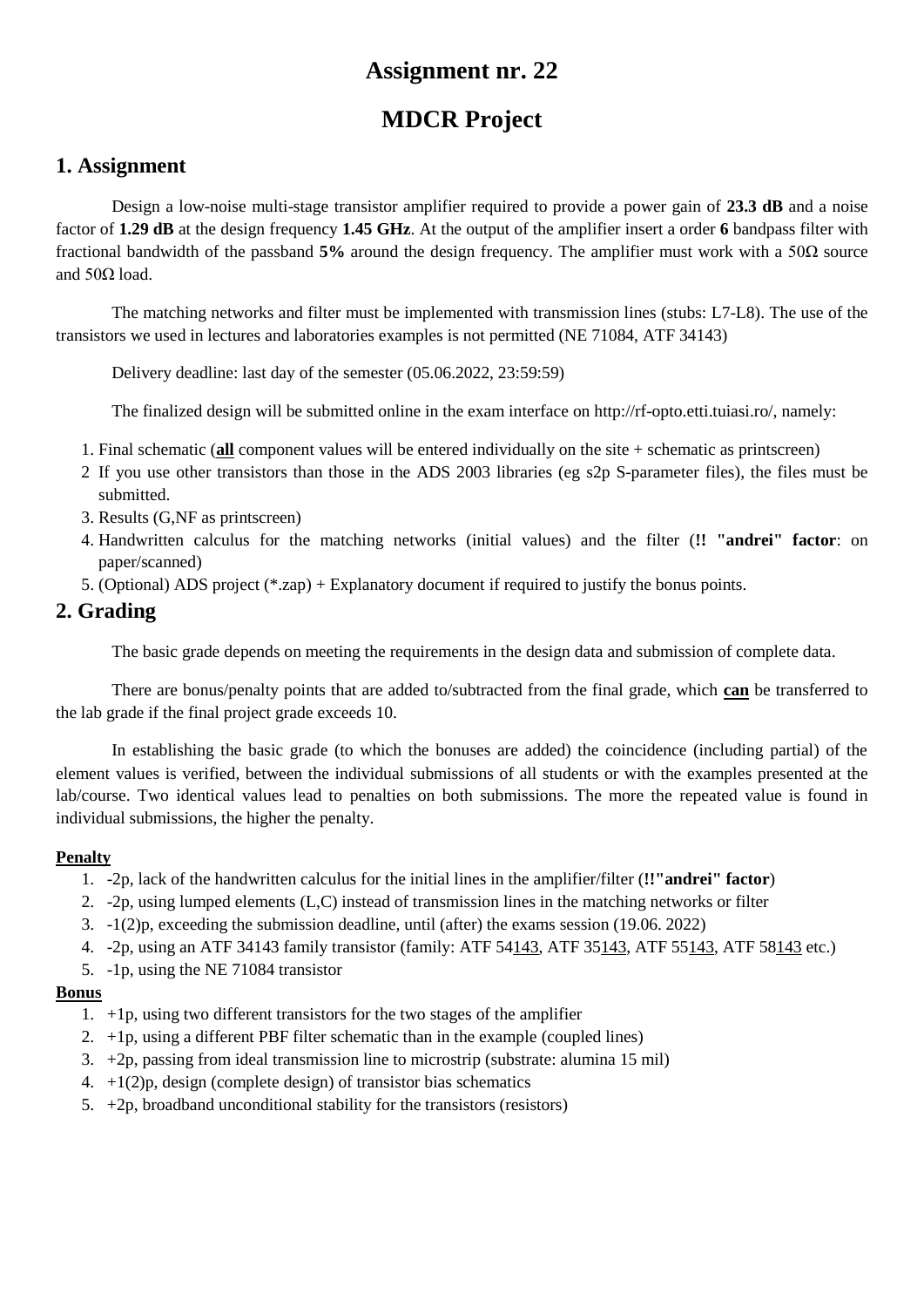# Assignment nr. 22

# MDCR Project

## 1. Assignment

Design a low-noise multi-stage transistor amplifier required to provide a power gain of **23.3 dB** and a noise factor of **1.29 dB** at the design frequency **1.45 GHz**. At the output of the amplifier insert a order **6** bandpass filter with fractional bandwidth of the passband **5%** around the design frequency. The amplifier must work with a 50Ω source and 50Ω load.

The matching networks and filter must be implemented with transmission lines (stubs: L7-L8). The use of the transistors we used in lectures and laboratories examples is not permitted (NE 71084, ATF 34143)

Delivery deadline: last day of the semester (05.06.2022, 23:59:59)

The finalized design will be submitted online in the exam interface on http://rf-opto.etti.tuiasi.ro/, namely:

1. Final schematic (**all** component values will be entered individually on the site + schematic as printscreen)
2. If you use other transistors than those in the ADS 2003 libraries (eg s2p S-parameter files), the files must be submitted.
3. Results (G,NF as printscreen)
4. Handwritten calculus for the matching networks (initial values) and the filter (**!! "andrei" factor**: on paper/scanned)
5. (Optional) ADS project (*.zap) + Explanatory document if required to justify the bonus points.

## 2. Grading

The basic grade depends on meeting the requirements in the design data and submission of complete data.

There are bonus/penalty points that are added to/subtracted from the final grade, which **can** be transferred to the lab grade if the final project grade exceeds 10.

In establishing the basic grade (to which the bonuses are added) the coincidence (including partial) of the element values is verified, between the individual submissions of all students or with the examples presented at the lab/course. Two identical values lead to penalties on both submissions. The more the repeated value is found in individual submissions, the higher the penalty.

### Penalty

1. -2p, lack of the handwritten calculus for the initial lines in the amplifier/filter (**!!"andrei" factor**)
2. -2p, using lumped elements (L,C) instead of transmission lines in the matching networks or filter
3. -1(2)p, exceeding the submission deadline, until (after) the exams session (19.06. 2022)
4. -2p, using an ATF 34143 family transistor (family: ATF 54143, ATF 35143, ATF 55143, ATF 58143 etc.)
5. -1p, using the NE 71084 transistor

### Bonus

1. +1p, using two different transistors for the two stages of the amplifier
2. +1p, using a different PBF filter schematic than in the example (coupled lines)
3. +2p, passing from ideal transmission line to microstrip (substrate: alumina 15 mil)
4. +1(2)p, design (complete design) of transistor bias schematics
5. +2p, broadband unconditional stability for the transistors (resistors)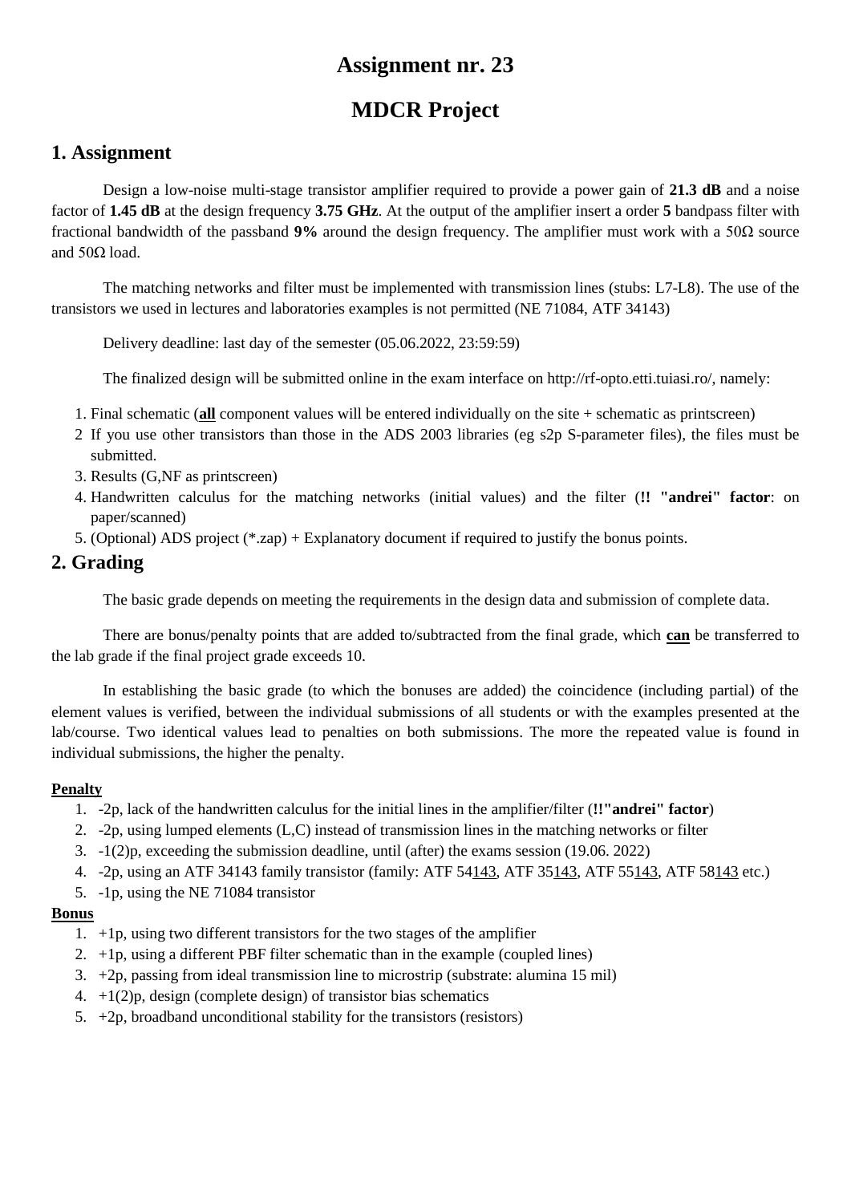# Assignment nr. 23

# MDCR Project

## 1. Assignment

Design a low-noise multi-stage transistor amplifier required to provide a power gain of **21.3 dB** and a noise factor of **1.45 dB** at the design frequency **3.75 GHz**. At the output of the amplifier insert a order **5** bandpass filter with fractional bandwidth of the passband **9%** around the design frequency. The amplifier must work with a 50Ω source and 50Ω load.

The matching networks and filter must be implemented with transmission lines (stubs: L7-L8). The use of the transistors we used in lectures and laboratories examples is not permitted (NE 71084, ATF 34143)

Delivery deadline: last day of the semester (05.06.2022, 23:59:59)

The finalized design will be submitted online in the exam interface on http://rf-opto.etti.tuiasi.ro/, namely:

1. Final schematic (**<u>all</u>** component values will be entered individually on the site + schematic as printscreen)
2. If you use other transistors than those in the ADS 2003 libraries (eg s2p S-parameter files), the files must be submitted.
3. Results (G,NF as printscreen)
4. Handwritten calculus for the matching networks (initial values) and the filter (**!! "andrei" factor**: on paper/scanned)
5. (Optional) ADS project (*.zap) + Explanatory document if required to justify the bonus points.

## 2. Grading

The basic grade depends on meeting the requirements in the design data and submission of complete data.

There are bonus/penalty points that are added to/subtracted from the final grade, which **<u>can</u>** be transferred to the lab grade if the final project grade exceeds 10.

In establishing the basic grade (to which the bonuses are added) the coincidence (including partial) of the element values is verified, between the individual submissions of all students or with the examples presented at the lab/course. Two identical values lead to penalties on both submissions. The more the repeated value is found in individual submissions, the higher the penalty.

**<u>Penalty</u>**

1. -2p, lack of the handwritten calculus for the initial lines in the amplifier/filter (**!!"andrei" factor**)
2. -2p, using lumped elements (L,C) instead of transmission lines in the matching networks or filter
3. -1(2)p, exceeding the submission deadline, until (after) the exams session (19.06. 2022)
4. -2p, using an ATF 34143 family transistor (family: ATF 54<u>143</u>, ATF 35<u>143</u>, ATF 55<u>143</u>, ATF 58<u>143</u> etc.)
5. -1p, using the NE 71084 transistor

**<u>Bonus</u>**

1. +1p, using two different transistors for the two stages of the amplifier
2. +1p, using a different PBF filter schematic than in the example (coupled lines)
3. +2p, passing from ideal transmission line to microstrip (substrate: alumina 15 mil)
4. +1(2)p, design (complete design) of transistor bias schematics
5. +2p, broadband unconditional stability for the transistors (resistors)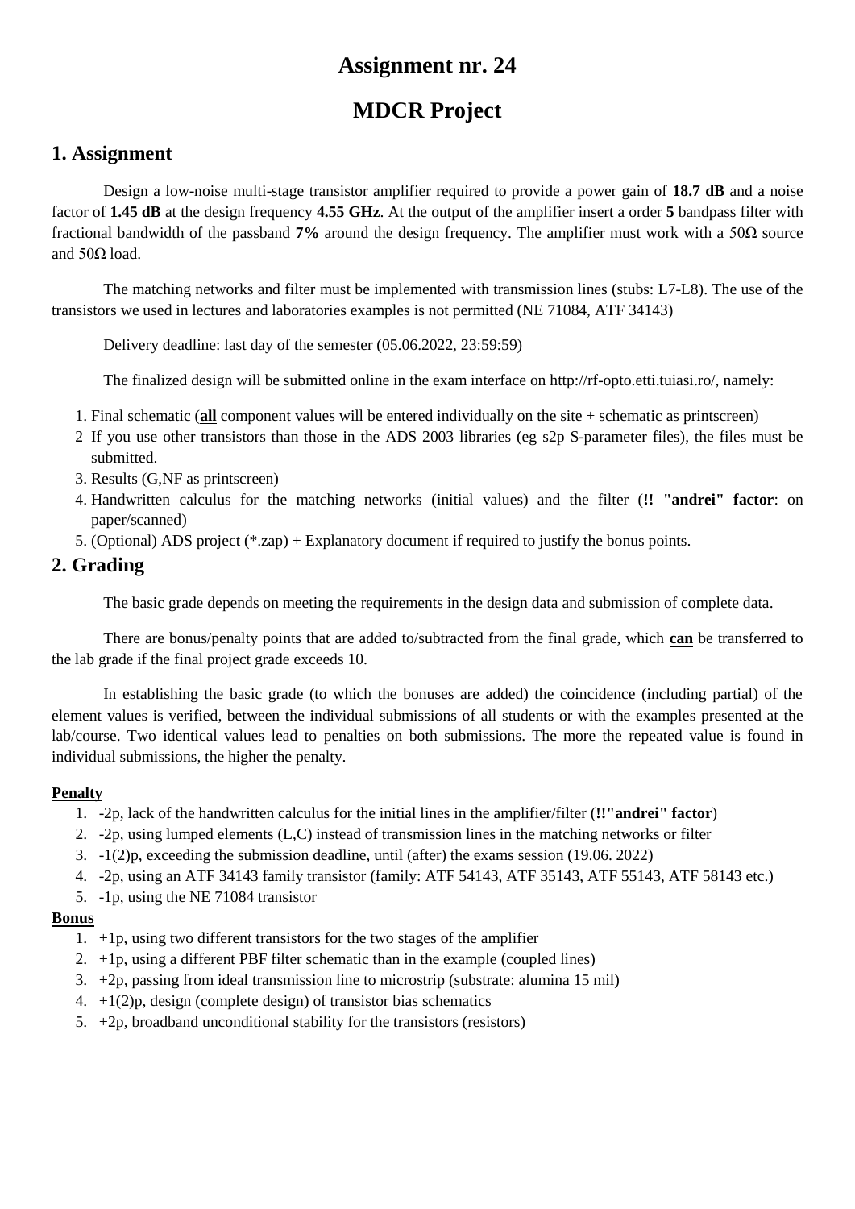# Assignment nr. 24

# MDCR Project

## 1. Assignment

Design a low-noise multi-stage transistor amplifier required to provide a power gain of **18.7 dB** and a noise factor of **1.45 dB** at the design frequency **4.55 GHz**. At the output of the amplifier insert a order **5** bandpass filter with fractional bandwidth of the passband **7%** around the design frequency. The amplifier must work with a 50Ω source and 50Ω load.

The matching networks and filter must be implemented with transmission lines (stubs: L7-L8). The use of the transistors we used in lectures and laboratories examples is not permitted (NE 71084, ATF 34143)

Delivery deadline: last day of the semester (05.06.2022, 23:59:59)

The finalized design will be submitted online in the exam interface on http://rf-opto.etti.tuiasi.ro/, namely:

1. Final schematic (**<u>all</u>** component values will be entered individually on the site + schematic as printscreen)
2. If you use other transistors than those in the ADS 2003 libraries (eg s2p S-parameter files), the files must be submitted.
3. Results (G,NF as printscreen)
4. Handwritten calculus for the matching networks (initial values) and the filter (**!! "andrei" factor**: on paper/scanned)
5. (Optional) ADS project (*.zap) + Explanatory document if required to justify the bonus points.

## 2. Grading

The basic grade depends on meeting the requirements in the design data and submission of complete data.

There are bonus/penalty points that are added to/subtracted from the final grade, which **<u>can</u>** be transferred to the lab grade if the final project grade exceeds 10.

In establishing the basic grade (to which the bonuses are added) the coincidence (including partial) of the element values is verified, between the individual submissions of all students or with the examples presented at the lab/course. Two identical values lead to penalties on both submissions. The more the repeated value is found in individual submissions, the higher the penalty.

**<u>Penalty</u>**

1. -2p, lack of the handwritten calculus for the initial lines in the amplifier/filter (**!!"andrei" factor**)
2. -2p, using lumped elements (L,C) instead of transmission lines in the matching networks or filter
3. -1(2)p, exceeding the submission deadline, until (after) the exams session (19.06. 2022)
4. -2p, using an ATF 34143 family transistor (family: ATF 54<u>143</u>, ATF 35<u>143</u>, ATF 55<u>143</u>, ATF 58<u>143</u> etc.)
5. -1p, using the NE 71084 transistor

**<u>Bonus</u>**

1. +1p, using two different transistors for the two stages of the amplifier
2. +1p, using a different PBF filter schematic than in the example (coupled lines)
3. +2p, passing from ideal transmission line to microstrip (substrate: alumina 15 mil)
4. +1(2)p, design (complete design) of transistor bias schematics
5. +2p, broadband unconditional stability for the transistors (resistors)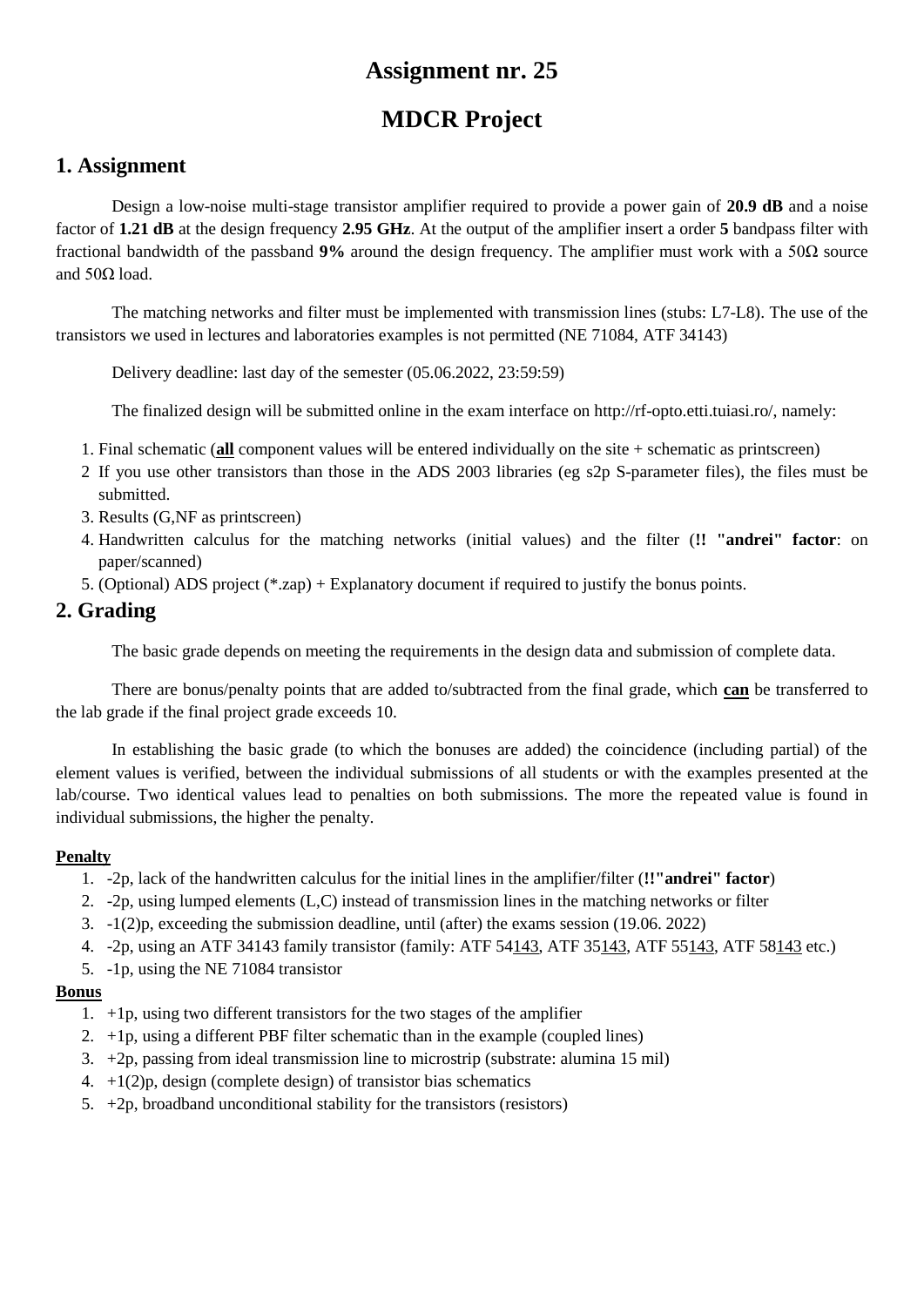# Assignment nr. 25

# MDCR Project

## 1. Assignment

Design a low-noise multi-stage transistor amplifier required to provide a power gain of **20.9 dB** and a noise factor of **1.21 dB** at the design frequency **2.95 GHz**. At the output of the amplifier insert a order **5** bandpass filter with fractional bandwidth of the passband **9%** around the design frequency. The amplifier must work with a 50Ω source and 50Ω load.

The matching networks and filter must be implemented with transmission lines (stubs: L7-L8). The use of the transistors we used in lectures and laboratories examples is not permitted (NE 71084, ATF 34143)

Delivery deadline: last day of the semester (05.06.2022, 23:59:59)

The finalized design will be submitted online in the exam interface on http://rf-opto.etti.tuiasi.ro/, namely:

1. Final schematic (**all** component values will be entered individually on the site + schematic as printscreen)
2. If you use other transistors than those in the ADS 2003 libraries (eg s2p S-parameter files), the files must be submitted.
3. Results (G,NF as printscreen)
4. Handwritten calculus for the matching networks (initial values) and the filter (**!! "andrei" factor**: on paper/scanned)
5. (Optional) ADS project (*.zap) + Explanatory document if required to justify the bonus points.

## 2. Grading

The basic grade depends on meeting the requirements in the design data and submission of complete data.

There are bonus/penalty points that are added to/subtracted from the final grade, which **can** be transferred to the lab grade if the final project grade exceeds 10.

In establishing the basic grade (to which the bonuses are added) the coincidence (including partial) of the element values is verified, between the individual submissions of all students or with the examples presented at the lab/course. Two identical values lead to penalties on both submissions. The more the repeated value is found in individual submissions, the higher the penalty.

### Penalty

1. -2p, lack of the handwritten calculus for the initial lines in the amplifier/filter (**!!"andrei" factor**)
2. -2p, using lumped elements (L,C) instead of transmission lines in the matching networks or filter
3. -1(2)p, exceeding the submission deadline, until (after) the exams session (19.06. 2022)
4. -2p, using an ATF 34143 family transistor (family: ATF 54143, ATF 35143, ATF 55143, ATF 58143 etc.)
5. -1p, using the NE 71084 transistor

### Bonus

1. +1p, using two different transistors for the two stages of the amplifier
2. +1p, using a different PBF filter schematic than in the example (coupled lines)
3. +2p, passing from ideal transmission line to microstrip (substrate: alumina 15 mil)
4. +1(2)p, design (complete design) of transistor bias schematics
5. +2p, broadband unconditional stability for the transistors (resistors)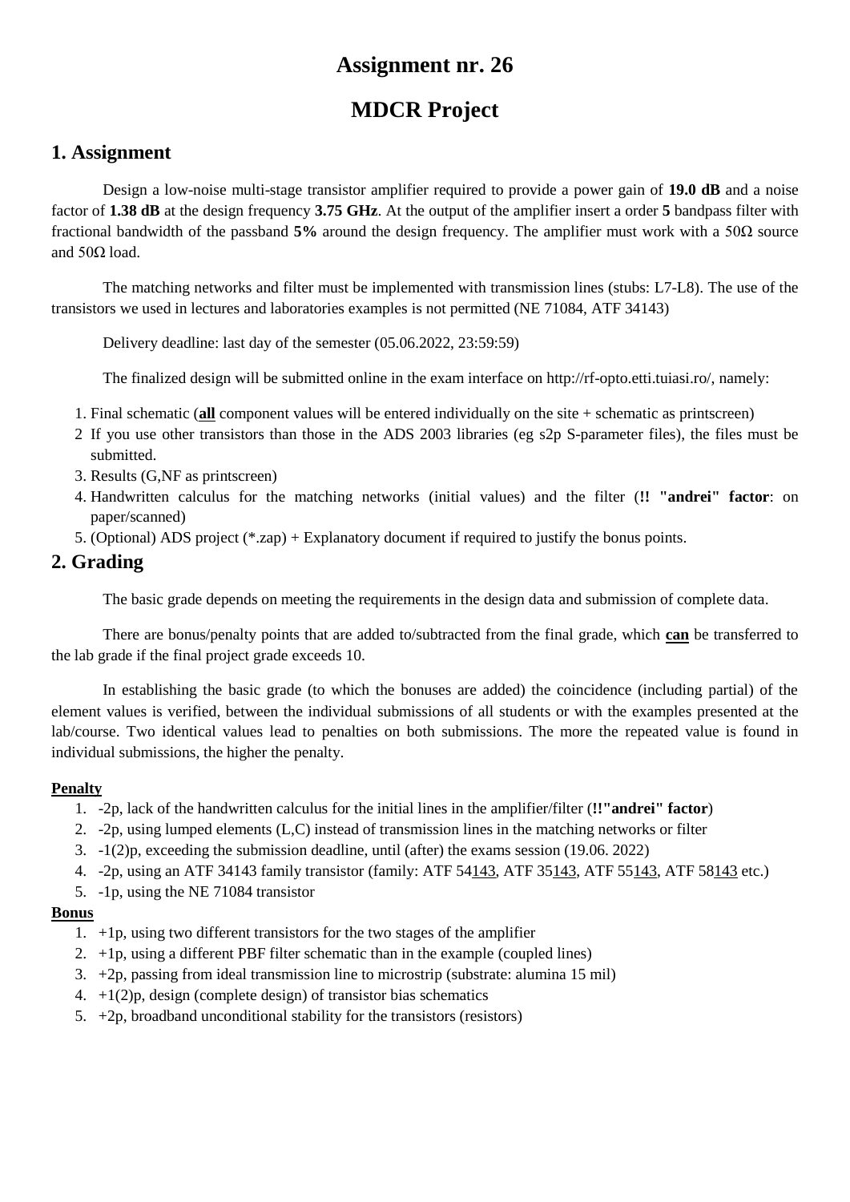# Assignment nr. 26

# MDCR Project

## 1. Assignment

Design a low-noise multi-stage transistor amplifier required to provide a power gain of **19.0 dB** and a noise factor of **1.38 dB** at the design frequency **3.75 GHz**. At the output of the amplifier insert a order **5** bandpass filter with fractional bandwidth of the passband **5%** around the design frequency. The amplifier must work with a 50Ω source and 50Ω load.

The matching networks and filter must be implemented with transmission lines (stubs: L7-L8). The use of the transistors we used in lectures and laboratories examples is not permitted (NE 71084, ATF 34143)

Delivery deadline: last day of the semester (05.06.2022, 23:59:59)

The finalized design will be submitted online in the exam interface on http://rf-opto.etti.tuiasi.ro/, namely:

1. Final schematic (**all** component values will be entered individually on the site + schematic as printscreen)
2. If you use other transistors than those in the ADS 2003 libraries (eg s2p S-parameter files), the files must be submitted.
3. Results (G,NF as printscreen)
4. Handwritten calculus for the matching networks (initial values) and the filter (**!! "andrei" factor**: on paper/scanned)
5. (Optional) ADS project (*.zap) + Explanatory document if required to justify the bonus points.

## 2. Grading

The basic grade depends on meeting the requirements in the design data and submission of complete data.

There are bonus/penalty points that are added to/subtracted from the final grade, which **can** be transferred to the lab grade if the final project grade exceeds 10.

In establishing the basic grade (to which the bonuses are added) the coincidence (including partial) of the element values is verified, between the individual submissions of all students or with the examples presented at the lab/course. Two identical values lead to penalties on both submissions. The more the repeated value is found in individual submissions, the higher the penalty.

#### Penalty

1. -2p, lack of the handwritten calculus for the initial lines in the amplifier/filter (**!!"andrei" factor**)
2. -2p, using lumped elements (L,C) instead of transmission lines in the matching networks or filter
3. -1(2)p, exceeding the submission deadline, until (after) the exams session (19.06. 2022)
4. -2p, using an ATF 34143 family transistor (family: ATF 54143, ATF 35143, ATF 55143, ATF 58143 etc.)
5. -1p, using the NE 71084 transistor

#### Bonus

1. +1p, using two different transistors for the two stages of the amplifier
2. +1p, using a different PBF filter schematic than in the example (coupled lines)
3. +2p, passing from ideal transmission line to microstrip (substrate: alumina 15 mil)
4. +1(2)p, design (complete design) of transistor bias schematics
5. +2p, broadband unconditional stability for the transistors (resistors)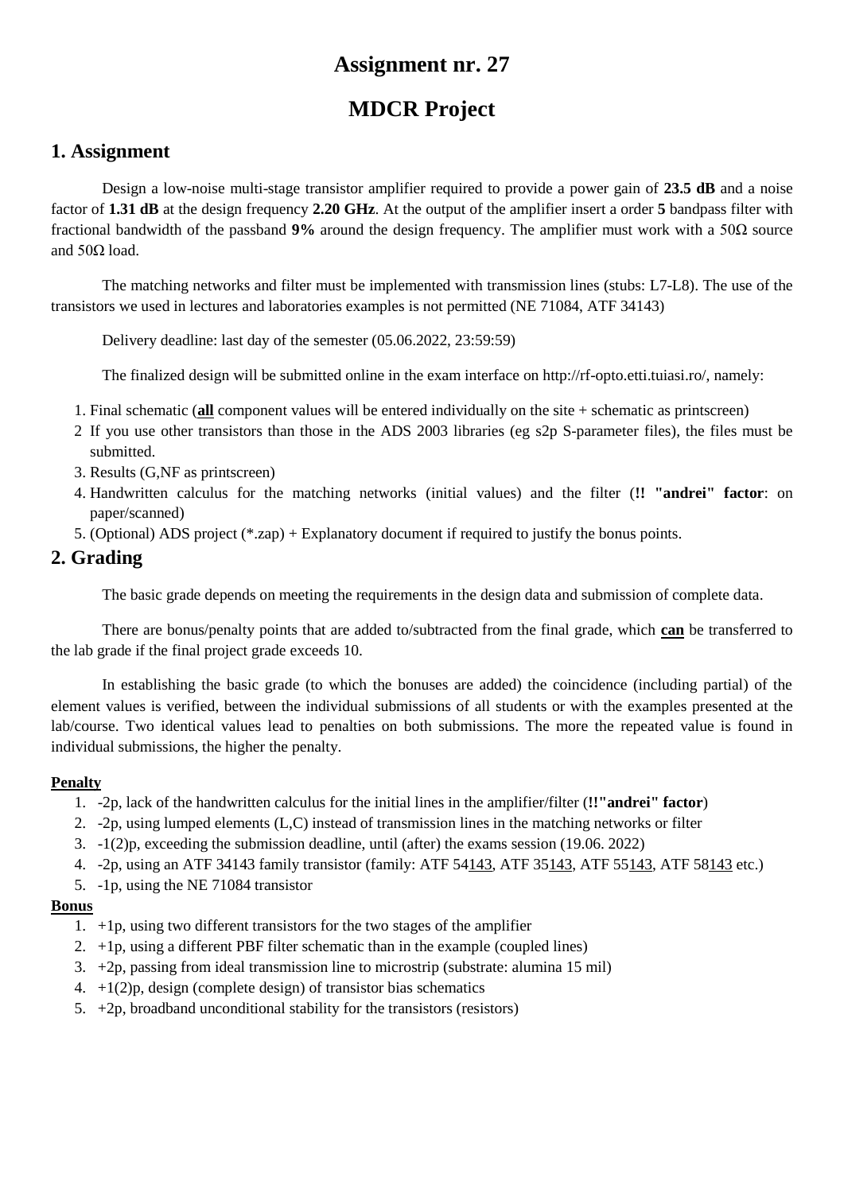# Assignment nr. 27

# MDCR Project

## 1. Assignment

Design a low-noise multi-stage transistor amplifier required to provide a power gain of **23.5 dB** and a noise factor of **1.31 dB** at the design frequency **2.20 GHz**. At the output of the amplifier insert a order **5** bandpass filter with fractional bandwidth of the passband **9%** around the design frequency. The amplifier must work with a 50Ω source and 50Ω load.

The matching networks and filter must be implemented with transmission lines (stubs: L7-L8). The use of the transistors we used in lectures and laboratories examples is not permitted (NE 71084, ATF 34143)

Delivery deadline: last day of the semester (05.06.2022, 23:59:59)

The finalized design will be submitted online in the exam interface on http://rf-opto.etti.tuiasi.ro/, namely:

1. Final schematic (**<u>all</u>** component values will be entered individually on the site + schematic as printscreen)
2. If you use other transistors than those in the ADS 2003 libraries (eg s2p S-parameter files), the files must be submitted.
3. Results (G,NF as printscreen)
4. Handwritten calculus for the matching networks (initial values) and the filter (**!! "andrei" factor**: on paper/scanned)
5. (Optional) ADS project (*.zap) + Explanatory document if required to justify the bonus points.

## 2. Grading

The basic grade depends on meeting the requirements in the design data and submission of complete data.

There are bonus/penalty points that are added to/subtracted from the final grade, which **<u>can</u>** be transferred to the lab grade if the final project grade exceeds 10.

In establishing the basic grade (to which the bonuses are added) the coincidence (including partial) of the element values is verified, between the individual submissions of all students or with the examples presented at the lab/course. Two identical values lead to penalties on both submissions. The more the repeated value is found in individual submissions, the higher the penalty.

**<u>Penalty</u>**

1. -2p, lack of the handwritten calculus for the initial lines in the amplifier/filter (**!!"andrei" factor**)
2. -2p, using lumped elements (L,C) instead of transmission lines in the matching networks or filter
3. -1(2)p, exceeding the submission deadline, until (after) the exams session (19.06. 2022)
4. -2p, using an ATF 34143 family transistor (family: ATF 54<u>143</u>, ATF 35<u>143</u>, ATF 55<u>143</u>, ATF 58<u>143</u> etc.)
5. -1p, using the NE 71084 transistor

**<u>Bonus</u>**

1. +1p, using two different transistors for the two stages of the amplifier
2. +1p, using a different PBF filter schematic than in the example (coupled lines)
3. +2p, passing from ideal transmission line to microstrip (substrate: alumina 15 mil)
4. +1(2)p, design (complete design) of transistor bias schematics
5. +2p, broadband unconditional stability for the transistors (resistors)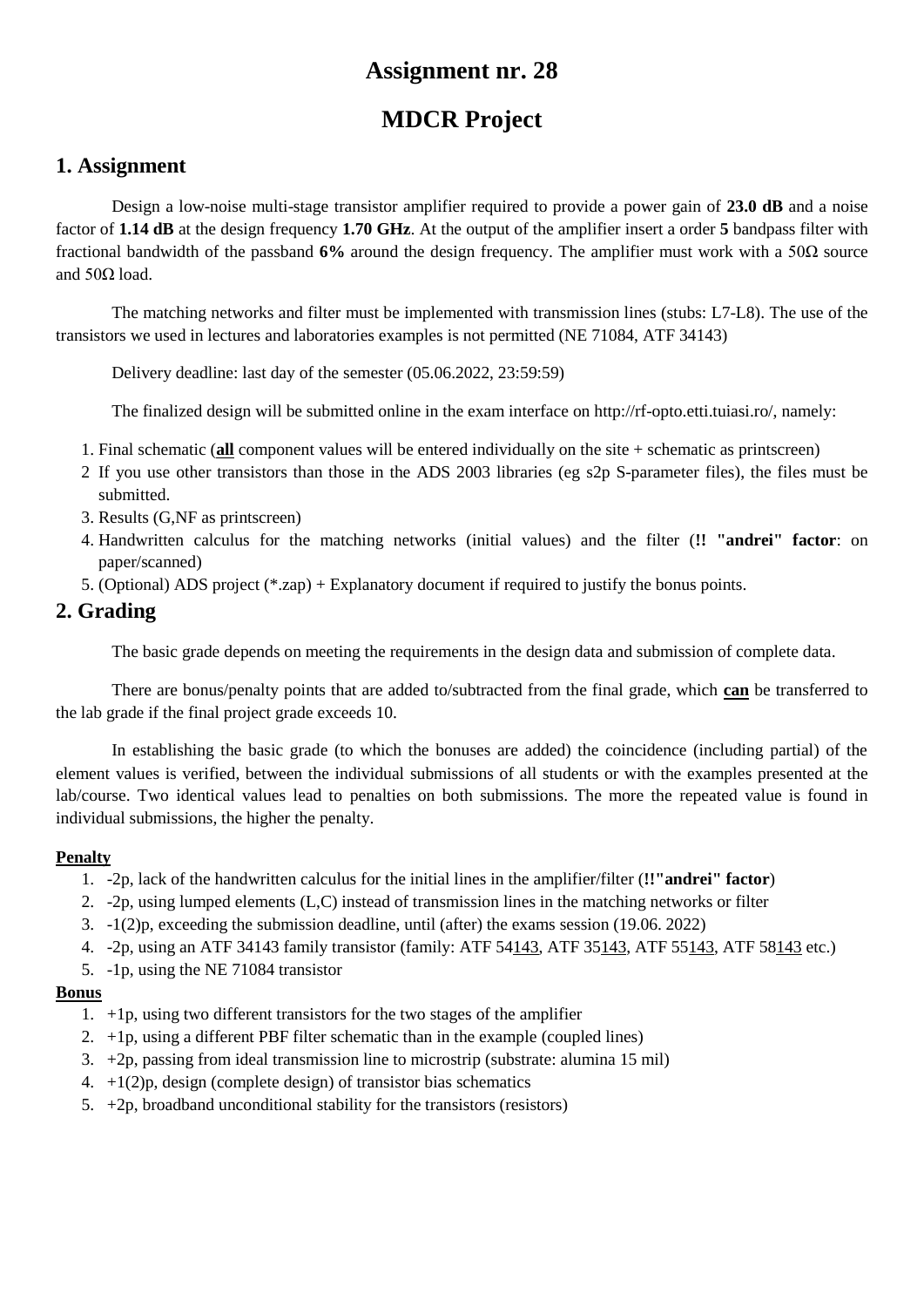# Assignment nr. 28

# MDCR Project

## 1. Assignment

Design a low-noise multi-stage transistor amplifier required to provide a power gain of **23.0 dB** and a noise factor of **1.14 dB** at the design frequency **1.70 GHz**. At the output of the amplifier insert a order **5** bandpass filter with fractional bandwidth of the passband **6%** around the design frequency. The amplifier must work with a 50Ω source and 50Ω load.

The matching networks and filter must be implemented with transmission lines (stubs: L7-L8). The use of the transistors we used in lectures and laboratories examples is not permitted (NE 71084, ATF 34143)

Delivery deadline: last day of the semester (05.06.2022, 23:59:59)

The finalized design will be submitted online in the exam interface on http://rf-opto.etti.tuiasi.ro/, namely:

1. Final schematic (**all** component values will be entered individually on the site + schematic as printscreen)
2. If you use other transistors than those in the ADS 2003 libraries (eg s2p S-parameter files), the files must be submitted.
3. Results (G,NF as printscreen)
4. Handwritten calculus for the matching networks (initial values) and the filter (**!! "andrei" factor**: on paper/scanned)
5. (Optional) ADS project (*.zap) + Explanatory document if required to justify the bonus points.

## 2. Grading

The basic grade depends on meeting the requirements in the design data and submission of complete data.

There are bonus/penalty points that are added to/subtracted from the final grade, which **can** be transferred to the lab grade if the final project grade exceeds 10.

In establishing the basic grade (to which the bonuses are added) the coincidence (including partial) of the element values is verified, between the individual submissions of all students or with the examples presented at the lab/course. Two identical values lead to penalties on both submissions. The more the repeated value is found in individual submissions, the higher the penalty.

**Penalty**

1. -2p, lack of the handwritten calculus for the initial lines in the amplifier/filter (**!!"andrei" factor**)
2. -2p, using lumped elements (L,C) instead of transmission lines in the matching networks or filter
3. -1(2)p, exceeding the submission deadline, until (after) the exams session (19.06. 2022)
4. -2p, using an ATF 34143 family transistor (family: ATF 54143, ATF 35143, ATF 55143, ATF 58143 etc.)
5. -1p, using the NE 71084 transistor

**Bonus**

1. +1p, using two different transistors for the two stages of the amplifier
2. +1p, using a different PBF filter schematic than in the example (coupled lines)
3. +2p, passing from ideal transmission line to microstrip (substrate: alumina 15 mil)
4. +1(2)p, design (complete design) of transistor bias schematics
5. +2p, broadband unconditional stability for the transistors (resistors)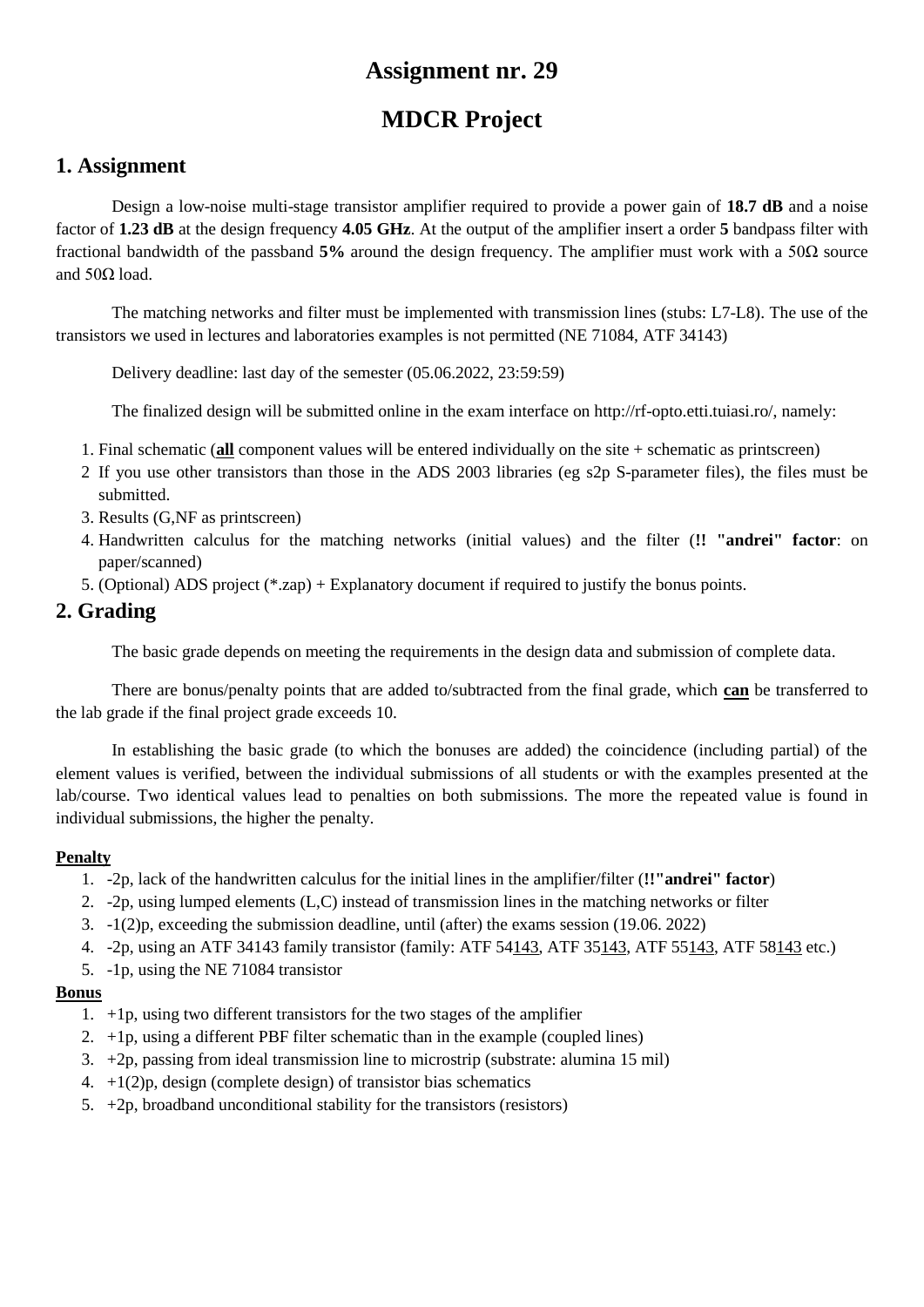# Assignment nr. 29

# MDCR Project

## 1. Assignment

Design a low-noise multi-stage transistor amplifier required to provide a power gain of **18.7 dB** and a noise factor of **1.23 dB** at the design frequency **4.05 GHz**. At the output of the amplifier insert a order **5** bandpass filter with fractional bandwidth of the passband **5%** around the design frequency. The amplifier must work with a 50Ω source and 50Ω load.

The matching networks and filter must be implemented with transmission lines (stubs: L7-L8). The use of the transistors we used in lectures and laboratories examples is not permitted (NE 71084, ATF 34143)

Delivery deadline: last day of the semester (05.06.2022, 23:59:59)

The finalized design will be submitted online in the exam interface on http://rf-opto.etti.tuiasi.ro/, namely:

1. Final schematic (<u>**all**</u> component values will be entered individually on the site + schematic as printscreen)
2. If you use other transistors than those in the ADS 2003 libraries (eg s2p S-parameter files), the files must be submitted.
3. Results (G,NF as printscreen)
4. Handwritten calculus for the matching networks (initial values) and the filter (**!! "andrei" factor**: on paper/scanned)
5. (Optional) ADS project (*.zap) + Explanatory document if required to justify the bonus points.

## 2. Grading

The basic grade depends on meeting the requirements in the design data and submission of complete data.

There are bonus/penalty points that are added to/subtracted from the final grade, which <u>**can**</u> be transferred to the lab grade if the final project grade exceeds 10.

In establishing the basic grade (to which the bonuses are added) the coincidence (including partial) of the element values is verified, between the individual submissions of all students or with the examples presented at the lab/course. Two identical values lead to penalties on both submissions. The more the repeated value is found in individual submissions, the higher the penalty.

**<u>Penalty</u>**

1. -2p, lack of the handwritten calculus for the initial lines in the amplifier/filter (**!!"andrei" factor**)
2. -2p, using lumped elements (L,C) instead of transmission lines in the matching networks or filter
3. -1(2)p, exceeding the submission deadline, until (after) the exams session (19.06. 2022)
4. -2p, using an ATF 34143 family transistor (family: ATF 54<u>143</u>, ATF 35<u>143</u>, ATF 55<u>143</u>, ATF 58<u>143</u> etc.)
5. -1p, using the NE 71084 transistor

**<u>Bonus</u>**

1. +1p, using two different transistors for the two stages of the amplifier
2. +1p, using a different PBF filter schematic than in the example (coupled lines)
3. +2p, passing from ideal transmission line to microstrip (substrate: alumina 15 mil)
4. +1(2)p, design (complete design) of transistor bias schematics
5. +2p, broadband unconditional stability for the transistors (resistors)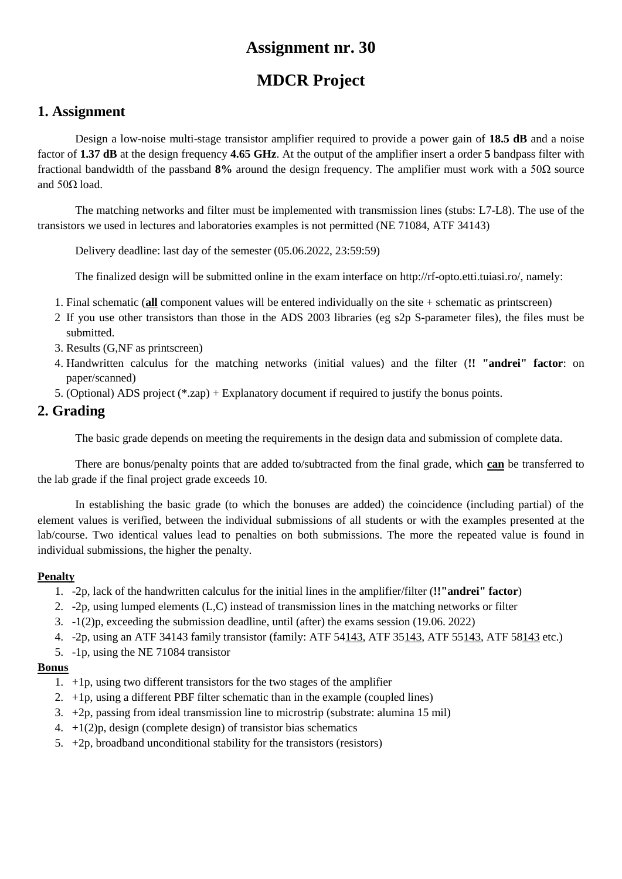# Assignment nr. 30

# MDCR Project

## 1. Assignment

Design a low-noise multi-stage transistor amplifier required to provide a power gain of **18.5 dB** and a noise factor of **1.37 dB** at the design frequency **4.65 GHz**. At the output of the amplifier insert a order **5** bandpass filter with fractional bandwidth of the passband **8%** around the design frequency. The amplifier must work with a 50Ω source and 50Ω load.

The matching networks and filter must be implemented with transmission lines (stubs: L7-L8). The use of the transistors we used in lectures and laboratories examples is not permitted (NE 71084, ATF 34143)

Delivery deadline: last day of the semester (05.06.2022, 23:59:59)

The finalized design will be submitted online in the exam interface on http://rf-opto.etti.tuiasi.ro/, namely:

1. Final schematic (**all** component values will be entered individually on the site + schematic as printscreen)
2. If you use other transistors than those in the ADS 2003 libraries (eg s2p S-parameter files), the files must be submitted.
3. Results (G,NF as printscreen)
4. Handwritten calculus for the matching networks (initial values) and the filter (**!! "andrei" factor**: on paper/scanned)
5. (Optional) ADS project (*.zap) + Explanatory document if required to justify the bonus points.

## 2. Grading

The basic grade depends on meeting the requirements in the design data and submission of complete data.

There are bonus/penalty points that are added to/subtracted from the final grade, which **can** be transferred to the lab grade if the final project grade exceeds 10.

In establishing the basic grade (to which the bonuses are added) the coincidence (including partial) of the element values is verified, between the individual submissions of all students or with the examples presented at the lab/course. Two identical values lead to penalties on both submissions. The more the repeated value is found in individual submissions, the higher the penalty.

**Penalty**

1. -2p, lack of the handwritten calculus for the initial lines in the amplifier/filter (**!!"andrei" factor**)
2. -2p, using lumped elements (L,C) instead of transmission lines in the matching networks or filter
3. -1(2)p, exceeding the submission deadline, until (after) the exams session (19.06. 2022)
4. -2p, using an ATF 34143 family transistor (family: ATF 54143, ATF 35143, ATF 55143, ATF 58143 etc.)
5. -1p, using the NE 71084 transistor

**Bonus**

1. +1p, using two different transistors for the two stages of the amplifier
2. +1p, using a different PBF filter schematic than in the example (coupled lines)
3. +2p, passing from ideal transmission line to microstrip (substrate: alumina 15 mil)
4. +1(2)p, design (complete design) of transistor bias schematics
5. +2p, broadband unconditional stability for the transistors (resistors)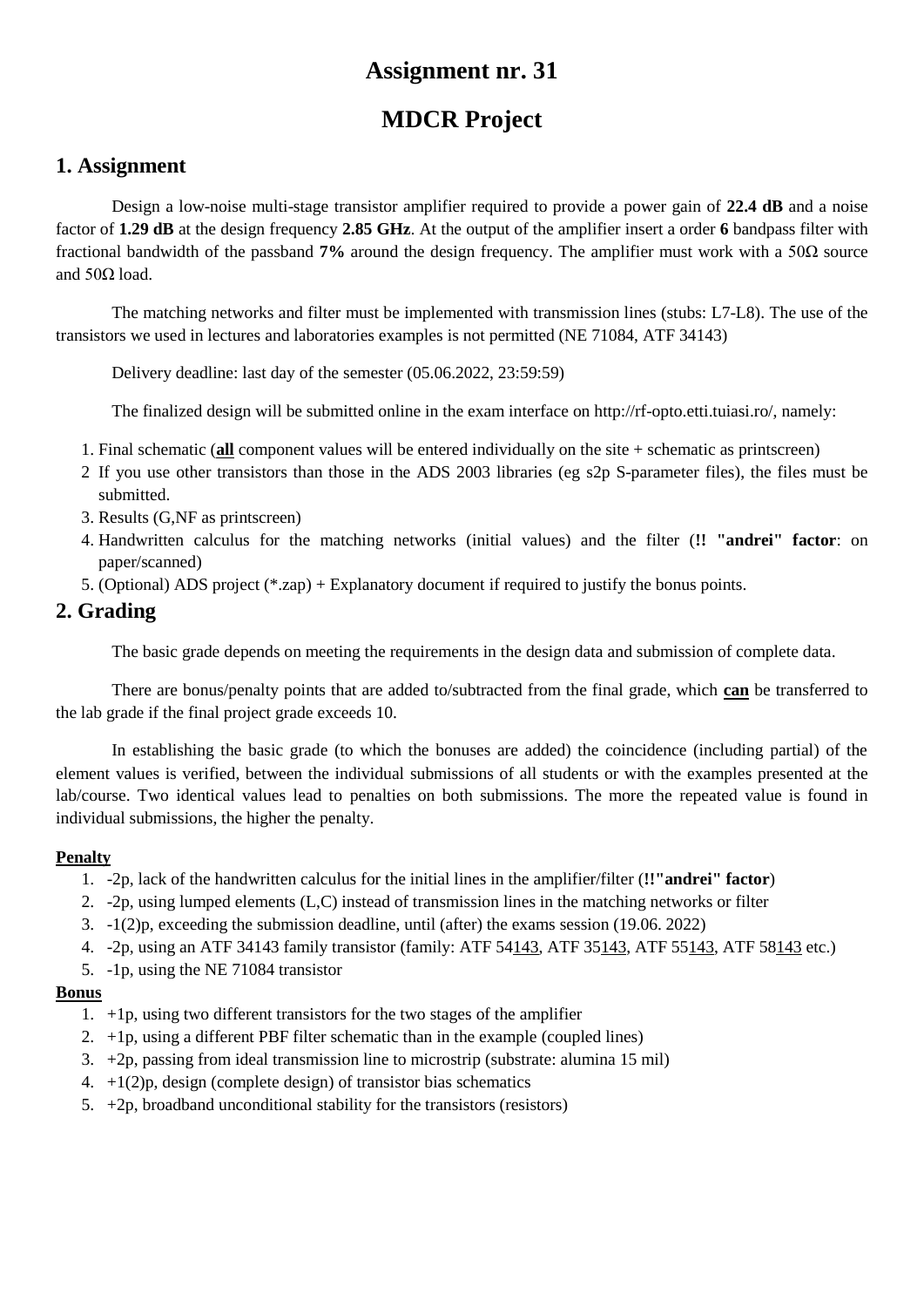# Assignment nr. 31

# MDCR Project

## 1. Assignment

Design a low-noise multi-stage transistor amplifier required to provide a power gain of **22.4 dB** and a noise factor of **1.29 dB** at the design frequency **2.85 GHz**. At the output of the amplifier insert a order **6** bandpass filter with fractional bandwidth of the passband **7%** around the design frequency. The amplifier must work with a 50Ω source and 50Ω load.

The matching networks and filter must be implemented with transmission lines (stubs: L7-L8). The use of the transistors we used in lectures and laboratories examples is not permitted (NE 71084, ATF 34143)

Delivery deadline: last day of the semester (05.06.2022, 23:59:59)

The finalized design will be submitted online in the exam interface on http://rf-opto.etti.tuiasi.ro/, namely:

1. Final schematic (<u>**all**</u> component values will be entered individually on the site + schematic as printscreen)
2. If you use other transistors than those in the ADS 2003 libraries (eg s2p S-parameter files), the files must be submitted.
3. Results (G,NF as printscreen)
4. Handwritten calculus for the matching networks (initial values) and the filter (**!! "andrei" factor**: on paper/scanned)
5. (Optional) ADS project (*.zap) + Explanatory document if required to justify the bonus points.

## 2. Grading

The basic grade depends on meeting the requirements in the design data and submission of complete data.

There are bonus/penalty points that are added to/subtracted from the final grade, which <u>**can**</u> be transferred to the lab grade if the final project grade exceeds 10.

In establishing the basic grade (to which the bonuses are added) the coincidence (including partial) of the element values is verified, between the individual submissions of all students or with the examples presented at the lab/course. Two identical values lead to penalties on both submissions. The more the repeated value is found in individual submissions, the higher the penalty.

#### <u>Penalty</u>

1. -2p, lack of the handwritten calculus for the initial lines in the amplifier/filter (**!!"andrei" factor**)
2. -2p, using lumped elements (L,C) instead of transmission lines in the matching networks or filter
3. -1(2)p, exceeding the submission deadline, until (after) the exams session (19.06. 2022)
4. -2p, using an ATF 34143 family transistor (family: ATF 54<u>143</u>, ATF 35<u>143</u>, ATF 55<u>143</u>, ATF 58<u>143</u> etc.)
5. -1p, using the NE 71084 transistor

#### <u>Bonus</u>

1. +1p, using two different transistors for the two stages of the amplifier
2. +1p, using a different PBF filter schematic than in the example (coupled lines)
3. +2p, passing from ideal transmission line to microstrip (substrate: alumina 15 mil)
4. +1(2)p, design (complete design) of transistor bias schematics
5. +2p, broadband unconditional stability for the transistors (resistors)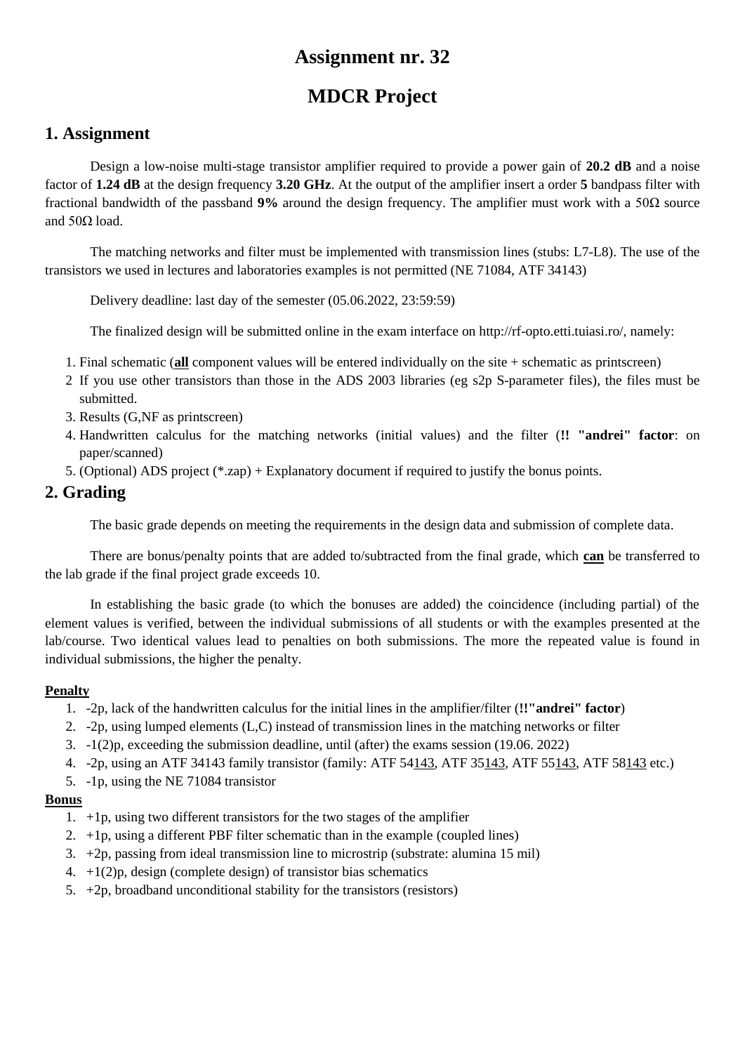# Assignment nr. 32

# MDCR Project

## 1. Assignment

Design a low-noise multi-stage transistor amplifier required to provide a power gain of **20.2 dB** and a noise factor of **1.24 dB** at the design frequency **3.20 GHz**. At the output of the amplifier insert a order **5** bandpass filter with fractional bandwidth of the passband **9%** around the design frequency. The amplifier must work with a 50Ω source and 50Ω load.

The matching networks and filter must be implemented with transmission lines (stubs: L7-L8). The use of the transistors we used in lectures and laboratories examples is not permitted (NE 71084, ATF 34143)

Delivery deadline: last day of the semester (05.06.2022, 23:59:59)

The finalized design will be submitted online in the exam interface on http://rf-opto.etti.tuiasi.ro/, namely:

1. Final schematic (**all** component values will be entered individually on the site + schematic as printscreen)
2. If you use other transistors than those in the ADS 2003 libraries (eg s2p S-parameter files), the files must be submitted.
3. Results (G,NF as printscreen)
4. Handwritten calculus for the matching networks (initial values) and the filter (**!! "andrei" factor**: on paper/scanned)
5. (Optional) ADS project (*.zap) + Explanatory document if required to justify the bonus points.

## 2. Grading

The basic grade depends on meeting the requirements in the design data and submission of complete data.

There are bonus/penalty points that are added to/subtracted from the final grade, which **can** be transferred to the lab grade if the final project grade exceeds 10.

In establishing the basic grade (to which the bonuses are added) the coincidence (including partial) of the element values is verified, between the individual submissions of all students or with the examples presented at the lab/course. Two identical values lead to penalties on both submissions. The more the repeated value is found in individual submissions, the higher the penalty.

**Penalty**

1. -2p, lack of the handwritten calculus for the initial lines in the amplifier/filter (**!!"andrei" factor**)
2. -2p, using lumped elements (L,C) instead of transmission lines in the matching networks or filter
3. -1(2)p, exceeding the submission deadline, until (after) the exams session (19.06. 2022)
4. -2p, using an ATF 34143 family transistor (family: ATF 54143, ATF 35143, ATF 55143, ATF 58143 etc.)
5. -1p, using the NE 71084 transistor

**Bonus**

1. +1p, using two different transistors for the two stages of the amplifier
2. +1p, using a different PBF filter schematic than in the example (coupled lines)
3. +2p, passing from ideal transmission line to microstrip (substrate: alumina 15 mil)
4. +1(2)p, design (complete design) of transistor bias schematics
5. +2p, broadband unconditional stability for the transistors (resistors)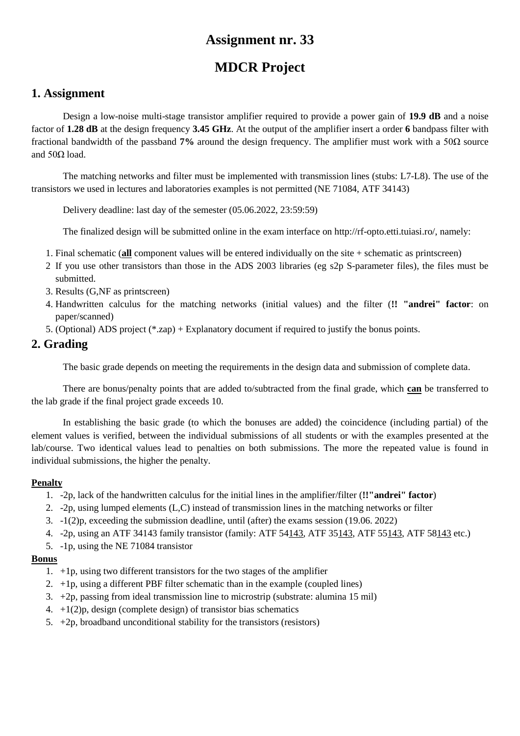# Assignment nr. 33

# MDCR Project

## 1. Assignment

Design a low-noise multi-stage transistor amplifier required to provide a power gain of **19.9 dB** and a noise factor of **1.28 dB** at the design frequency **3.45 GHz**. At the output of the amplifier insert a order **6** bandpass filter with fractional bandwidth of the passband **7%** around the design frequency. The amplifier must work with a 50Ω source and 50Ω load.

The matching networks and filter must be implemented with transmission lines (stubs: L7-L8). The use of the transistors we used in lectures and laboratories examples is not permitted (NE 71084, ATF 34143)

Delivery deadline: last day of the semester (05.06.2022, 23:59:59)

The finalized design will be submitted online in the exam interface on http://rf-opto.etti.tuiasi.ro/, namely:

1. Final schematic (**<u>all</u>** component values will be entered individually on the site + schematic as printscreen)
2. If you use other transistors than those in the ADS 2003 libraries (eg s2p S-parameter files), the files must be submitted.
3. Results (G,NF as printscreen)
4. Handwritten calculus for the matching networks (initial values) and the filter (**!! "andrei" factor**: on paper/scanned)
5. (Optional) ADS project (*.zap) + Explanatory document if required to justify the bonus points.

## 2. Grading

The basic grade depends on meeting the requirements in the design data and submission of complete data.

There are bonus/penalty points that are added to/subtracted from the final grade, which **<u>can</u>** be transferred to the lab grade if the final project grade exceeds 10.

In establishing the basic grade (to which the bonuses are added) the coincidence (including partial) of the element values is verified, between the individual submissions of all students or with the examples presented at the lab/course. Two identical values lead to penalties on both submissions. The more the repeated value is found in individual submissions, the higher the penalty.

**<u>Penalty</u>**

1. -2p, lack of the handwritten calculus for the initial lines in the amplifier/filter (**!!"andrei" factor**)
2. -2p, using lumped elements (L,C) instead of transmission lines in the matching networks or filter
3. -1(2)p, exceeding the submission deadline, until (after) the exams session (19.06. 2022)
4. -2p, using an ATF 34143 family transistor (family: ATF 54<u>143</u>, ATF 35<u>143</u>, ATF 55<u>143</u>, ATF 58<u>143</u> etc.)
5. -1p, using the NE 71084 transistor

**<u>Bonus</u>**

1. +1p, using two different transistors for the two stages of the amplifier
2. +1p, using a different PBF filter schematic than in the example (coupled lines)
3. +2p, passing from ideal transmission line to microstrip (substrate: alumina 15 mil)
4. +1(2)p, design (complete design) of transistor bias schematics
5. +2p, broadband unconditional stability for the transistors (resistors)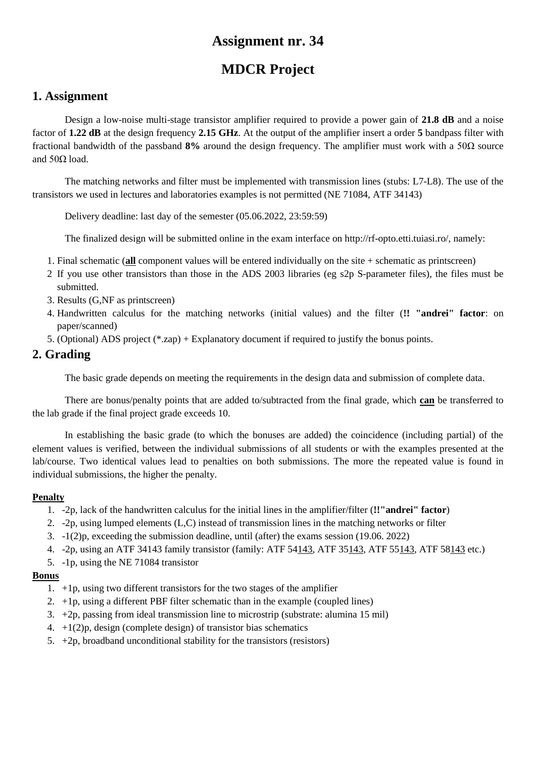# Assignment nr. 34

# MDCR Project

## 1. Assignment

Design a low-noise multi-stage transistor amplifier required to provide a power gain of **21.8 dB** and a noise factor of **1.22 dB** at the design frequency **2.15 GHz**. At the output of the amplifier insert a order **5** bandpass filter with fractional bandwidth of the passband **8%** around the design frequency. The amplifier must work with a 50Ω source and 50Ω load.

The matching networks and filter must be implemented with transmission lines (stubs: L7-L8). The use of the transistors we used in lectures and laboratories examples is not permitted (NE 71084, ATF 34143)

Delivery deadline: last day of the semester (05.06.2022, 23:59:59)

The finalized design will be submitted online in the exam interface on http://rf-opto.etti.tuiasi.ro/, namely:

1. Final schematic (**all** component values will be entered individually on the site + schematic as printscreen)
2. If you use other transistors than those in the ADS 2003 libraries (eg s2p S-parameter files), the files must be submitted.
3. Results (G,NF as printscreen)
4. Handwritten calculus for the matching networks (initial values) and the filter (**!! "andrei" factor**: on paper/scanned)
5. (Optional) ADS project (*.zap) + Explanatory document if required to justify the bonus points.

## 2. Grading

The basic grade depends on meeting the requirements in the design data and submission of complete data.

There are bonus/penalty points that are added to/subtracted from the final grade, which **can** be transferred to the lab grade if the final project grade exceeds 10.

In establishing the basic grade (to which the bonuses are added) the coincidence (including partial) of the element values is verified, between the individual submissions of all students or with the examples presented at the lab/course. Two identical values lead to penalties on both submissions. The more the repeated value is found in individual submissions, the higher the penalty.

#### Penalty

1. -2p, lack of the handwritten calculus for the initial lines in the amplifier/filter (**!!"andrei" factor**)
2. -2p, using lumped elements (L,C) instead of transmission lines in the matching networks or filter
3. -1(2)p, exceeding the submission deadline, until (after) the exams session (19.06. 2022)
4. -2p, using an ATF 34143 family transistor (family: ATF 54143, ATF 35143, ATF 55143, ATF 58143 etc.)
5. -1p, using the NE 71084 transistor

#### Bonus

1. +1p, using two different transistors for the two stages of the amplifier
2. +1p, using a different PBF filter schematic than in the example (coupled lines)
3. +2p, passing from ideal transmission line to microstrip (substrate: alumina 15 mil)
4. +1(2)p, design (complete design) of transistor bias schematics
5. +2p, broadband unconditional stability for the transistors (resistors)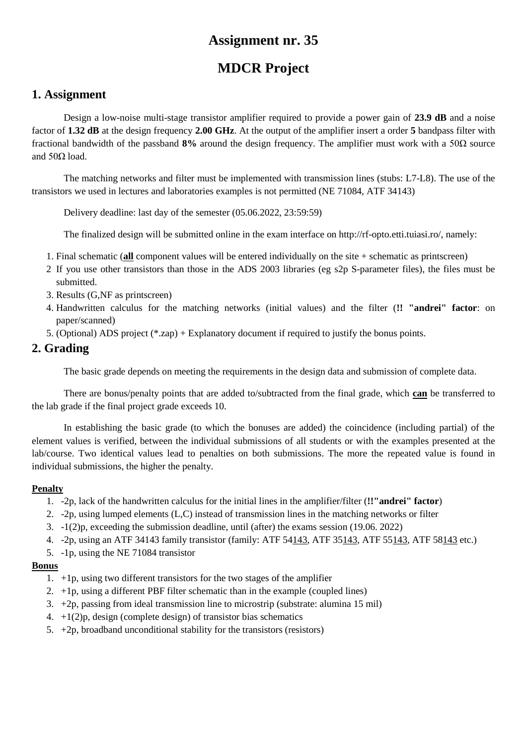# Assignment nr. 35

# MDCR Project

## 1. Assignment

Design a low-noise multi-stage transistor amplifier required to provide a power gain of **23.9 dB** and a noise factor of **1.32 dB** at the design frequency **2.00 GHz**. At the output of the amplifier insert a order **5** bandpass filter with fractional bandwidth of the passband **8%** around the design frequency. The amplifier must work with a 50Ω source and 50Ω load.

The matching networks and filter must be implemented with transmission lines (stubs: L7-L8). The use of the transistors we used in lectures and laboratories examples is not permitted (NE 71084, ATF 34143)

Delivery deadline: last day of the semester (05.06.2022, 23:59:59)

The finalized design will be submitted online in the exam interface on http://rf-opto.etti.tuiasi.ro/, namely:

1. Final schematic (<u>**all**</u> component values will be entered individually on the site + schematic as printscreen)
2. If you use other transistors than those in the ADS 2003 libraries (eg s2p S-parameter files), the files must be submitted.
3. Results (G,NF as printscreen)
4. Handwritten calculus for the matching networks (initial values) and the filter (**!! "andrei" factor**: on paper/scanned)
5. (Optional) ADS project (*.zap) + Explanatory document if required to justify the bonus points.

## 2. Grading

The basic grade depends on meeting the requirements in the design data and submission of complete data.

There are bonus/penalty points that are added to/subtracted from the final grade, which <u>**can**</u> be transferred to the lab grade if the final project grade exceeds 10.

In establishing the basic grade (to which the bonuses are added) the coincidence (including partial) of the element values is verified, between the individual submissions of all students or with the examples presented at the lab/course. Two identical values lead to penalties on both submissions. The more the repeated value is found in individual submissions, the higher the penalty.

### <u>Penalty</u>

1. -2p, lack of the handwritten calculus for the initial lines in the amplifier/filter (**!!"andrei" factor**)
2. -2p, using lumped elements (L,C) instead of transmission lines in the matching networks or filter
3. -1(2)p, exceeding the submission deadline, until (after) the exams session (19.06. 2022)
4. -2p, using an ATF 34143 family transistor (family: ATF 54<u>143</u>, ATF 35<u>143</u>, ATF 55<u>143</u>, ATF 58<u>143</u> etc.)
5. -1p, using the NE 71084 transistor

### <u>Bonus</u>

1. +1p, using two different transistors for the two stages of the amplifier
2. +1p, using a different PBF filter schematic than in the example (coupled lines)
3. +2p, passing from ideal transmission line to microstrip (substrate: alumina 15 mil)
4. +1(2)p, design (complete design) of transistor bias schematics
5. +2p, broadband unconditional stability for the transistors (resistors)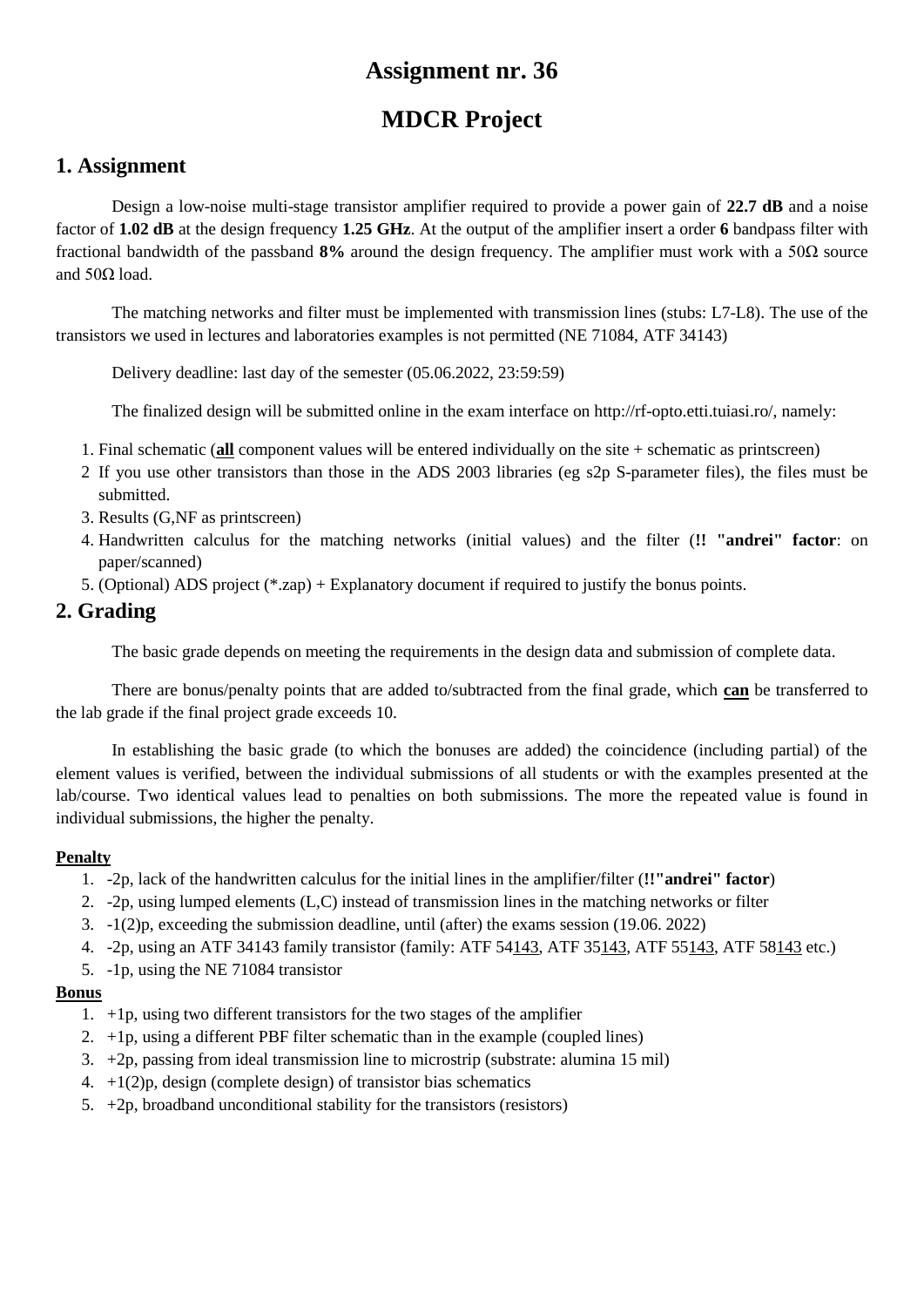# Assignment nr. 36

# MDCR Project

## 1. Assignment

Design a low-noise multi-stage transistor amplifier required to provide a power gain of **22.7 dB** and a noise factor of **1.02 dB** at the design frequency **1.25 GHz**. At the output of the amplifier insert a order **6** bandpass filter with fractional bandwidth of the passband **8%** around the design frequency. The amplifier must work with a 50Ω source and 50Ω load.

The matching networks and filter must be implemented with transmission lines (stubs: L7-L8). The use of the transistors we used in lectures and laboratories examples is not permitted (NE 71084, ATF 34143)

Delivery deadline: last day of the semester (05.06.2022, 23:59:59)

The finalized design will be submitted online in the exam interface on http://rf-opto.etti.tuiasi.ro/, namely:

1. Final schematic (**<u>all</u>** component values will be entered individually on the site + schematic as printscreen)
2. If you use other transistors than those in the ADS 2003 libraries (eg s2p S-parameter files), the files must be submitted.
3. Results (G,NF as printscreen)
4. Handwritten calculus for the matching networks (initial values) and the filter (**!! "andrei" factor**: on paper/scanned)
5. (Optional) ADS project (*.zap) + Explanatory document if required to justify the bonus points.

## 2. Grading

The basic grade depends on meeting the requirements in the design data and submission of complete data.

There are bonus/penalty points that are added to/subtracted from the final grade, which **<u>can</u>** be transferred to the lab grade if the final project grade exceeds 10.

In establishing the basic grade (to which the bonuses are added) the coincidence (including partial) of the element values is verified, between the individual submissions of all students or with the examples presented at the lab/course. Two identical values lead to penalties on both submissions. The more the repeated value is found in individual submissions, the higher the penalty.

**<u>Penalty</u>**

1. -2p, lack of the handwritten calculus for the initial lines in the amplifier/filter (**!!"andrei" factor**)
2. -2p, using lumped elements (L,C) instead of transmission lines in the matching networks or filter
3. -1(2)p, exceeding the submission deadline, until (after) the exams session (19.06. 2022)
4. -2p, using an ATF 34143 family transistor (family: ATF 54<u>143</u>, ATF 35<u>143</u>, ATF 55<u>143</u>, ATF 58<u>143</u> etc.)
5. -1p, using the NE 71084 transistor

**<u>Bonus</u>**

1. +1p, using two different transistors for the two stages of the amplifier
2. +1p, using a different PBF filter schematic than in the example (coupled lines)
3. +2p, passing from ideal transmission line to microstrip (substrate: alumina 15 mil)
4. +1(2)p, design (complete design) of transistor bias schematics
5. +2p, broadband unconditional stability for the transistors (resistors)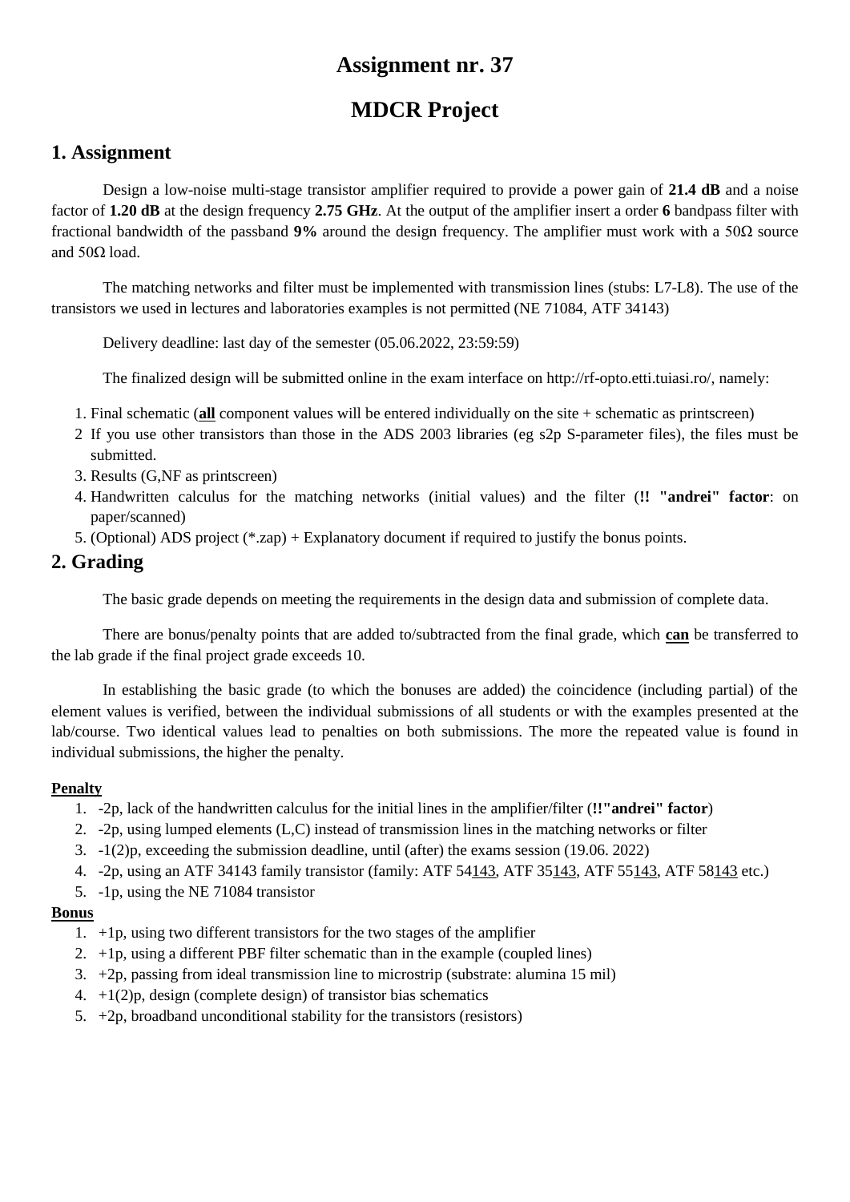# Assignment nr. 37

# MDCR Project

## 1. Assignment

Design a low-noise multi-stage transistor amplifier required to provide a power gain of **21.4 dB** and a noise factor of **1.20 dB** at the design frequency **2.75 GHz**. At the output of the amplifier insert a order **6** bandpass filter with fractional bandwidth of the passband **9%** around the design frequency. The amplifier must work with a 50Ω source and 50Ω load.

The matching networks and filter must be implemented with transmission lines (stubs: L7-L8). The use of the transistors we used in lectures and laboratories examples is not permitted (NE 71084, ATF 34143)

Delivery deadline: last day of the semester (05.06.2022, 23:59:59)

The finalized design will be submitted online in the exam interface on http://rf-opto.etti.tuiasi.ro/, namely:

1. Final schematic (**<u>all</u>** component values will be entered individually on the site + schematic as printscreen)
2. If you use other transistors than those in the ADS 2003 libraries (eg s2p S-parameter files), the files must be submitted.
3. Results (G,NF as printscreen)
4. Handwritten calculus for the matching networks (initial values) and the filter (**!! "andrei" factor**: on paper/scanned)
5. (Optional) ADS project (*.zap) + Explanatory document if required to justify the bonus points.

## 2. Grading

The basic grade depends on meeting the requirements in the design data and submission of complete data.

There are bonus/penalty points that are added to/subtracted from the final grade, which **<u>can</u>** be transferred to the lab grade if the final project grade exceeds 10.

In establishing the basic grade (to which the bonuses are added) the coincidence (including partial) of the element values is verified, between the individual submissions of all students or with the examples presented at the lab/course. Two identical values lead to penalties on both submissions. The more the repeated value is found in individual submissions, the higher the penalty.

**<u>Penalty</u>**

1. -2p, lack of the handwritten calculus for the initial lines in the amplifier/filter (**!!"andrei" factor**)
2. -2p, using lumped elements (L,C) instead of transmission lines in the matching networks or filter
3. -1(2)p, exceeding the submission deadline, until (after) the exams session (19.06. 2022)
4. -2p, using an ATF 34143 family transistor (family: ATF 54<u>143</u>, ATF 35<u>143</u>, ATF 55<u>143</u>, ATF 58<u>143</u> etc.)
5. -1p, using the NE 71084 transistor

**<u>Bonus</u>**

1. +1p, using two different transistors for the two stages of the amplifier
2. +1p, using a different PBF filter schematic than in the example (coupled lines)
3. +2p, passing from ideal transmission line to microstrip (substrate: alumina 15 mil)
4. +1(2)p, design (complete design) of transistor bias schematics
5. +2p, broadband unconditional stability for the transistors (resistors)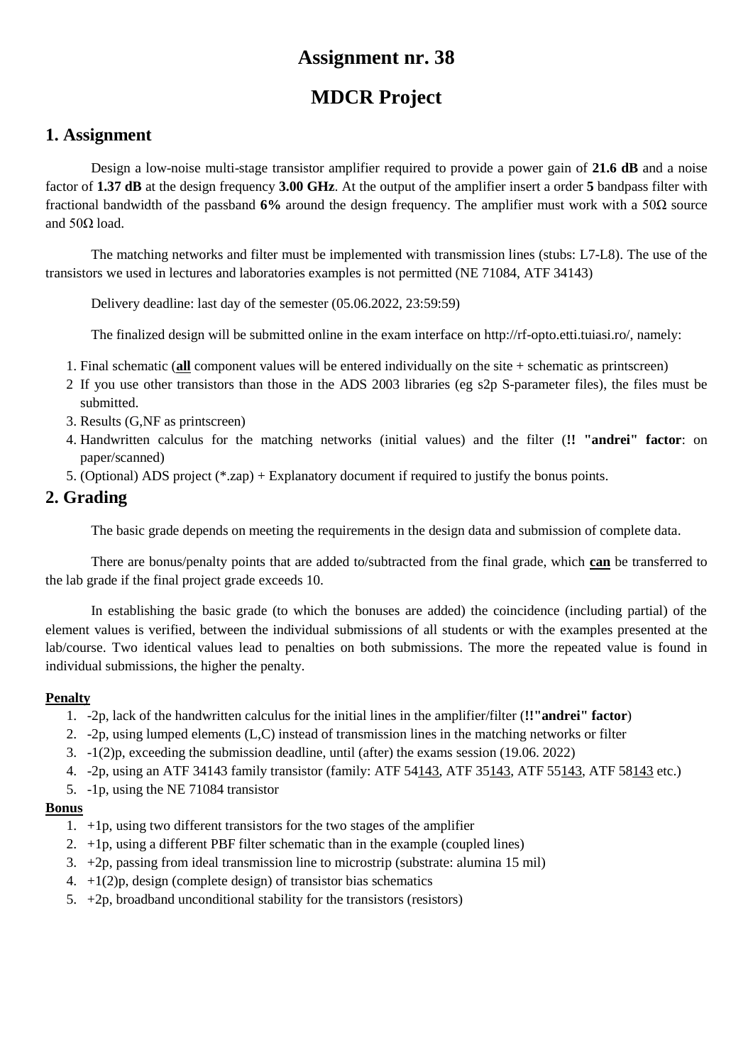# Assignment nr. 38

# MDCR Project

## 1. Assignment

Design a low-noise multi-stage transistor amplifier required to provide a power gain of **21.6 dB** and a noise factor of **1.37 dB** at the design frequency **3.00 GHz**. At the output of the amplifier insert a order **5** bandpass filter with fractional bandwidth of the passband **6%** around the design frequency. The amplifier must work with a 50Ω source and 50Ω load.

The matching networks and filter must be implemented with transmission lines (stubs: L7-L8). The use of the transistors we used in lectures and laboratories examples is not permitted (NE 71084, ATF 34143)

Delivery deadline: last day of the semester (05.06.2022, 23:59:59)

The finalized design will be submitted online in the exam interface on http://rf-opto.etti.tuiasi.ro/, namely:

1. Final schematic (**all** component values will be entered individually on the site + schematic as printscreen)
2. If you use other transistors than those in the ADS 2003 libraries (eg s2p S-parameter files), the files must be submitted.
3. Results (G,NF as printscreen)
4. Handwritten calculus for the matching networks (initial values) and the filter (**!! "andrei" factor**: on paper/scanned)
5. (Optional) ADS project (*.zap) + Explanatory document if required to justify the bonus points.

## 2. Grading

The basic grade depends on meeting the requirements in the design data and submission of complete data.

There are bonus/penalty points that are added to/subtracted from the final grade, which **can** be transferred to the lab grade if the final project grade exceeds 10.

In establishing the basic grade (to which the bonuses are added) the coincidence (including partial) of the element values is verified, between the individual submissions of all students or with the examples presented at the lab/course. Two identical values lead to penalties on both submissions. The more the repeated value is found in individual submissions, the higher the penalty.

### Penalty

1. -2p, lack of the handwritten calculus for the initial lines in the amplifier/filter (**!!"andrei" factor**)
2. -2p, using lumped elements (L,C) instead of transmission lines in the matching networks or filter
3. -1(2)p, exceeding the submission deadline, until (after) the exams session (19.06. 2022)
4. -2p, using an ATF 34143 family transistor (family: ATF 54143, ATF 35143, ATF 55143, ATF 58143 etc.)
5. -1p, using the NE 71084 transistor

### Bonus

1. +1p, using two different transistors for the two stages of the amplifier
2. +1p, using a different PBF filter schematic than in the example (coupled lines)
3. +2p, passing from ideal transmission line to microstrip (substrate: alumina 15 mil)
4. +1(2)p, design (complete design) of transistor bias schematics
5. +2p, broadband unconditional stability for the transistors (resistors)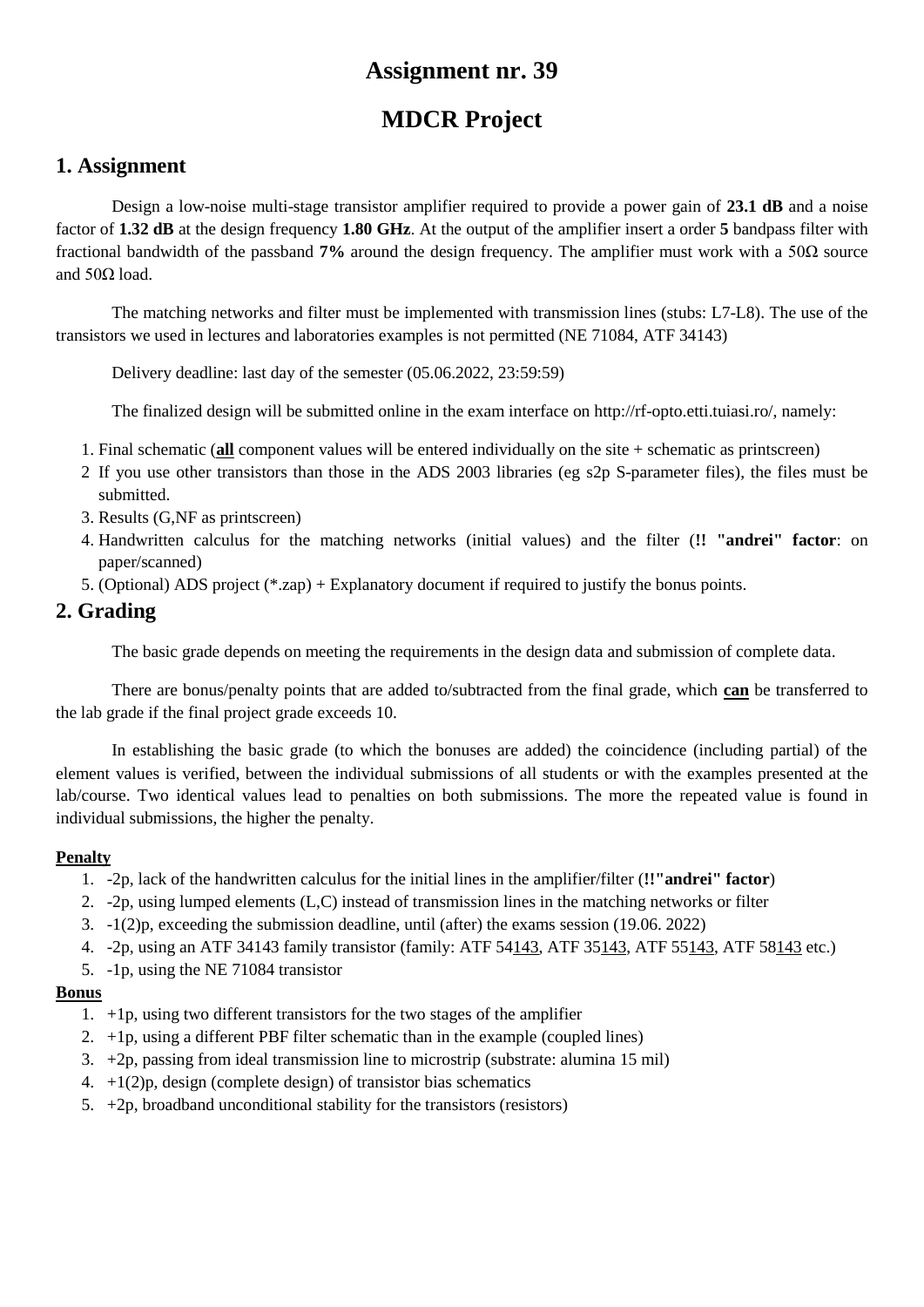# Assignment nr. 39

# MDCR Project

## 1. Assignment

Design a low-noise multi-stage transistor amplifier required to provide a power gain of **23.1 dB** and a noise factor of **1.32 dB** at the design frequency **1.80 GHz**. At the output of the amplifier insert a order **5** bandpass filter with fractional bandwidth of the passband **7%** around the design frequency. The amplifier must work with a 50Ω source and 50Ω load.

The matching networks and filter must be implemented with transmission lines (stubs: L7-L8). The use of the transistors we used in lectures and laboratories examples is not permitted (NE 71084, ATF 34143)

Delivery deadline: last day of the semester (05.06.2022, 23:59:59)

The finalized design will be submitted online in the exam interface on http://rf-opto.etti.tuiasi.ro/, namely:

1. Final schematic (**<u>all</u>** component values will be entered individually on the site + schematic as printscreen)
2. If you use other transistors than those in the ADS 2003 libraries (eg s2p S-parameter files), the files must be submitted.
3. Results (G,NF as printscreen)
4. Handwritten calculus for the matching networks (initial values) and the filter (**!! "andrei" factor**: on paper/scanned)
5. (Optional) ADS project (*.zap) + Explanatory document if required to justify the bonus points.

## 2. Grading

The basic grade depends on meeting the requirements in the design data and submission of complete data.

There are bonus/penalty points that are added to/subtracted from the final grade, which **<u>can</u>** be transferred to the lab grade if the final project grade exceeds 10.

In establishing the basic grade (to which the bonuses are added) the coincidence (including partial) of the element values is verified, between the individual submissions of all students or with the examples presented at the lab/course. Two identical values lead to penalties on both submissions. The more the repeated value is found in individual submissions, the higher the penalty.

**<u>Penalty</u>**

1. -2p, lack of the handwritten calculus for the initial lines in the amplifier/filter (**!!"andrei" factor**)
2. -2p, using lumped elements (L,C) instead of transmission lines in the matching networks or filter
3. -1(2)p, exceeding the submission deadline, until (after) the exams session (19.06. 2022)
4. -2p, using an ATF 34143 family transistor (family: ATF 54<u>143</u>, ATF 35<u>143</u>, ATF 55<u>143</u>, ATF 58<u>143</u> etc.)
5. -1p, using the NE 71084 transistor

**<u>Bonus</u>**

1. +1p, using two different transistors for the two stages of the amplifier
2. +1p, using a different PBF filter schematic than in the example (coupled lines)
3. +2p, passing from ideal transmission line to microstrip (substrate: alumina 15 mil)
4. +1(2)p, design (complete design) of transistor bias schematics
5. +2p, broadband unconditional stability for the transistors (resistors)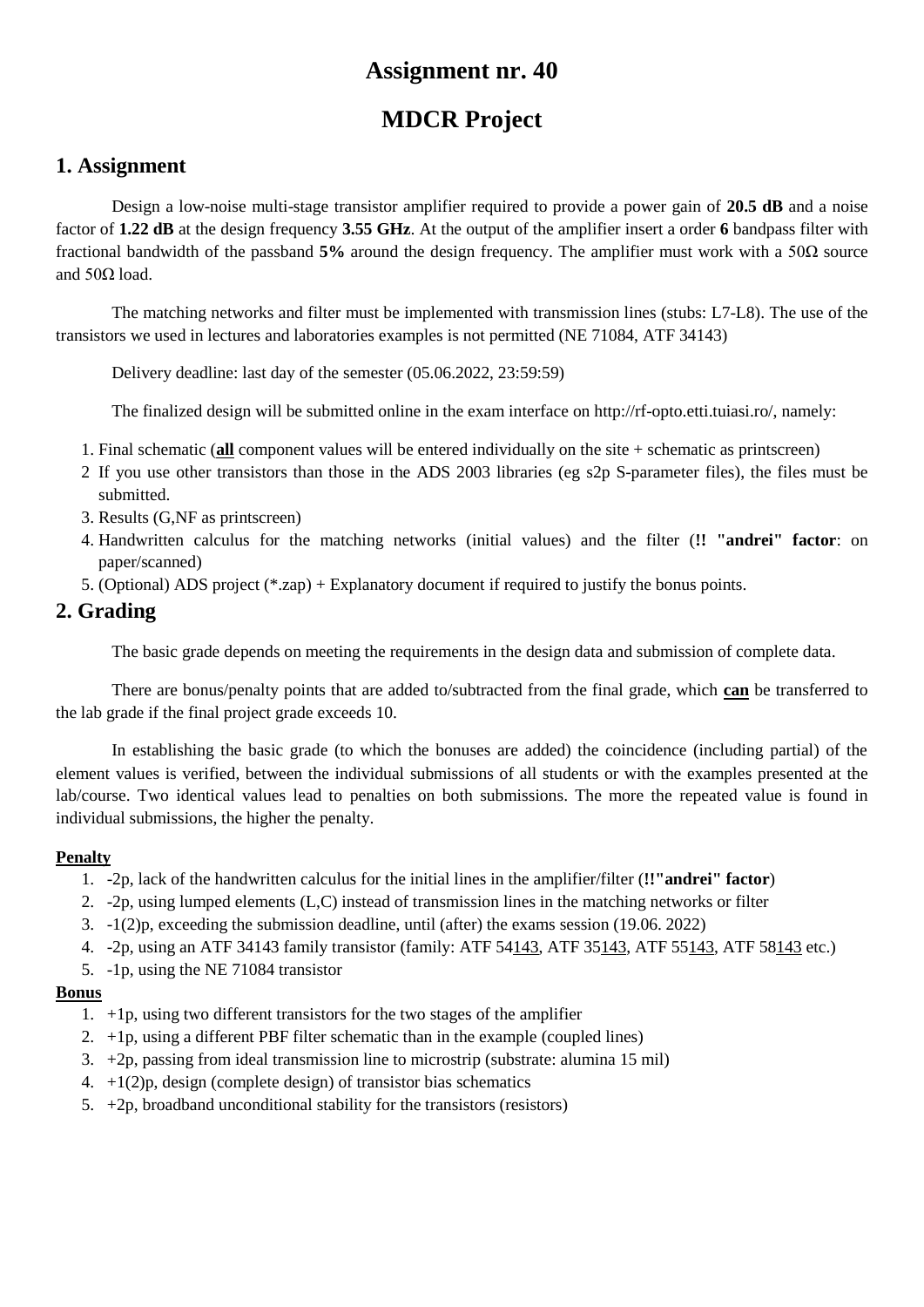# Assignment nr. 40

# MDCR Project

## 1. Assignment

Design a low-noise multi-stage transistor amplifier required to provide a power gain of **20.5 dB** and a noise factor of **1.22 dB** at the design frequency **3.55 GHz**. At the output of the amplifier insert a order **6** bandpass filter with fractional bandwidth of the passband **5%** around the design frequency. The amplifier must work with a 50Ω source and 50Ω load.

The matching networks and filter must be implemented with transmission lines (stubs: L7-L8). The use of the transistors we used in lectures and laboratories examples is not permitted (NE 71084, ATF 34143)

Delivery deadline: last day of the semester (05.06.2022, 23:59:59)

The finalized design will be submitted online in the exam interface on http://rf-opto.etti.tuiasi.ro/, namely:

1. Final schematic (<u>**all**</u> component values will be entered individually on the site + schematic as printscreen)
2. If you use other transistors than those in the ADS 2003 libraries (eg s2p S-parameter files), the files must be submitted.
3. Results (G,NF as printscreen)
4. Handwritten calculus for the matching networks (initial values) and the filter (**!! "andrei" factor**: on paper/scanned)
5. (Optional) ADS project (*.zap) + Explanatory document if required to justify the bonus points.

## 2. Grading

The basic grade depends on meeting the requirements in the design data and submission of complete data.

There are bonus/penalty points that are added to/subtracted from the final grade, which <u>**can**</u> be transferred to the lab grade if the final project grade exceeds 10.

In establishing the basic grade (to which the bonuses are added) the coincidence (including partial) of the element values is verified, between the individual submissions of all students or with the examples presented at the lab/course. Two identical values lead to penalties on both submissions. The more the repeated value is found in individual submissions, the higher the penalty.

#### <u>Penalty</u>

1. -2p, lack of the handwritten calculus for the initial lines in the amplifier/filter (**!!"andrei" factor**)
2. -2p, using lumped elements (L,C) instead of transmission lines in the matching networks or filter
3. -1(2)p, exceeding the submission deadline, until (after) the exams session (19.06. 2022)
4. -2p, using an ATF 34143 family transistor (family: ATF 54<u>143</u>, ATF 35<u>143</u>, ATF 55<u>143</u>, ATF 58<u>143</u> etc.)
5. -1p, using the NE 71084 transistor

#### <u>Bonus</u>

1. +1p, using two different transistors for the two stages of the amplifier
2. +1p, using a different PBF filter schematic than in the example (coupled lines)
3. +2p, passing from ideal transmission line to microstrip (substrate: alumina 15 mil)
4. +1(2)p, design (complete design) of transistor bias schematics
5. +2p, broadband unconditional stability for the transistors (resistors)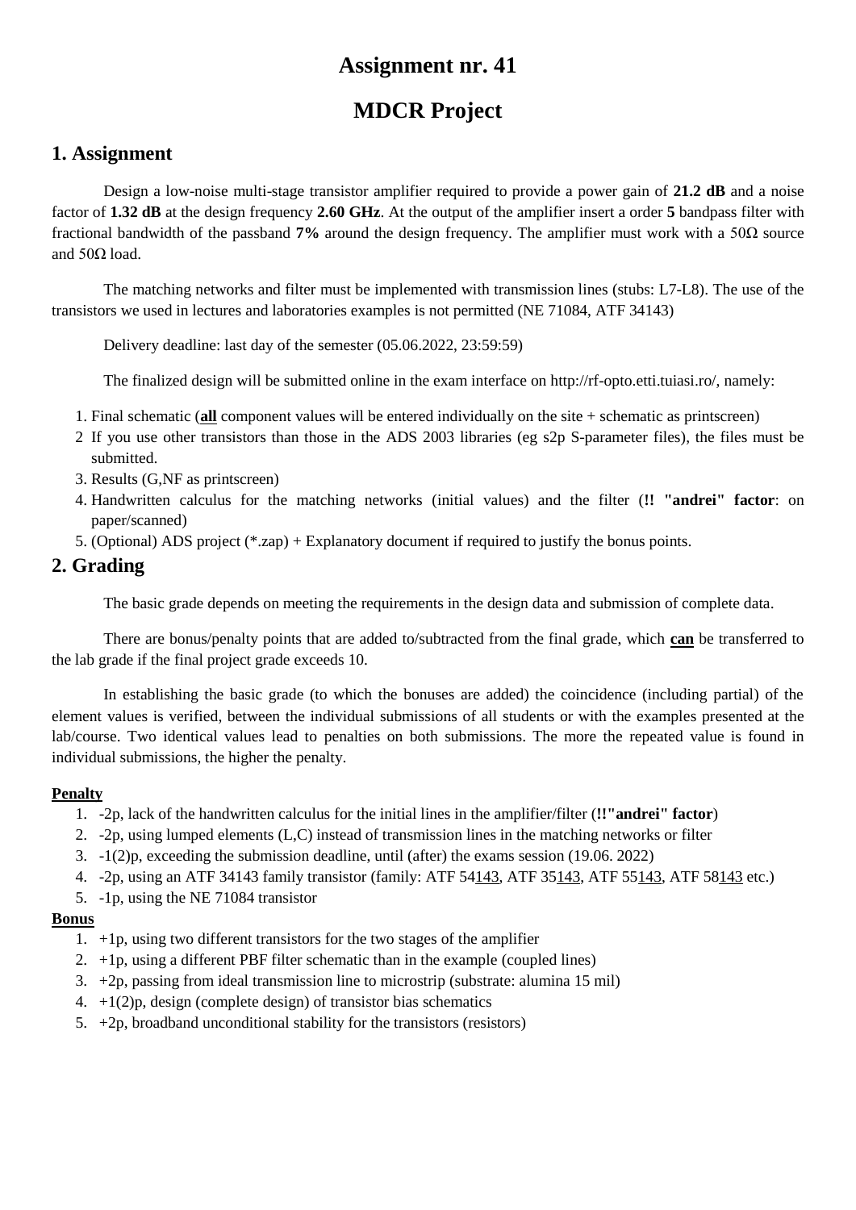# Assignment nr. 41

# MDCR Project

## 1. Assignment

Design a low-noise multi-stage transistor amplifier required to provide a power gain of **21.2 dB** and a noise factor of **1.32 dB** at the design frequency **2.60 GHz**. At the output of the amplifier insert a order **5** bandpass filter with fractional bandwidth of the passband **7%** around the design frequency. The amplifier must work with a 50Ω source and 50Ω load.

The matching networks and filter must be implemented with transmission lines (stubs: L7-L8). The use of the transistors we used in lectures and laboratories examples is not permitted (NE 71084, ATF 34143)

Delivery deadline: last day of the semester (05.06.2022, 23:59:59)

The finalized design will be submitted online in the exam interface on http://rf-opto.etti.tuiasi.ro/, namely:

1. Final schematic (**<u>all</u>** component values will be entered individually on the site + schematic as printscreen)
2. If you use other transistors than those in the ADS 2003 libraries (eg s2p S-parameter files), the files must be submitted.
3. Results (G,NF as printscreen)
4. Handwritten calculus for the matching networks (initial values) and the filter (**!! "andrei" factor**: on paper/scanned)
5. (Optional) ADS project (*.zap) + Explanatory document if required to justify the bonus points.

## 2. Grading

The basic grade depends on meeting the requirements in the design data and submission of complete data.

There are bonus/penalty points that are added to/subtracted from the final grade, which **<u>can</u>** be transferred to the lab grade if the final project grade exceeds 10.

In establishing the basic grade (to which the bonuses are added) the coincidence (including partial) of the element values is verified, between the individual submissions of all students or with the examples presented at the lab/course. Two identical values lead to penalties on both submissions. The more the repeated value is found in individual submissions, the higher the penalty.

**<u>Penalty</u>**

1. -2p, lack of the handwritten calculus for the initial lines in the amplifier/filter (**!!"andrei" factor**)
2. -2p, using lumped elements (L,C) instead of transmission lines in the matching networks or filter
3. -1(2)p, exceeding the submission deadline, until (after) the exams session (19.06. 2022)
4. -2p, using an ATF 34143 family transistor (family: ATF 54<u>143</u>, ATF 35<u>143</u>, ATF 55<u>143</u>, ATF 58<u>143</u> etc.)
5. -1p, using the NE 71084 transistor

**<u>Bonus</u>**

1. +1p, using two different transistors for the two stages of the amplifier
2. +1p, using a different PBF filter schematic than in the example (coupled lines)
3. +2p, passing from ideal transmission line to microstrip (substrate: alumina 15 mil)
4. +1(2)p, design (complete design) of transistor bias schematics
5. +2p, broadband unconditional stability for the transistors (resistors)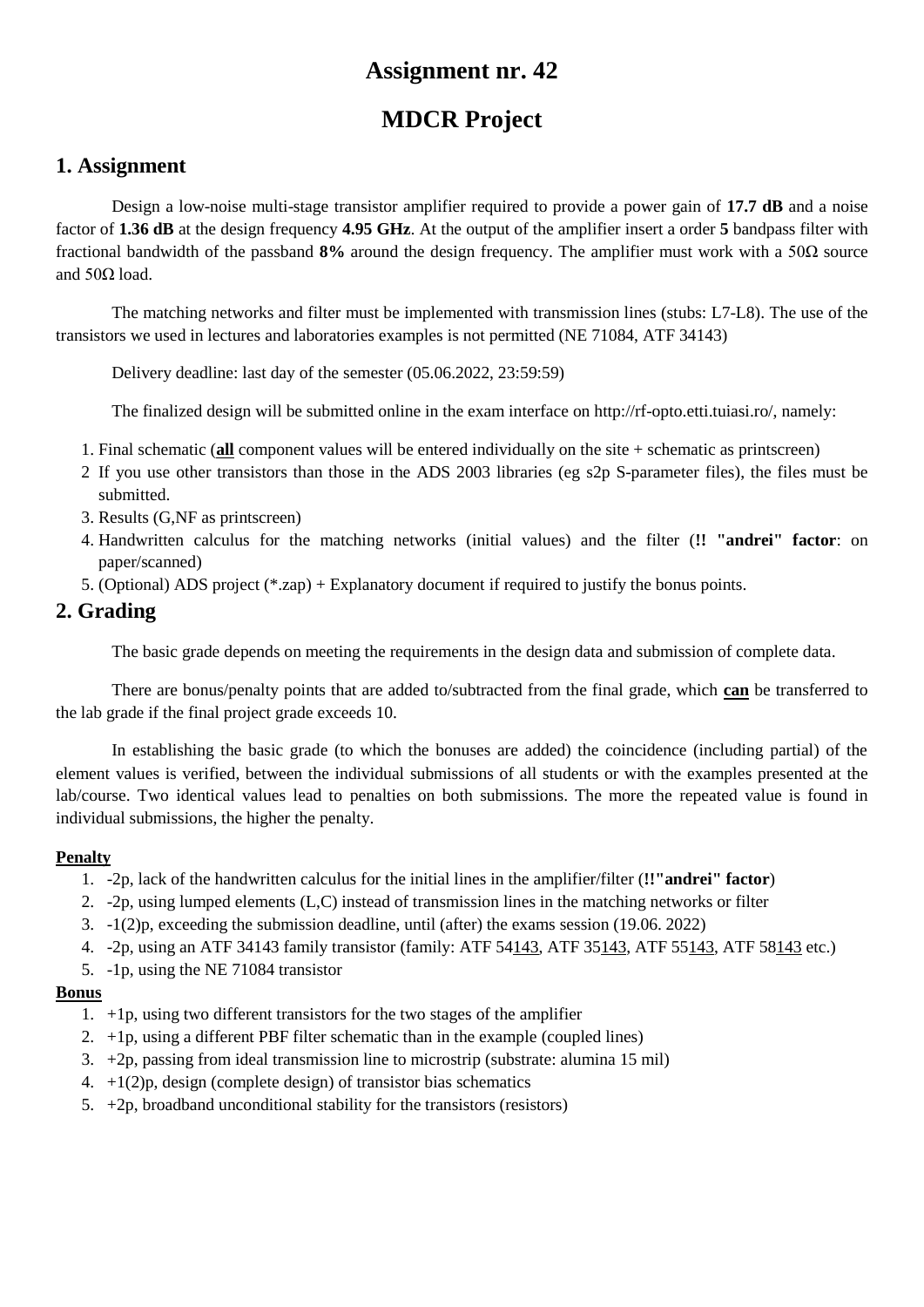# Assignment nr. 42

# MDCR Project

## 1. Assignment

Design a low-noise multi-stage transistor amplifier required to provide a power gain of **17.7 dB** and a noise factor of **1.36 dB** at the design frequency **4.95 GHz**. At the output of the amplifier insert a order **5** bandpass filter with fractional bandwidth of the passband **8%** around the design frequency. The amplifier must work with a 50Ω source and 50Ω load.

The matching networks and filter must be implemented with transmission lines (stubs: L7-L8). The use of the transistors we used in lectures and laboratories examples is not permitted (NE 71084, ATF 34143)

Delivery deadline: last day of the semester (05.06.2022, 23:59:59)

The finalized design will be submitted online in the exam interface on http://rf-opto.etti.tuiasi.ro/, namely:

1. Final schematic (**all** component values will be entered individually on the site + schematic as printscreen)
2. If you use other transistors than those in the ADS 2003 libraries (eg s2p S-parameter files), the files must be submitted.
3. Results (G,NF as printscreen)
4. Handwritten calculus for the matching networks (initial values) and the filter (**!! "andrei" factor**: on paper/scanned)
5. (Optional) ADS project (*.zap) + Explanatory document if required to justify the bonus points.

## 2. Grading

The basic grade depends on meeting the requirements in the design data and submission of complete data.

There are bonus/penalty points that are added to/subtracted from the final grade, which **can** be transferred to the lab grade if the final project grade exceeds 10.

In establishing the basic grade (to which the bonuses are added) the coincidence (including partial) of the element values is verified, between the individual submissions of all students or with the examples presented at the lab/course. Two identical values lead to penalties on both submissions. The more the repeated value is found in individual submissions, the higher the penalty.

**Penalty**

1. -2p, lack of the handwritten calculus for the initial lines in the amplifier/filter (**!!"andrei" factor**)
2. -2p, using lumped elements (L,C) instead of transmission lines in the matching networks or filter
3. -1(2)p, exceeding the submission deadline, until (after) the exams session (19.06. 2022)
4. -2p, using an ATF 34143 family transistor (family: ATF 54143, ATF 35143, ATF 55143, ATF 58143 etc.)
5. -1p, using the NE 71084 transistor

**Bonus**

1. +1p, using two different transistors for the two stages of the amplifier
2. +1p, using a different PBF filter schematic than in the example (coupled lines)
3. +2p, passing from ideal transmission line to microstrip (substrate: alumina 15 mil)
4. +1(2)p, design (complete design) of transistor bias schematics
5. +2p, broadband unconditional stability for the transistors (resistors)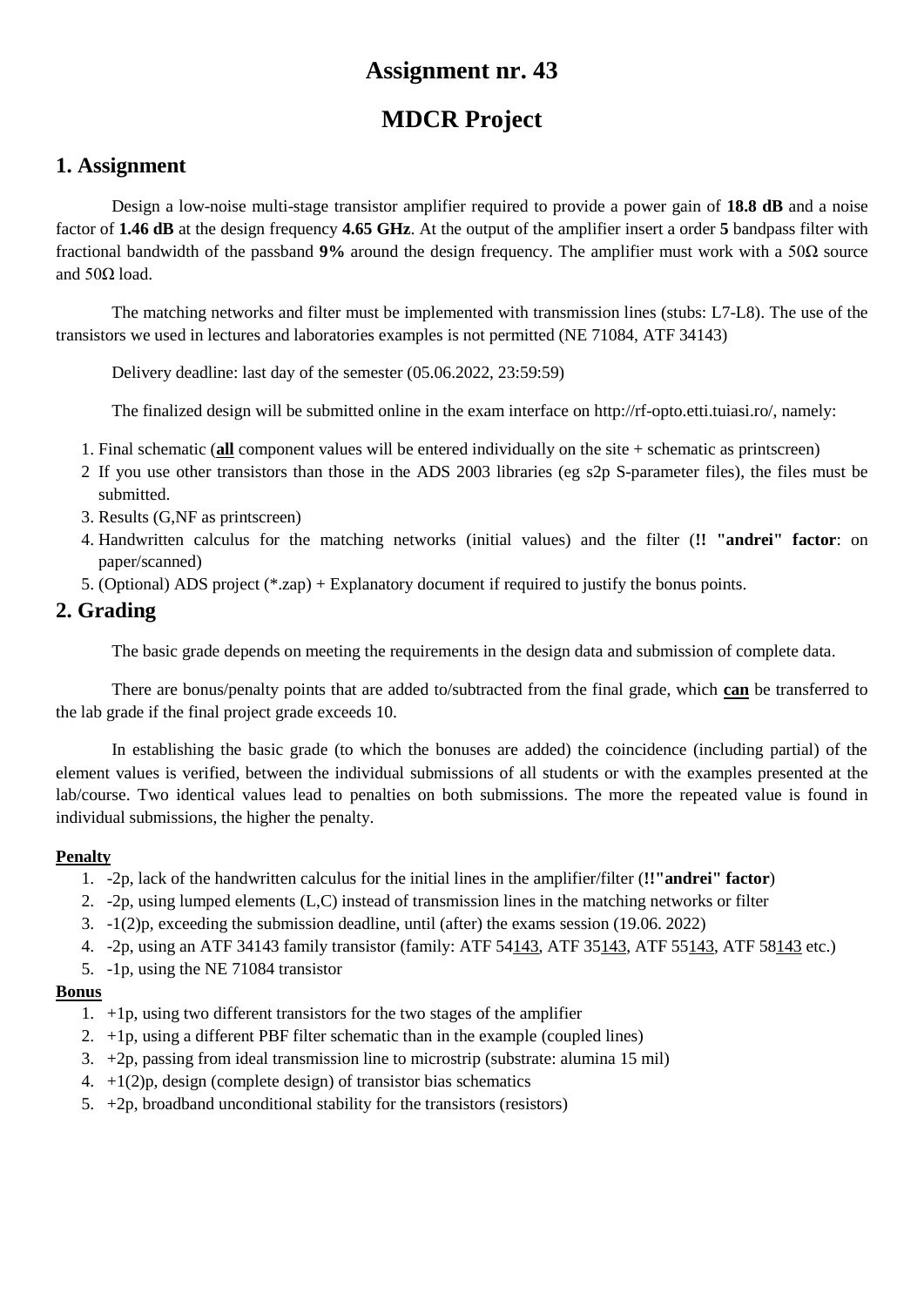# Assignment nr. 43

# MDCR Project

## 1. Assignment

Design a low-noise multi-stage transistor amplifier required to provide a power gain of **18.8 dB** and a noise factor of **1.46 dB** at the design frequency **4.65 GHz**. At the output of the amplifier insert a order **5** bandpass filter with fractional bandwidth of the passband **9%** around the design frequency. The amplifier must work with a 50Ω source and 50Ω load.

The matching networks and filter must be implemented with transmission lines (stubs: L7-L8). The use of the transistors we used in lectures and laboratories examples is not permitted (NE 71084, ATF 34143)

Delivery deadline: last day of the semester (05.06.2022, 23:59:59)

The finalized design will be submitted online in the exam interface on http://rf-opto.etti.tuiasi.ro/, namely:

1. Final schematic (**all** component values will be entered individually on the site + schematic as printscreen)
2. If you use other transistors than those in the ADS 2003 libraries (eg s2p S-parameter files), the files must be submitted.
3. Results (G,NF as printscreen)
4. Handwritten calculus for the matching networks (initial values) and the filter (**!! "andrei" factor**: on paper/scanned)
5. (Optional) ADS project (*.zap) + Explanatory document if required to justify the bonus points.

## 2. Grading

The basic grade depends on meeting the requirements in the design data and submission of complete data.

There are bonus/penalty points that are added to/subtracted from the final grade, which **can** be transferred to the lab grade if the final project grade exceeds 10.

In establishing the basic grade (to which the bonuses are added) the coincidence (including partial) of the element values is verified, between the individual submissions of all students or with the examples presented at the lab/course. Two identical values lead to penalties on both submissions. The more the repeated value is found in individual submissions, the higher the penalty.

#### Penalty

1. -2p, lack of the handwritten calculus for the initial lines in the amplifier/filter (**!!"andrei" factor**)
2. -2p, using lumped elements (L,C) instead of transmission lines in the matching networks or filter
3. -1(2)p, exceeding the submission deadline, until (after) the exams session (19.06. 2022)
4. -2p, using an ATF 34143 family transistor (family: ATF 54143, ATF 35143, ATF 55143, ATF 58143 etc.)
5. -1p, using the NE 71084 transistor

#### Bonus

1. +1p, using two different transistors for the two stages of the amplifier
2. +1p, using a different PBF filter schematic than in the example (coupled lines)
3. +2p, passing from ideal transmission line to microstrip (substrate: alumina 15 mil)
4. +1(2)p, design (complete design) of transistor bias schematics
5. +2p, broadband unconditional stability for the transistors (resistors)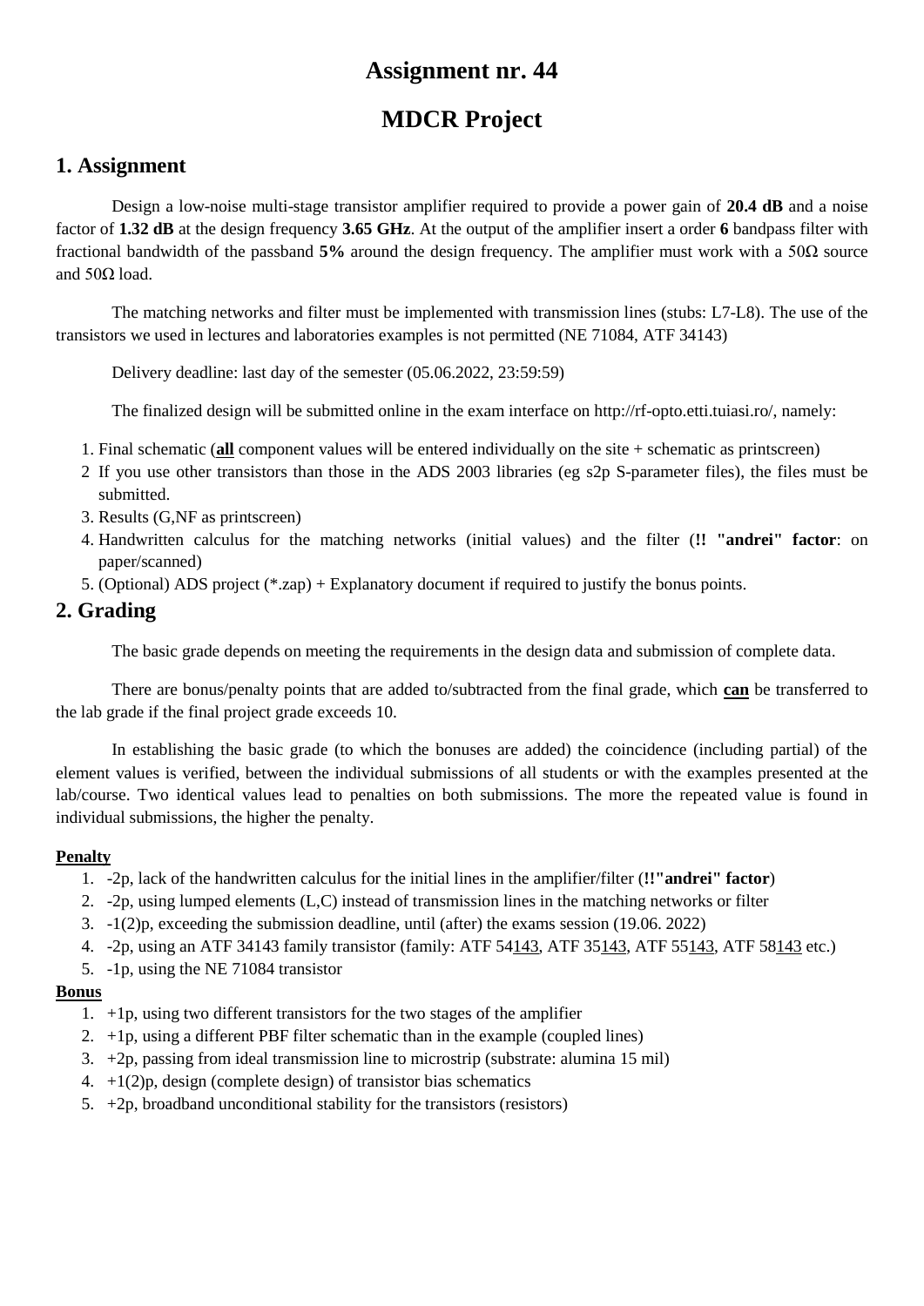# Assignment nr. 44

# MDCR Project

## 1. Assignment

Design a low-noise multi-stage transistor amplifier required to provide a power gain of **20.4 dB** and a noise factor of **1.32 dB** at the design frequency **3.65 GHz**. At the output of the amplifier insert a order **6** bandpass filter with fractional bandwidth of the passband **5%** around the design frequency. The amplifier must work with a 50Ω source and 50Ω load.

The matching networks and filter must be implemented with transmission lines (stubs: L7-L8). The use of the transistors we used in lectures and laboratories examples is not permitted (NE 71084, ATF 34143)

Delivery deadline: last day of the semester (05.06.2022, 23:59:59)

The finalized design will be submitted online in the exam interface on http://rf-opto.etti.tuiasi.ro/, namely:

1. Final schematic (<u>**all**</u> component values will be entered individually on the site + schematic as printscreen)
2. If you use other transistors than those in the ADS 2003 libraries (eg s2p S-parameter files), the files must be submitted.
3. Results (G,NF as printscreen)
4. Handwritten calculus for the matching networks (initial values) and the filter (**!! "andrei" factor**: on paper/scanned)
5. (Optional) ADS project (*.zap) + Explanatory document if required to justify the bonus points.

## 2. Grading

The basic grade depends on meeting the requirements in the design data and submission of complete data.

There are bonus/penalty points that are added to/subtracted from the final grade, which <u>**can**</u> be transferred to the lab grade if the final project grade exceeds 10.

In establishing the basic grade (to which the bonuses are added) the coincidence (including partial) of the element values is verified, between the individual submissions of all students or with the examples presented at the lab/course. Two identical values lead to penalties on both submissions. The more the repeated value is found in individual submissions, the higher the penalty.

#### <u>Penalty</u>

1. -2p, lack of the handwritten calculus for the initial lines in the amplifier/filter (**!!"andrei" factor**)
2. -2p, using lumped elements (L,C) instead of transmission lines in the matching networks or filter
3. -1(2)p, exceeding the submission deadline, until (after) the exams session (19.06. 2022)
4. -2p, using an ATF 34143 family transistor (family: ATF 54<u>143</u>, ATF 35<u>143</u>, ATF 55<u>143</u>, ATF 58<u>143</u> etc.)
5. -1p, using the NE 71084 transistor

#### <u>Bonus</u>

1. +1p, using two different transistors for the two stages of the amplifier
2. +1p, using a different PBF filter schematic than in the example (coupled lines)
3. +2p, passing from ideal transmission line to microstrip (substrate: alumina 15 mil)
4. +1(2)p, design (complete design) of transistor bias schematics
5. +2p, broadband unconditional stability for the transistors (resistors)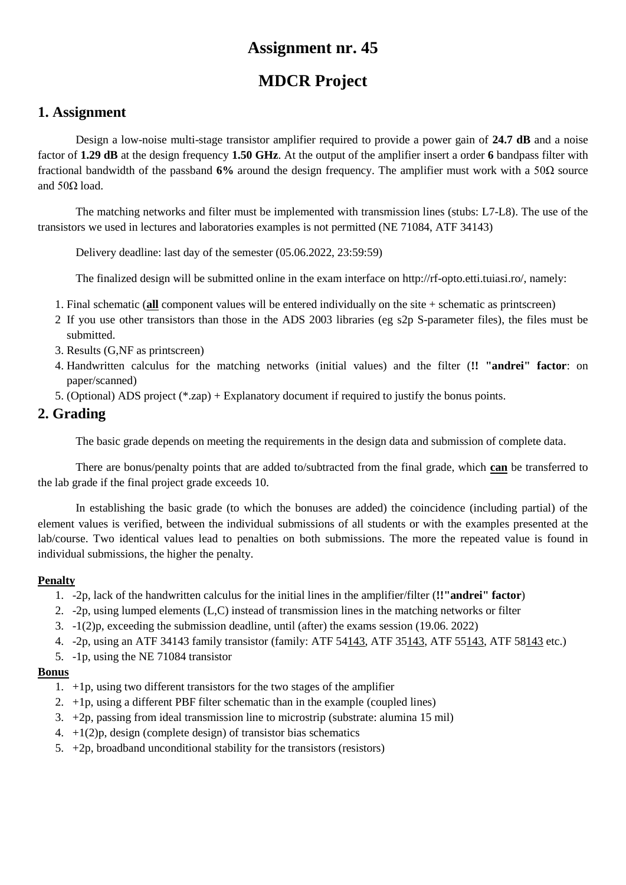# Assignment nr. 45

# MDCR Project

## 1. Assignment

Design a low-noise multi-stage transistor amplifier required to provide a power gain of **24.7 dB** and a noise factor of **1.29 dB** at the design frequency **1.50 GHz**. At the output of the amplifier insert a order **6** bandpass filter with fractional bandwidth of the passband **6%** around the design frequency. The amplifier must work with a 50Ω source and 50Ω load.

The matching networks and filter must be implemented with transmission lines (stubs: L7-L8). The use of the transistors we used in lectures and laboratories examples is not permitted (NE 71084, ATF 34143)

Delivery deadline: last day of the semester (05.06.2022, 23:59:59)

The finalized design will be submitted online in the exam interface on http://rf-opto.etti.tuiasi.ro/, namely:

1. Final schematic (**all** component values will be entered individually on the site + schematic as printscreen)
2. If you use other transistors than those in the ADS 2003 libraries (eg s2p S-parameter files), the files must be submitted.
3. Results (G,NF as printscreen)
4. Handwritten calculus for the matching networks (initial values) and the filter (**!! "andrei" factor**: on paper/scanned)
5. (Optional) ADS project (*.zap) + Explanatory document if required to justify the bonus points.

## 2. Grading

The basic grade depends on meeting the requirements in the design data and submission of complete data.

There are bonus/penalty points that are added to/subtracted from the final grade, which **can** be transferred to the lab grade if the final project grade exceeds 10.

In establishing the basic grade (to which the bonuses are added) the coincidence (including partial) of the element values is verified, between the individual submissions of all students or with the examples presented at the lab/course. Two identical values lead to penalties on both submissions. The more the repeated value is found in individual submissions, the higher the penalty.

### Penalty

1. -2p, lack of the handwritten calculus for the initial lines in the amplifier/filter (**!!"andrei" factor**)
2. -2p, using lumped elements (L,C) instead of transmission lines in the matching networks or filter
3. -1(2)p, exceeding the submission deadline, until (after) the exams session (19.06. 2022)
4. -2p, using an ATF 34143 family transistor (family: ATF 54143, ATF 35143, ATF 55143, ATF 58143 etc.)
5. -1p, using the NE 71084 transistor

### Bonus

1. +1p, using two different transistors for the two stages of the amplifier
2. +1p, using a different PBF filter schematic than in the example (coupled lines)
3. +2p, passing from ideal transmission line to microstrip (substrate: alumina 15 mil)
4. +1(2)p, design (complete design) of transistor bias schematics
5. +2p, broadband unconditional stability for the transistors (resistors)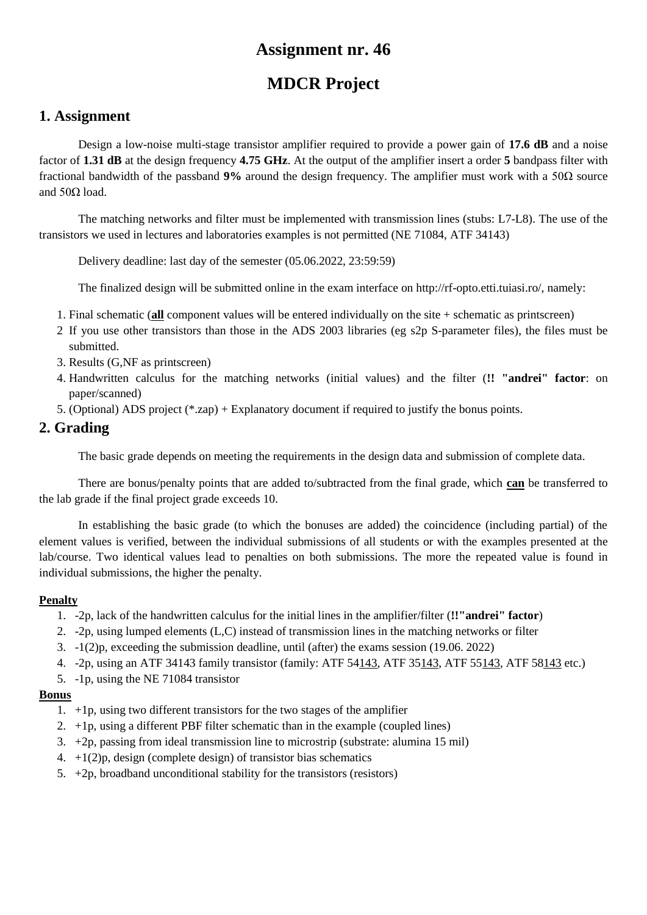# Assignment nr. 46

# MDCR Project

## 1. Assignment

Design a low-noise multi-stage transistor amplifier required to provide a power gain of **17.6 dB** and a noise factor of **1.31 dB** at the design frequency **4.75 GHz**. At the output of the amplifier insert a order **5** bandpass filter with fractional bandwidth of the passband **9%** around the design frequency. The amplifier must work with a 50Ω source and 50Ω load.

The matching networks and filter must be implemented with transmission lines (stubs: L7-L8). The use of the transistors we used in lectures and laboratories examples is not permitted (NE 71084, ATF 34143)

Delivery deadline: last day of the semester (05.06.2022, 23:59:59)

The finalized design will be submitted online in the exam interface on http://rf-opto.etti.tuiasi.ro/, namely:

1. Final schematic (**<u>all</u>** component values will be entered individually on the site + schematic as printscreen)
2. If you use other transistors than those in the ADS 2003 libraries (eg s2p S-parameter files), the files must be submitted.
3. Results (G,NF as printscreen)
4. Handwritten calculus for the matching networks (initial values) and the filter (**!! "andrei" factor**: on paper/scanned)
5. (Optional) ADS project (*.zap) + Explanatory document if required to justify the bonus points.

## 2. Grading

The basic grade depends on meeting the requirements in the design data and submission of complete data.

There are bonus/penalty points that are added to/subtracted from the final grade, which **<u>can</u>** be transferred to the lab grade if the final project grade exceeds 10.

In establishing the basic grade (to which the bonuses are added) the coincidence (including partial) of the element values is verified, between the individual submissions of all students or with the examples presented at the lab/course. Two identical values lead to penalties on both submissions. The more the repeated value is found in individual submissions, the higher the penalty.

### <u>Penalty</u>

1. -2p, lack of the handwritten calculus for the initial lines in the amplifier/filter (**!!"andrei" factor**)
2. -2p, using lumped elements (L,C) instead of transmission lines in the matching networks or filter
3. -1(2)p, exceeding the submission deadline, until (after) the exams session (19.06. 2022)
4. -2p, using an ATF 34143 family transistor (family: ATF 54<u>143</u>, ATF 35<u>143</u>, ATF 55<u>143</u>, ATF 58<u>143</u> etc.)
5. -1p, using the NE 71084 transistor

### <u>Bonus</u>

1. +1p, using two different transistors for the two stages of the amplifier
2. +1p, using a different PBF filter schematic than in the example (coupled lines)
3. +2p, passing from ideal transmission line to microstrip (substrate: alumina 15 mil)
4. +1(2)p, design (complete design) of transistor bias schematics
5. +2p, broadband unconditional stability for the transistors (resistors)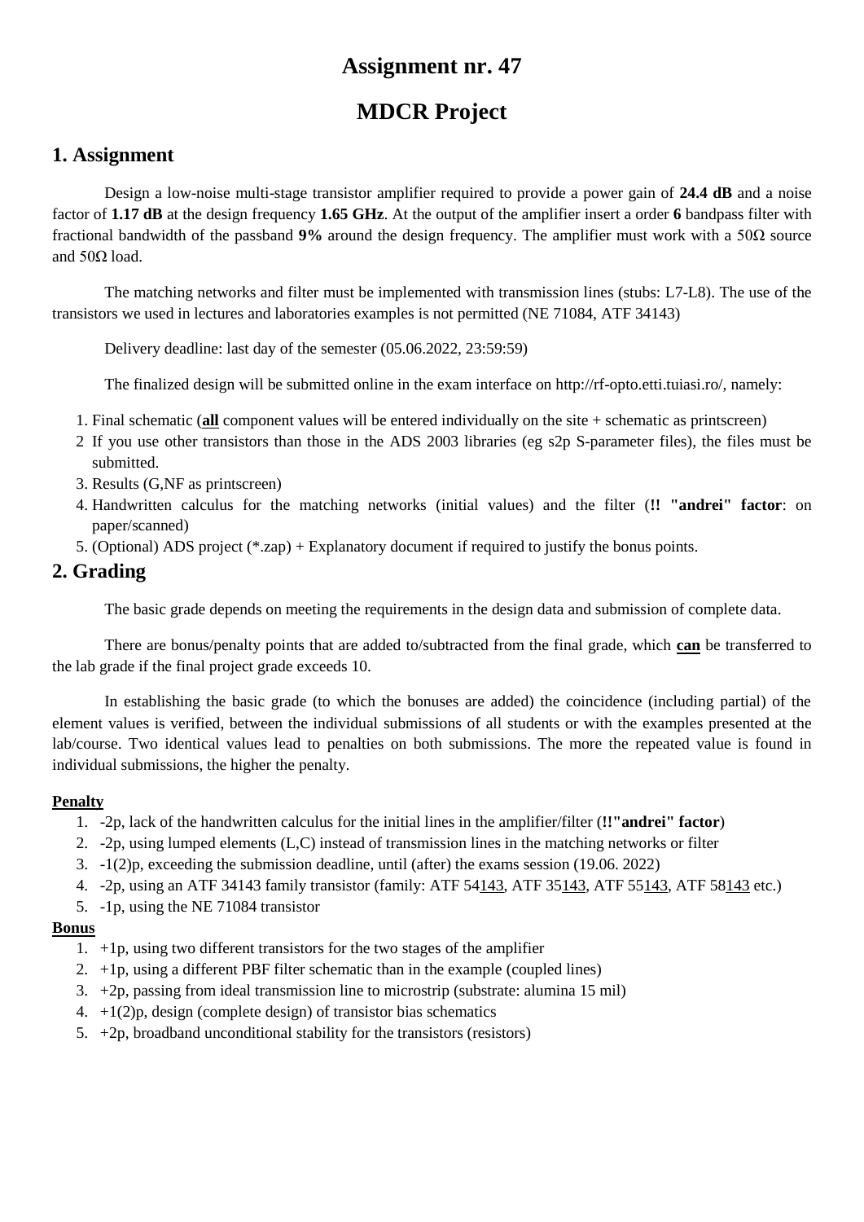# Assignment nr. 47

# MDCR Project

## 1. Assignment

Design a low-noise multi-stage transistor amplifier required to provide a power gain of **24.4 dB** and a noise factor of **1.17 dB** at the design frequency **1.65 GHz**. At the output of the amplifier insert a order **6** bandpass filter with fractional bandwidth of the passband **9%** around the design frequency. The amplifier must work with a 50Ω source and 50Ω load.

The matching networks and filter must be implemented with transmission lines (stubs: L7-L8). The use of the transistors we used in lectures and laboratories examples is not permitted (NE 71084, ATF 34143)

Delivery deadline: last day of the semester (05.06.2022, 23:59:59)

The finalized design will be submitted online in the exam interface on http://rf-opto.etti.tuiasi.ro/, namely:

1. Final schematic (**all** component values will be entered individually on the site + schematic as printscreen)
2. If you use other transistors than those in the ADS 2003 libraries (eg s2p S-parameter files), the files must be submitted.
3. Results (G,NF as printscreen)
4. Handwritten calculus for the matching networks (initial values) and the filter (**!! "andrei" factor**: on paper/scanned)
5. (Optional) ADS project (*.zap) + Explanatory document if required to justify the bonus points.

## 2. Grading

The basic grade depends on meeting the requirements in the design data and submission of complete data.

There are bonus/penalty points that are added to/subtracted from the final grade, which **can** be transferred to the lab grade if the final project grade exceeds 10.

In establishing the basic grade (to which the bonuses are added) the coincidence (including partial) of the element values is verified, between the individual submissions of all students or with the examples presented at the lab/course. Two identical values lead to penalties on both submissions. The more the repeated value is found in individual submissions, the higher the penalty.

### Penalty

1. -2p, lack of the handwritten calculus for the initial lines in the amplifier/filter (**!!"andrei" factor**)
2. -2p, using lumped elements (L,C) instead of transmission lines in the matching networks or filter
3. -1(2)p, exceeding the submission deadline, until (after) the exams session (19.06. 2022)
4. -2p, using an ATF 34143 family transistor (family: ATF 54143, ATF 35143, ATF 55143, ATF 58143 etc.)
5. -1p, using the NE 71084 transistor

### Bonus

1. +1p, using two different transistors for the two stages of the amplifier
2. +1p, using a different PBF filter schematic than in the example (coupled lines)
3. +2p, passing from ideal transmission line to microstrip (substrate: alumina 15 mil)
4. +1(2)p, design (complete design) of transistor bias schematics
5. +2p, broadband unconditional stability for the transistors (resistors)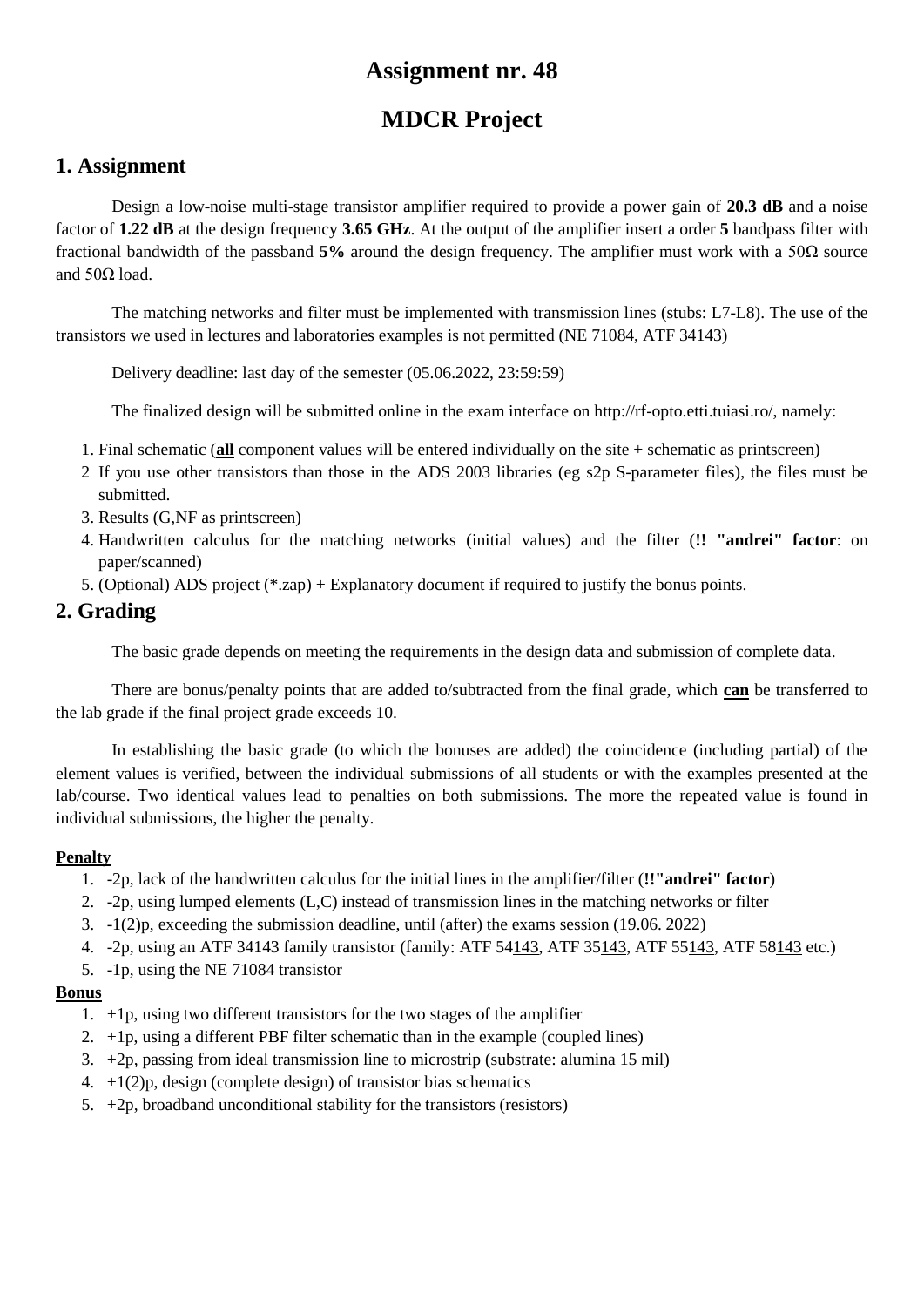# Assignment nr. 48

# MDCR Project

## 1. Assignment

Design a low-noise multi-stage transistor amplifier required to provide a power gain of **20.3 dB** and a noise factor of **1.22 dB** at the design frequency **3.65 GHz**. At the output of the amplifier insert a order **5** bandpass filter with fractional bandwidth of the passband **5%** around the design frequency. The amplifier must work with a 50Ω source and 50Ω load.

The matching networks and filter must be implemented with transmission lines (stubs: L7-L8). The use of the transistors we used in lectures and laboratories examples is not permitted (NE 71084, ATF 34143)

Delivery deadline: last day of the semester (05.06.2022, 23:59:59)

The finalized design will be submitted online in the exam interface on http://rf-opto.etti.tuiasi.ro/, namely:

1. Final schematic (**all** component values will be entered individually on the site + schematic as printscreen)
2. If you use other transistors than those in the ADS 2003 libraries (eg s2p S-parameter files), the files must be submitted.
3. Results (G,NF as printscreen)
4. Handwritten calculus for the matching networks (initial values) and the filter (**!! "andrei" factor**: on paper/scanned)
5. (Optional) ADS project (*.zap) + Explanatory document if required to justify the bonus points.

## 2. Grading

The basic grade depends on meeting the requirements in the design data and submission of complete data.

There are bonus/penalty points that are added to/subtracted from the final grade, which **can** be transferred to the lab grade if the final project grade exceeds 10.

In establishing the basic grade (to which the bonuses are added) the coincidence (including partial) of the element values is verified, between the individual submissions of all students or with the examples presented at the lab/course. Two identical values lead to penalties on both submissions. The more the repeated value is found in individual submissions, the higher the penalty.

**Penalty**

1. -2p, lack of the handwritten calculus for the initial lines in the amplifier/filter (**!!"andrei" factor**)
2. -2p, using lumped elements (L,C) instead of transmission lines in the matching networks or filter
3. -1(2)p, exceeding the submission deadline, until (after) the exams session (19.06. 2022)
4. -2p, using an ATF 34143 family transistor (family: ATF 54143, ATF 35143, ATF 55143, ATF 58143 etc.)
5. -1p, using the NE 71084 transistor

**Bonus**

1. +1p, using two different transistors for the two stages of the amplifier
2. +1p, using a different PBF filter schematic than in the example (coupled lines)
3. +2p, passing from ideal transmission line to microstrip (substrate: alumina 15 mil)
4. +1(2)p, design (complete design) of transistor bias schematics
5. +2p, broadband unconditional stability for the transistors (resistors)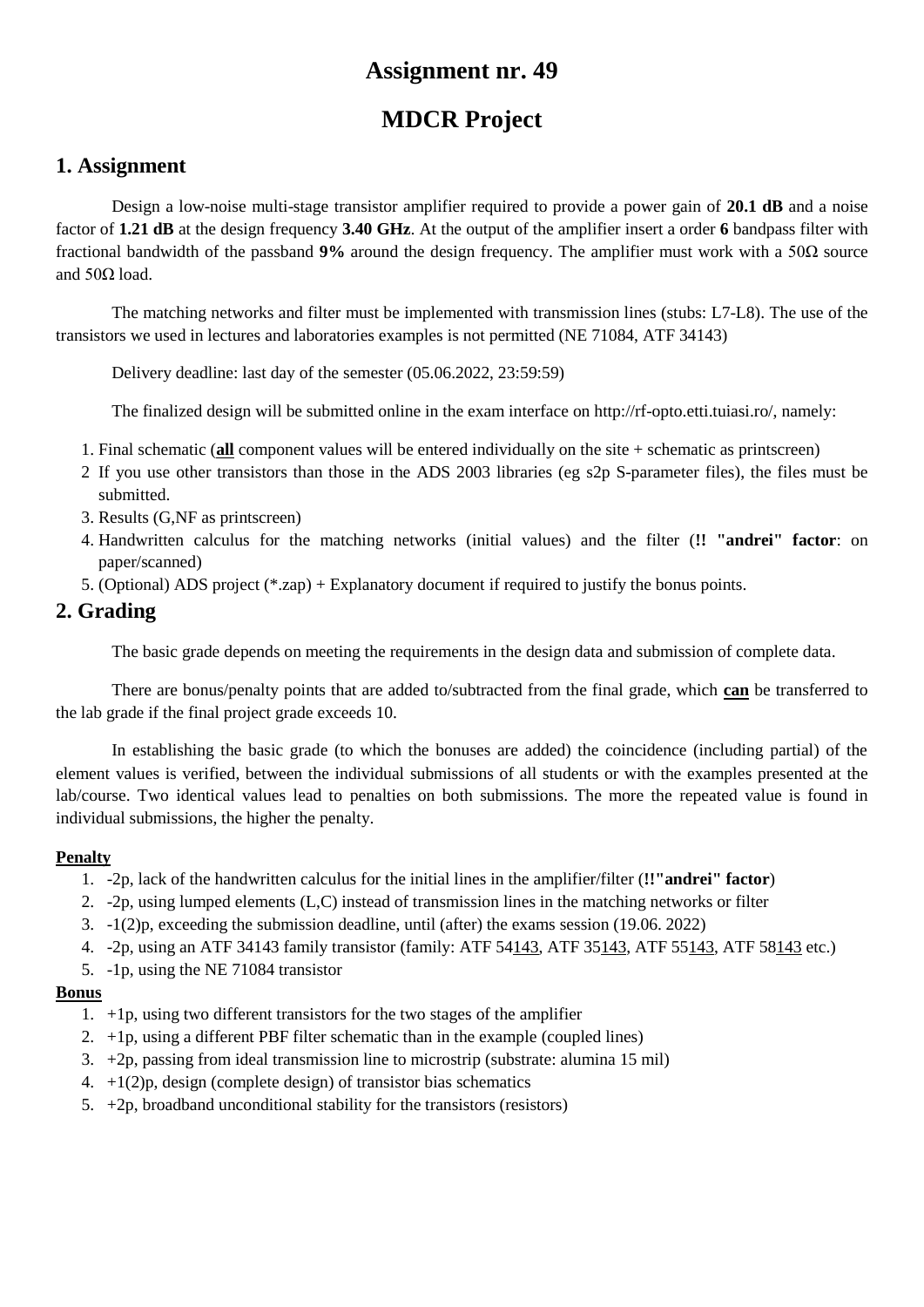# Assignment nr. 49

# MDCR Project

## 1. Assignment

Design a low-noise multi-stage transistor amplifier required to provide a power gain of **20.1 dB** and a noise factor of **1.21 dB** at the design frequency **3.40 GHz**. At the output of the amplifier insert a order **6** bandpass filter with fractional bandwidth of the passband **9%** around the design frequency. The amplifier must work with a 50Ω source and 50Ω load.

The matching networks and filter must be implemented with transmission lines (stubs: L7-L8). The use of the transistors we used in lectures and laboratories examples is not permitted (NE 71084, ATF 34143)

Delivery deadline: last day of the semester (05.06.2022, 23:59:59)

The finalized design will be submitted online in the exam interface on http://rf-opto.etti.tuiasi.ro/, namely:

1. Final schematic (**all** component values will be entered individually on the site + schematic as printscreen)
2. If you use other transistors than those in the ADS 2003 libraries (eg s2p S-parameter files), the files must be submitted.
3. Results (G,NF as printscreen)
4. Handwritten calculus for the matching networks (initial values) and the filter (**!! "andrei" factor**: on paper/scanned)
5. (Optional) ADS project (*.zap) + Explanatory document if required to justify the bonus points.

## 2. Grading

The basic grade depends on meeting the requirements in the design data and submission of complete data.

There are bonus/penalty points that are added to/subtracted from the final grade, which **can** be transferred to the lab grade if the final project grade exceeds 10.

In establishing the basic grade (to which the bonuses are added) the coincidence (including partial) of the element values is verified, between the individual submissions of all students or with the examples presented at the lab/course. Two identical values lead to penalties on both submissions. The more the repeated value is found in individual submissions, the higher the penalty.

#### Penalty

1. -2p, lack of the handwritten calculus for the initial lines in the amplifier/filter (**!!"andrei" factor**)
2. -2p, using lumped elements (L,C) instead of transmission lines in the matching networks or filter
3. -1(2)p, exceeding the submission deadline, until (after) the exams session (19.06. 2022)
4. -2p, using an ATF 34143 family transistor (family: ATF 54143, ATF 35143, ATF 55143, ATF 58143 etc.)
5. -1p, using the NE 71084 transistor

#### Bonus

1. +1p, using two different transistors for the two stages of the amplifier
2. +1p, using a different PBF filter schematic than in the example (coupled lines)
3. +2p, passing from ideal transmission line to microstrip (substrate: alumina 15 mil)
4. +1(2)p, design (complete design) of transistor bias schematics
5. +2p, broadband unconditional stability for the transistors (resistors)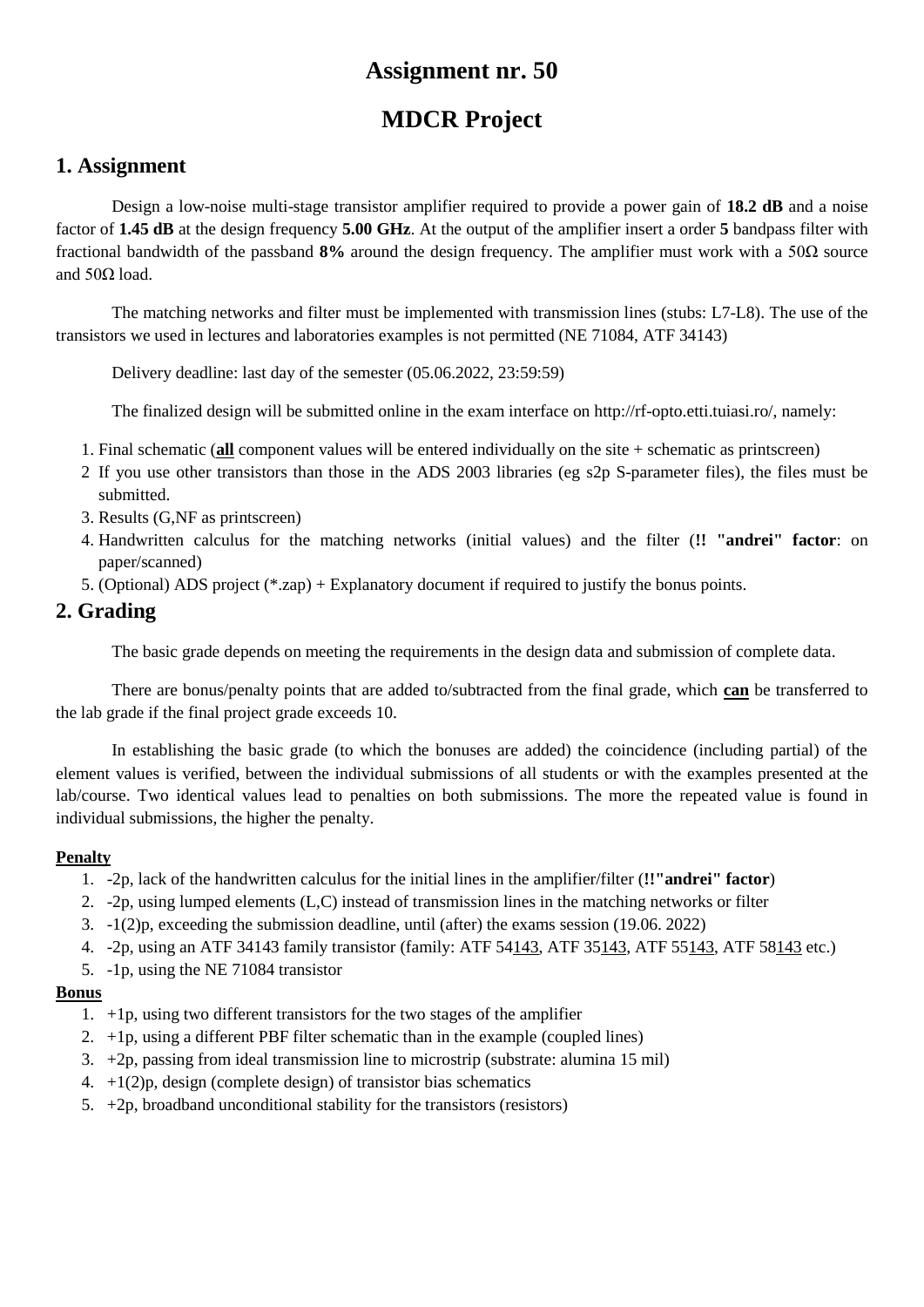# Assignment nr. 50

# MDCR Project

## 1. Assignment

Design a low-noise multi-stage transistor amplifier required to provide a power gain of **18.2 dB** and a noise factor of **1.45 dB** at the design frequency **5.00 GHz**. At the output of the amplifier insert a order **5** bandpass filter with fractional bandwidth of the passband **8%** around the design frequency. The amplifier must work with a 50Ω source and 50Ω load.

The matching networks and filter must be implemented with transmission lines (stubs: L7-L8). The use of the transistors we used in lectures and laboratories examples is not permitted (NE 71084, ATF 34143)

Delivery deadline: last day of the semester (05.06.2022, 23:59:59)

The finalized design will be submitted online in the exam interface on http://rf-opto.etti.tuiasi.ro/, namely:

1. Final schematic (**all** component values will be entered individually on the site + schematic as printscreen)
2. If you use other transistors than those in the ADS 2003 libraries (eg s2p S-parameter files), the files must be submitted.
3. Results (G,NF as printscreen)
4. Handwritten calculus for the matching networks (initial values) and the filter (**!! "andrei" factor**: on paper/scanned)
5. (Optional) ADS project (*.zap) + Explanatory document if required to justify the bonus points.

## 2. Grading

The basic grade depends on meeting the requirements in the design data and submission of complete data.

There are bonus/penalty points that are added to/subtracted from the final grade, which **can** be transferred to the lab grade if the final project grade exceeds 10.

In establishing the basic grade (to which the bonuses are added) the coincidence (including partial) of the element values is verified, between the individual submissions of all students or with the examples presented at the lab/course. Two identical values lead to penalties on both submissions. The more the repeated value is found in individual submissions, the higher the penalty.

**Penalty**

1. -2p, lack of the handwritten calculus for the initial lines in the amplifier/filter (**!!"andrei" factor**)
2. -2p, using lumped elements (L,C) instead of transmission lines in the matching networks or filter
3. -1(2)p, exceeding the submission deadline, until (after) the exams session (19.06. 2022)
4. -2p, using an ATF 34143 family transistor (family: ATF 54143, ATF 35143, ATF 55143, ATF 58143 etc.)
5. -1p, using the NE 71084 transistor

**Bonus**

1. +1p, using two different transistors for the two stages of the amplifier
2. +1p, using a different PBF filter schematic than in the example (coupled lines)
3. +2p, passing from ideal transmission line to microstrip (substrate: alumina 15 mil)
4. +1(2)p, design (complete design) of transistor bias schematics
5. +2p, broadband unconditional stability for the transistors (resistors)